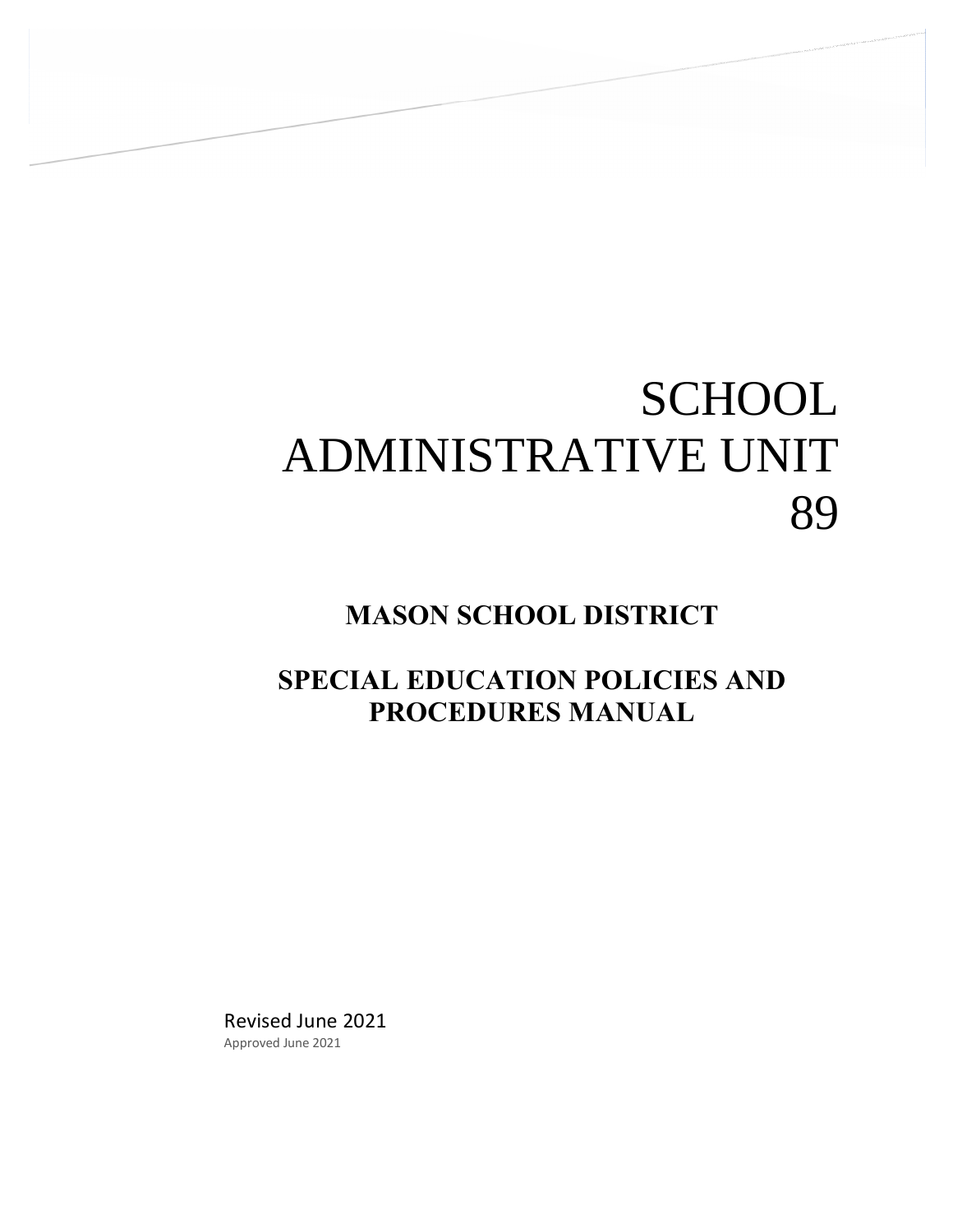# SCHOOL ADMINISTRATIVE UNIT 89

## MASON SCHOOL DISTRICT

## SPECIAL EDUCATION POLICIES AND PROCEDURES MANUAL

Revised June 2021

Approved June 2021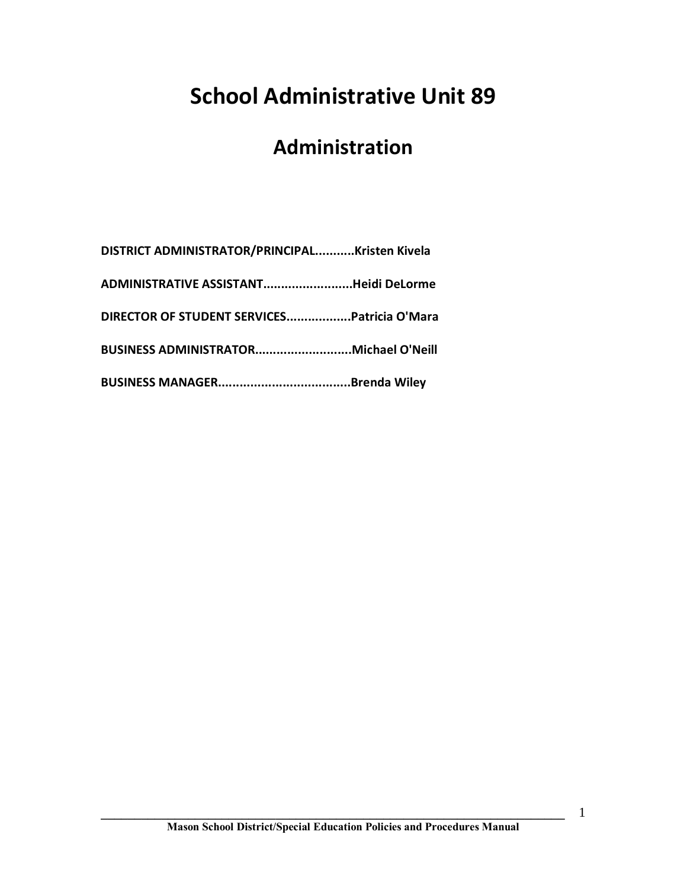# School Administrative Unit 89

## Administration

**DISTRICT ADMINISTRATOR/PRINCIPAL...........Kristen Kivela**

**ADMINISTRATIVE ASSISTANT.........................Heidi DeLorme**

**DIRECTOR OF STUDENT SERVICES..................Patricia O'Mara**

**BUSINESS ADMINISTRATOR...........................Michael O'Neill**

**BUSINESS MANAGER.....................................Brenda Wiley**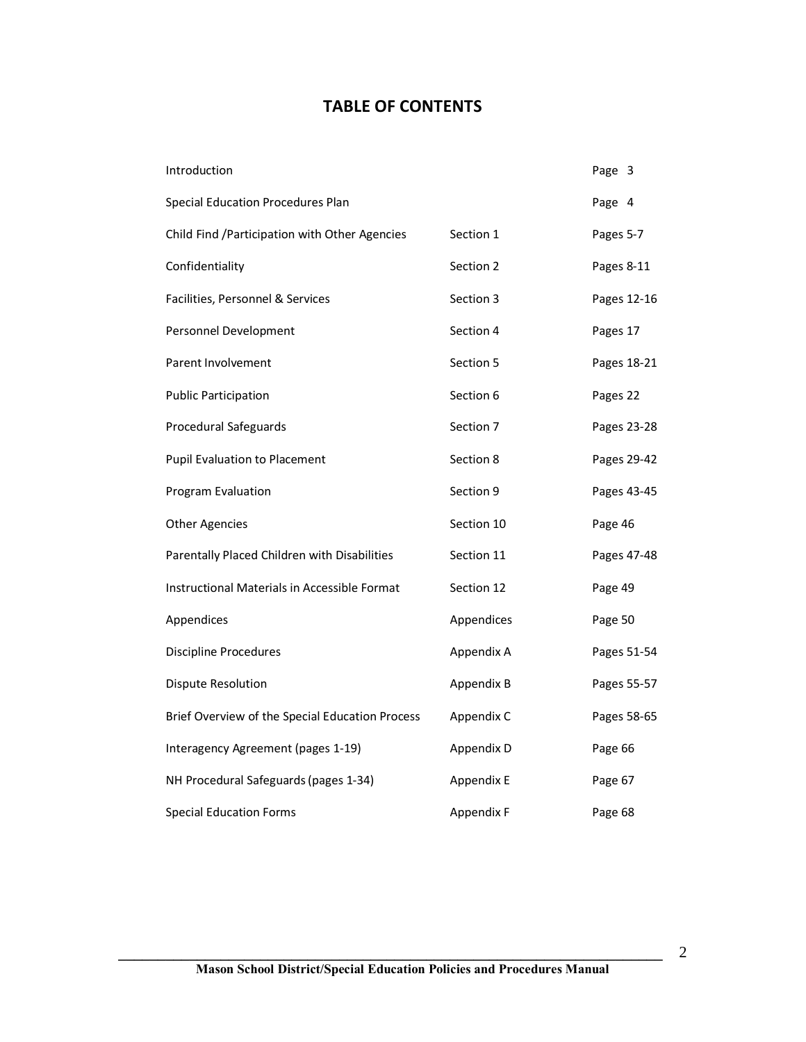# TABLE OF CONTENTS

| | | |
|---|---|---|
| Introduction | | Page 3 |
| Special Education Procedures Plan | | Page 4 |
| Child Find /Participation with Other Agencies | Section 1 | Pages 5-7 |
| Confidentiality | Section 2 | Pages 8-11 |
| Facilities, Personnel & Services | Section 3 | Pages 12-16 |
| Personnel Development | Section 4 | Pages 17 |
| Parent Involvement | Section 5 | Pages 18-21 |
| Public Participation | Section 6 | Pages 22 |
| Procedural Safeguards | Section 7 | Pages 23-28 |
| Pupil Evaluation to Placement | Section 8 | Pages 29-42 |
| Program Evaluation | Section 9 | Pages 43-45 |
| Other Agencies | Section 10 | Page 46 |
| Parentally Placed Children with Disabilities | Section 11 | Pages 47-48 |
| Instructional Materials in Accessible Format | Section 12 | Page 49 |
| Appendices | Appendices | Page 50 |
| Discipline Procedures | Appendix A | Pages 51-54 |
| Dispute Resolution | Appendix B | Pages 55-57 |
| Brief Overview of the Special Education Process | Appendix C | Pages 58-65 |
| Interagency Agreement (pages 1-19) | Appendix D | Page 66 |
| NH Procedural Safeguards (pages 1-34) | Appendix E | Page 67 |
| Special Education Forms | Appendix F | Page 68 |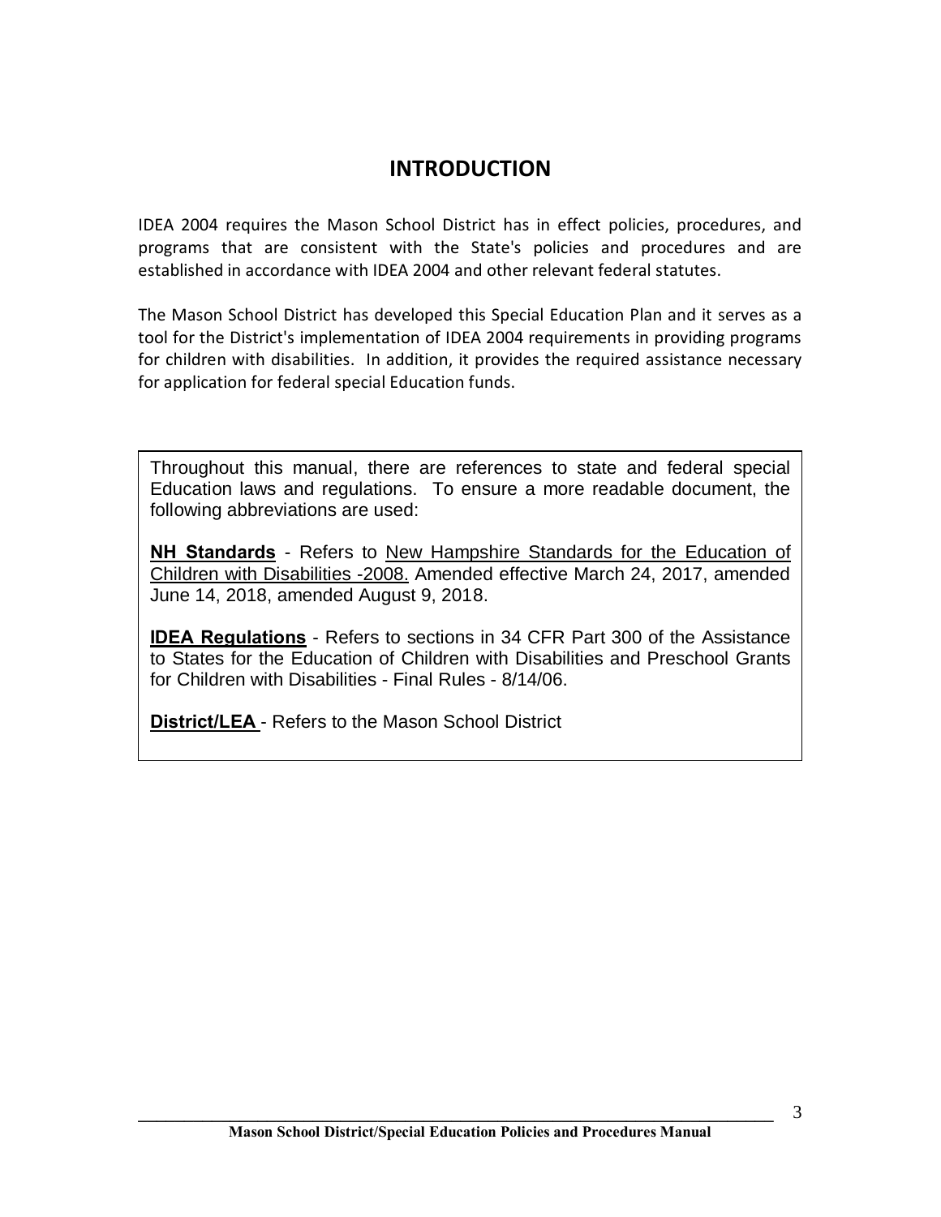# INTRODUCTION

IDEA 2004 requires the Mason School District has in effect policies, procedures, and programs that are consistent with the State's policies and procedures and are established in accordance with IDEA 2004 and other relevant federal statutes.

The Mason School District has developed this Special Education Plan and it serves as a tool for the District's implementation of IDEA 2004 requirements in providing programs for children with disabilities. In addition, it provides the required assistance necessary for application for federal special Education funds.

Throughout this manual, there are references to state and federal special Education laws and regulations. To ensure a more readable document, the following abbreviations are used:

**NH Standards** - Refers to New Hampshire Standards for the Education of Children with Disabilities -2008. Amended effective March 24, 2017, amended June 14, 2018, amended August 9, 2018.

**IDEA Regulations** - Refers to sections in 34 CFR Part 300 of the Assistance to States for the Education of Children with Disabilities and Preschool Grants for Children with Disabilities - Final Rules - 8/14/06.

**District/LEA** - Refers to the Mason School District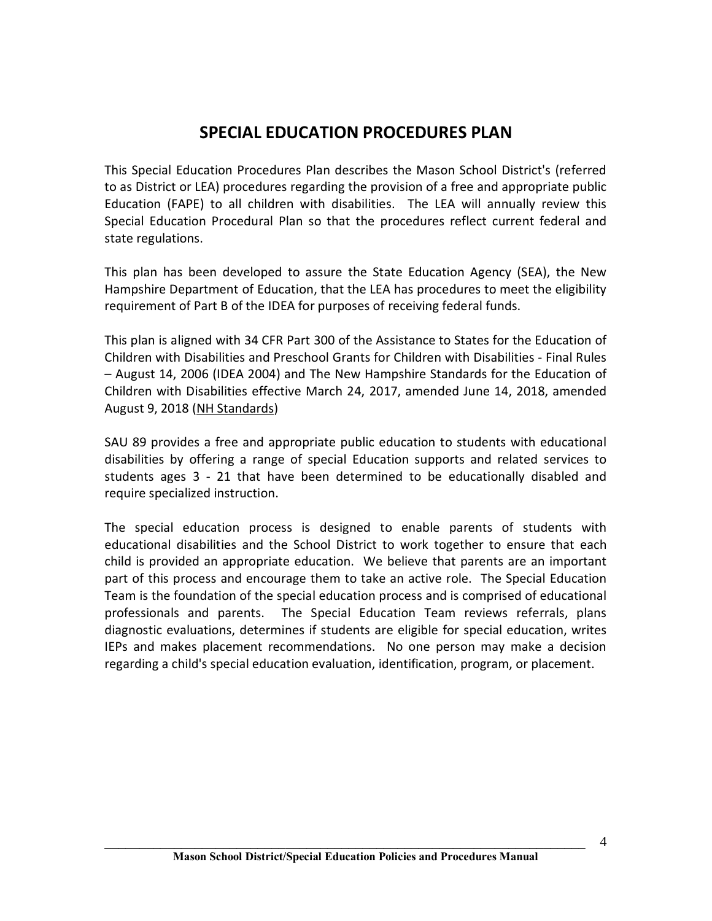# SPECIAL EDUCATION PROCEDURES PLAN

This Special Education Procedures Plan describes the Mason School District's (referred to as District or LEA) procedures regarding the provision of a free and appropriate public Education (FAPE) to all children with disabilities. The LEA will annually review this Special Education Procedural Plan so that the procedures reflect current federal and state regulations.

This plan has been developed to assure the State Education Agency (SEA), the New Hampshire Department of Education, that the LEA has procedures to meet the eligibility requirement of Part B of the IDEA for purposes of receiving federal funds.

This plan is aligned with 34 CFR Part 300 of the Assistance to States for the Education of Children with Disabilities and Preschool Grants for Children with Disabilities - Final Rules – August 14, 2006 (IDEA 2004) and The New Hampshire Standards for the Education of Children with Disabilities effective March 24, 2017, amended June 14, 2018, amended August 9, 2018 (NH Standards)

SAU 89 provides a free and appropriate public education to students with educational disabilities by offering a range of special Education supports and related services to students ages 3 - 21 that have been determined to be educationally disabled and require specialized instruction.

The special education process is designed to enable parents of students with educational disabilities and the School District to work together to ensure that each child is provided an appropriate education. We believe that parents are an important part of this process and encourage them to take an active role. The Special Education Team is the foundation of the special education process and is comprised of educational professionals and parents. The Special Education Team reviews referrals, plans diagnostic evaluations, determines if students are eligible for special education, writes IEPs and makes placement recommendations. No one person may make a decision regarding a child's special education evaluation, identification, program, or placement.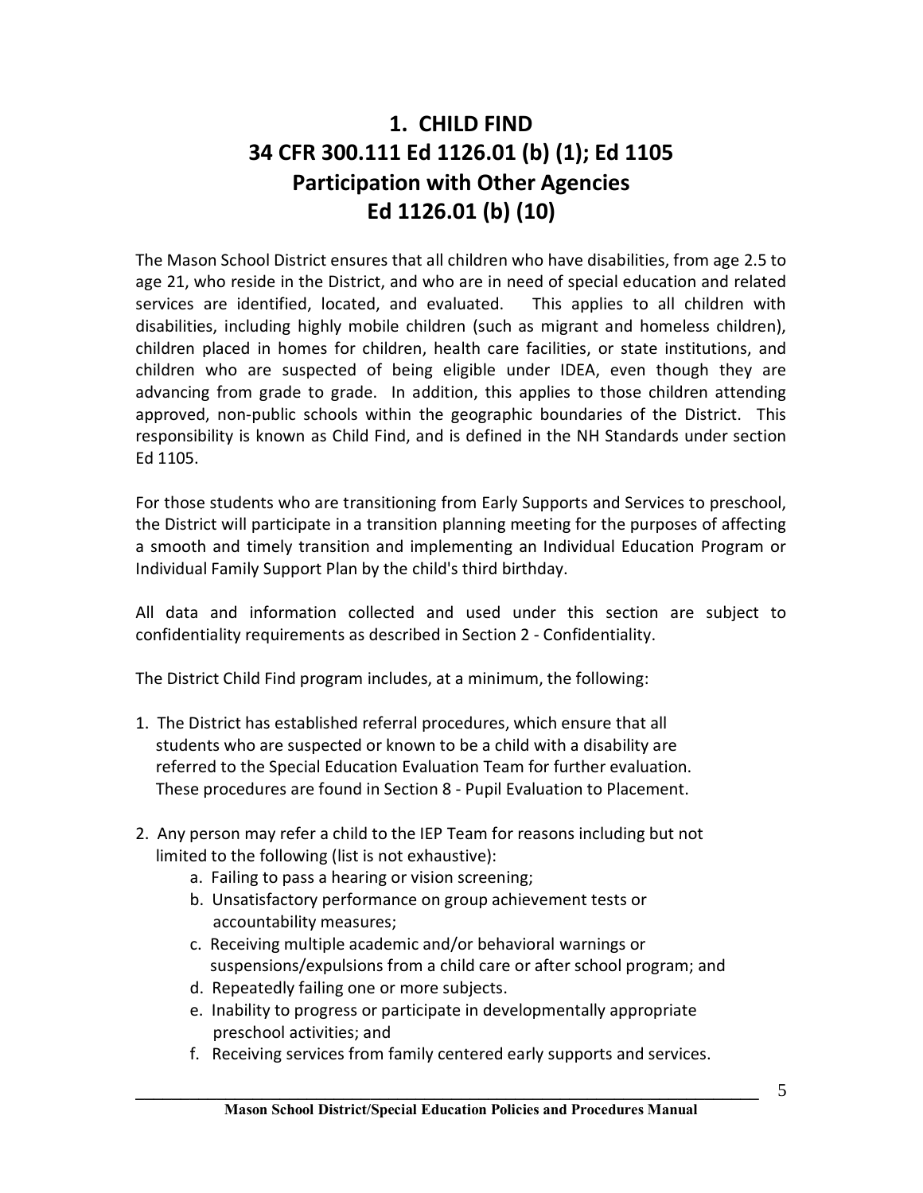# 1. CHILD FIND
# 34 CFR 300.111 Ed 1126.01 (b) (1); Ed 1105
# Participation with Other Agencies
# Ed 1126.01 (b) (10)

The Mason School District ensures that all children who have disabilities, from age 2.5 to age 21, who reside in the District, and who are in need of special education and related services are identified, located, and evaluated. This applies to all children with disabilities, including highly mobile children (such as migrant and homeless children), children placed in homes for children, health care facilities, or state institutions, and children who are suspected of being eligible under IDEA, even though they are advancing from grade to grade. In addition, this applies to those children attending approved, non-public schools within the geographic boundaries of the District. This responsibility is known as Child Find, and is defined in the NH Standards under section Ed 1105.

For those students who are transitioning from Early Supports and Services to preschool, the District will participate in a transition planning meeting for the purposes of affecting a smooth and timely transition and implementing an Individual Education Program or Individual Family Support Plan by the child's third birthday.

All data and information collected and used under this section are subject to confidentiality requirements as described in Section 2 - Confidentiality.

The District Child Find program includes, at a minimum, the following:

1. The District has established referral procedures, which ensure that all students who are suspected or known to be a child with a disability are referred to the Special Education Evaluation Team for further evaluation. These procedures are found in Section 8 - Pupil Evaluation to Placement.

2. Any person may refer a child to the IEP Team for reasons including but not limited to the following (list is not exhaustive):
    a. Failing to pass a hearing or vision screening;
    b. Unsatisfactory performance on group achievement tests or accountability measures;
    c. Receiving multiple academic and/or behavioral warnings or suspensions/expulsions from a child care or after school program; and
    d. Repeatedly failing one or more subjects.
    e. Inability to progress or participate in developmentally appropriate preschool activities; and
    f. Receiving services from family centered early supports and services.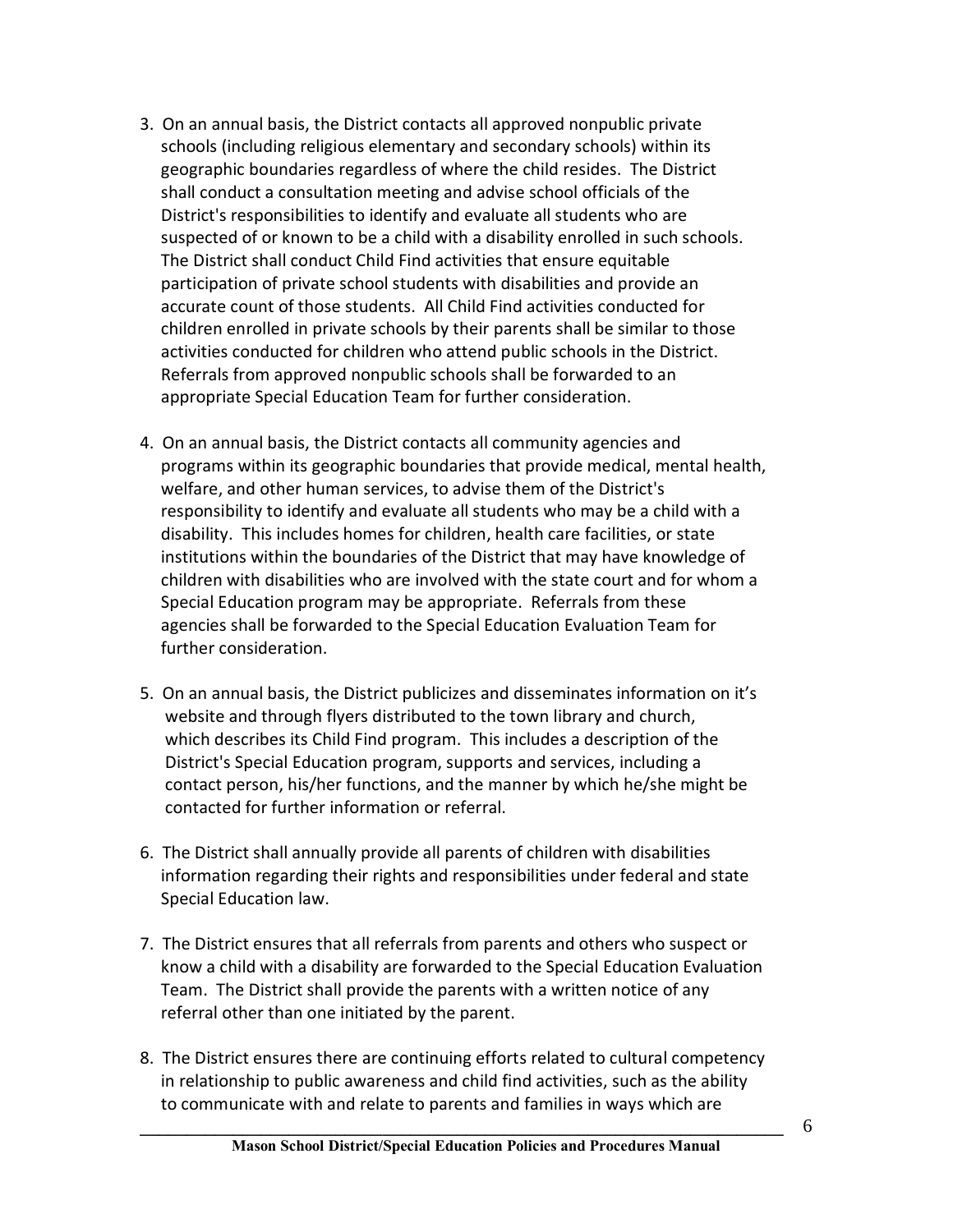3. On an annual basis, the District contacts all approved nonpublic private schools (including religious elementary and secondary schools) within its geographic boundaries regardless of where the child resides. The District shall conduct a consultation meeting and advise school officials of the District's responsibilities to identify and evaluate all students who are suspected of or known to be a child with a disability enrolled in such schools. The District shall conduct Child Find activities that ensure equitable participation of private school students with disabilities and provide an accurate count of those students. All Child Find activities conducted for children enrolled in private schools by their parents shall be similar to those activities conducted for children who attend public schools in the District. Referrals from approved nonpublic schools shall be forwarded to an appropriate Special Education Team for further consideration.

4. On an annual basis, the District contacts all community agencies and programs within its geographic boundaries that provide medical, mental health, welfare, and other human services, to advise them of the District's responsibility to identify and evaluate all students who may be a child with a disability. This includes homes for children, health care facilities, or state institutions within the boundaries of the District that may have knowledge of children with disabilities who are involved with the state court and for whom a Special Education program may be appropriate. Referrals from these agencies shall be forwarded to the Special Education Evaluation Team for further consideration.

5. On an annual basis, the District publicizes and disseminates information on it's website and through flyers distributed to the town library and church, which describes its Child Find program. This includes a description of the District's Special Education program, supports and services, including a contact person, his/her functions, and the manner by which he/she might be contacted for further information or referral.

6. The District shall annually provide all parents of children with disabilities information regarding their rights and responsibilities under federal and state Special Education law.

7. The District ensures that all referrals from parents and others who suspect or know a child with a disability are forwarded to the Special Education Evaluation Team. The District shall provide the parents with a written notice of any referral other than one initiated by the parent.

8. The District ensures there are continuing efforts related to cultural competency in relationship to public awareness and child find activities, such as the ability to communicate with and relate to parents and families in ways which are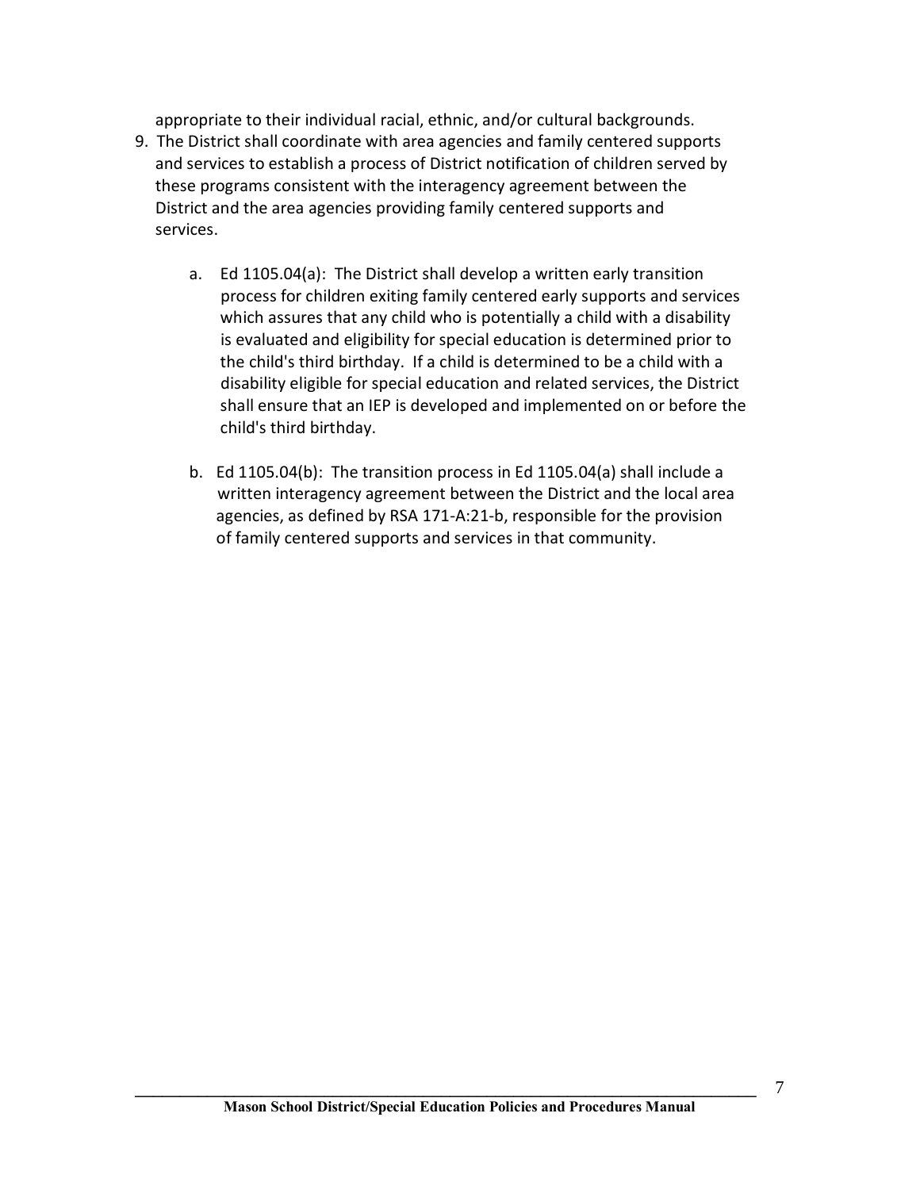appropriate to their individual racial, ethnic, and/or cultural backgrounds.

9. The District shall coordinate with area agencies and family centered supports and services to establish a process of District notification of children served by these programs consistent with the interagency agreement between the District and the area agencies providing family centered supports and services.

    a. Ed 1105.04(a): The District shall develop a written early transition process for children exiting family centered early supports and services which assures that any child who is potentially a child with a disability is evaluated and eligibility for special education is determined prior to the child's third birthday. If a child is determined to be a child with a disability eligible for special education and related services, the District shall ensure that an IEP is developed and implemented on or before the child's third birthday.

    b. Ed 1105.04(b): The transition process in Ed 1105.04(a) shall include a written interagency agreement between the District and the local area agencies, as defined by RSA 171-A:21-b, responsible for the provision of family centered supports and services in that community.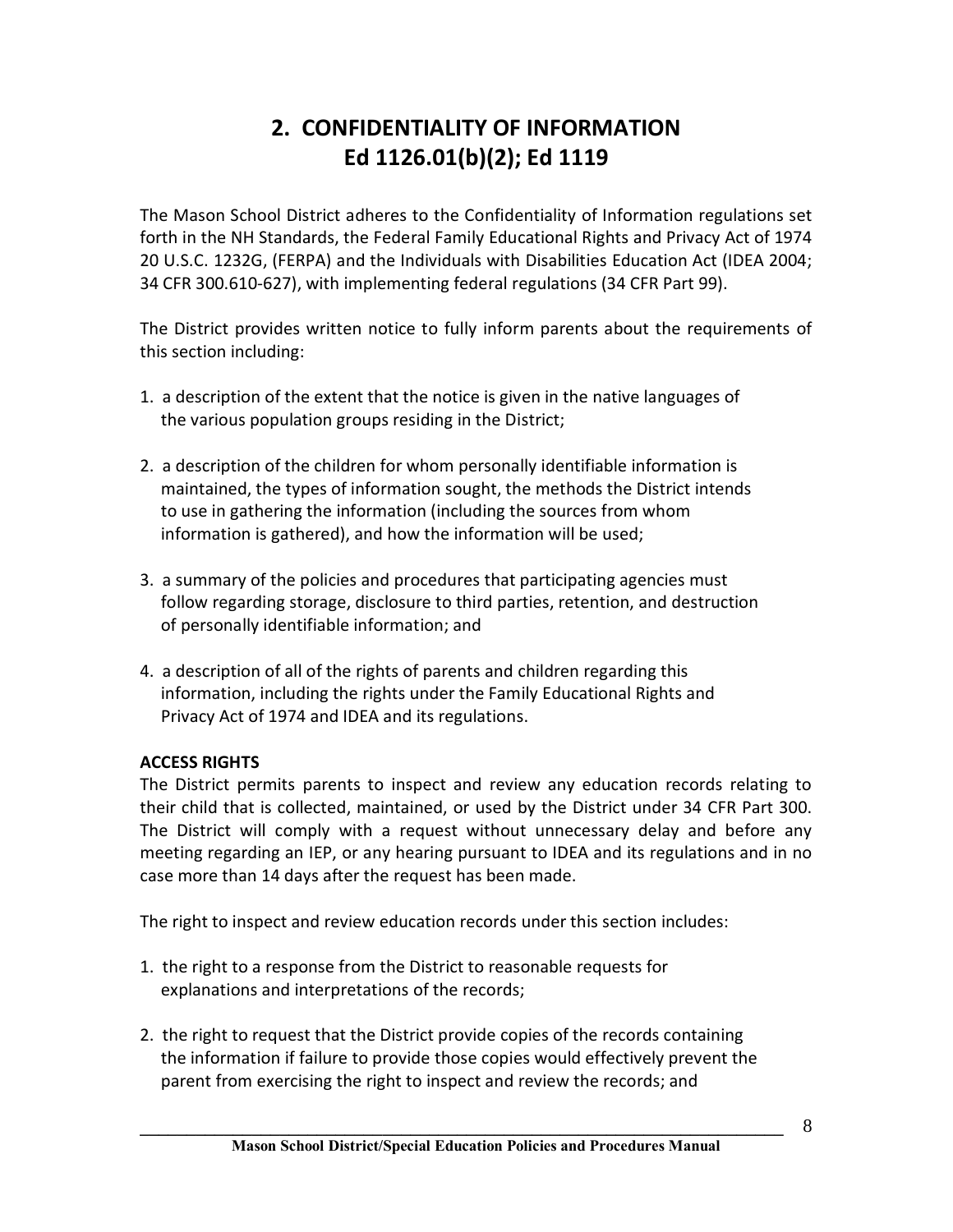# 2. CONFIDENTIALITY OF INFORMATION
# Ed 1126.01(b)(2); Ed 1119

The Mason School District adheres to the Confidentiality of Information regulations set forth in the NH Standards, the Federal Family Educational Rights and Privacy Act of 1974 20 U.S.C. 1232G, (FERPA) and the Individuals with Disabilities Education Act (IDEA 2004; 34 CFR 300.610-627), with implementing federal regulations (34 CFR Part 99).

The District provides written notice to fully inform parents about the requirements of this section including:

1. a description of the extent that the notice is given in the native languages of the various population groups residing in the District;

2. a description of the children for whom personally identifiable information is maintained, the types of information sought, the methods the District intends to use in gathering the information (including the sources from whom information is gathered), and how the information will be used;

3. a summary of the policies and procedures that participating agencies must follow regarding storage, disclosure to third parties, retention, and destruction of personally identifiable information; and

4. a description of all of the rights of parents and children regarding this information, including the rights under the Family Educational Rights and Privacy Act of 1974 and IDEA and its regulations.

**ACCESS RIGHTS**

The District permits parents to inspect and review any education records relating to their child that is collected, maintained, or used by the District under 34 CFR Part 300. The District will comply with a request without unnecessary delay and before any meeting regarding an IEP, or any hearing pursuant to IDEA and its regulations and in no case more than 14 days after the request has been made.

The right to inspect and review education records under this section includes:

1. the right to a response from the District to reasonable requests for explanations and interpretations of the records;

2. the right to request that the District provide copies of the records containing the information if failure to provide those copies would effectively prevent the parent from exercising the right to inspect and review the records; and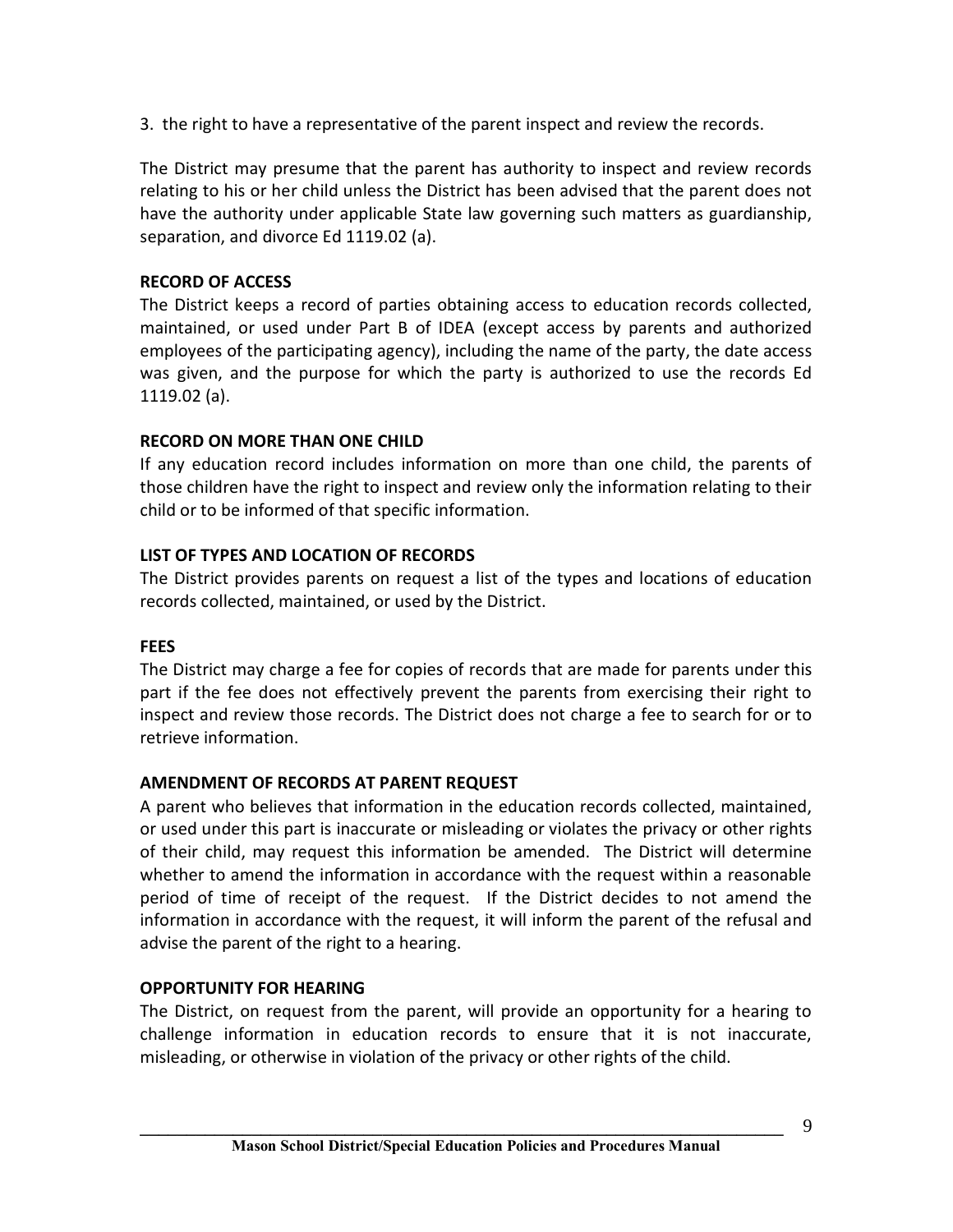3. the right to have a representative of the parent inspect and review the records.

The District may presume that the parent has authority to inspect and review records relating to his or her child unless the District has been advised that the parent does not have the authority under applicable State law governing such matters as guardianship, separation, and divorce Ed 1119.02 (a).

**RECORD OF ACCESS**

The District keeps a record of parties obtaining access to education records collected, maintained, or used under Part B of IDEA (except access by parents and authorized employees of the participating agency), including the name of the party, the date access was given, and the purpose for which the party is authorized to use the records Ed 1119.02 (a).

**RECORD ON MORE THAN ONE CHILD**

If any education record includes information on more than one child, the parents of those children have the right to inspect and review only the information relating to their child or to be informed of that specific information.

**LIST OF TYPES AND LOCATION OF RECORDS**

The District provides parents on request a list of the types and locations of education records collected, maintained, or used by the District.

**FEES**

The District may charge a fee for copies of records that are made for parents under this part if the fee does not effectively prevent the parents from exercising their right to inspect and review those records. The District does not charge a fee to search for or to retrieve information.

**AMENDMENT OF RECORDS AT PARENT REQUEST**

A parent who believes that information in the education records collected, maintained, or used under this part is inaccurate or misleading or violates the privacy or other rights of their child, may request this information be amended. The District will determine whether to amend the information in accordance with the request within a reasonable period of time of receipt of the request. If the District decides to not amend the information in accordance with the request, it will inform the parent of the refusal and advise the parent of the right to a hearing.

**OPPORTUNITY FOR HEARING**

The District, on request from the parent, will provide an opportunity for a hearing to challenge information in education records to ensure that it is not inaccurate, misleading, or otherwise in violation of the privacy or other rights of the child.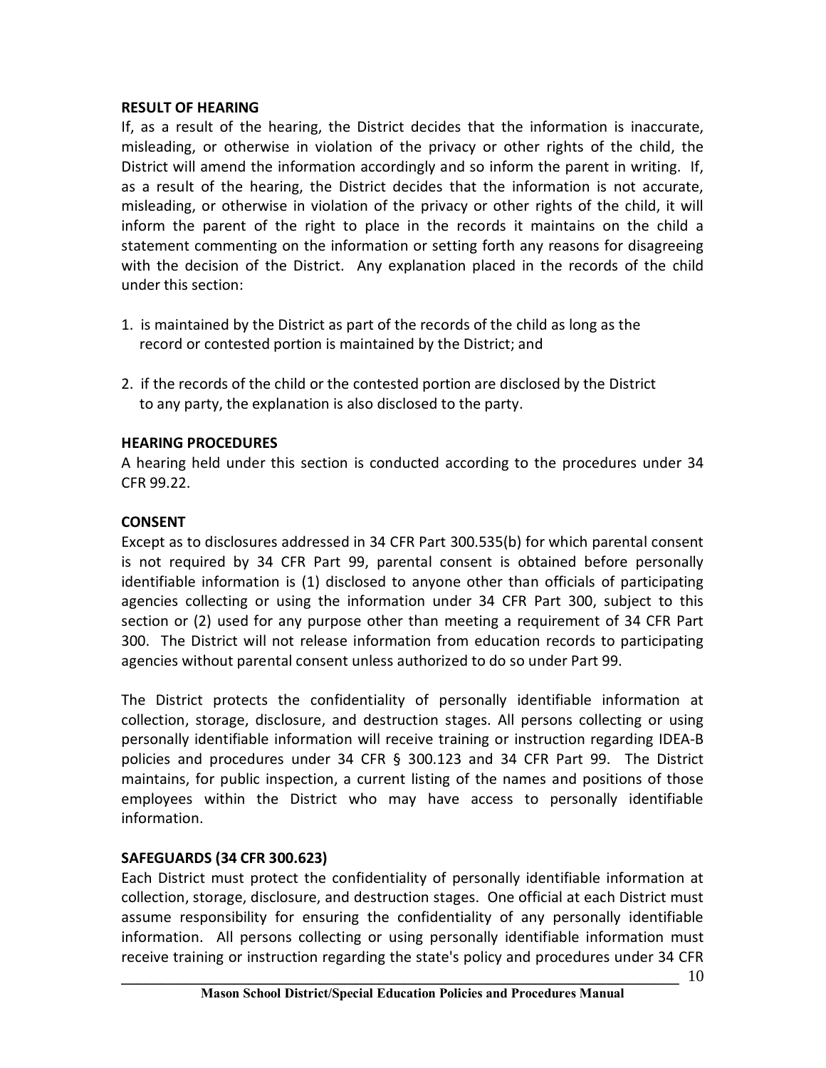**RESULT OF HEARING**

If, as a result of the hearing, the District decides that the information is inaccurate, misleading, or otherwise in violation of the privacy or other rights of the child, the District will amend the information accordingly and so inform the parent in writing. If, as a result of the hearing, the District decides that the information is not accurate, misleading, or otherwise in violation of the privacy or other rights of the child, it will inform the parent of the right to place in the records it maintains on the child a statement commenting on the information or setting forth any reasons for disagreeing with the decision of the District. Any explanation placed in the records of the child under this section:

1. is maintained by the District as part of the records of the child as long as the record or contested portion is maintained by the District; and

2. if the records of the child or the contested portion are disclosed by the District to any party, the explanation is also disclosed to the party.

**HEARING PROCEDURES**

A hearing held under this section is conducted according to the procedures under 34 CFR 99.22.

**CONSENT**

Except as to disclosures addressed in 34 CFR Part 300.535(b) for which parental consent is not required by 34 CFR Part 99, parental consent is obtained before personally identifiable information is (1) disclosed to anyone other than officials of participating agencies collecting or using the information under 34 CFR Part 300, subject to this section or (2) used for any purpose other than meeting a requirement of 34 CFR Part 300. The District will not release information from education records to participating agencies without parental consent unless authorized to do so under Part 99.

The District protects the confidentiality of personally identifiable information at collection, storage, disclosure, and destruction stages. All persons collecting or using personally identifiable information will receive training or instruction regarding IDEA-B policies and procedures under 34 CFR § 300.123 and 34 CFR Part 99. The District maintains, for public inspection, a current listing of the names and positions of those employees within the District who may have access to personally identifiable information.

**SAFEGUARDS (34 CFR 300.623)**

Each District must protect the confidentiality of personally identifiable information at collection, storage, disclosure, and destruction stages. One official at each District must assume responsibility for ensuring the confidentiality of any personally identifiable information. All persons collecting or using personally identifiable information must receive training or instruction regarding the state's policy and procedures under 34 CFR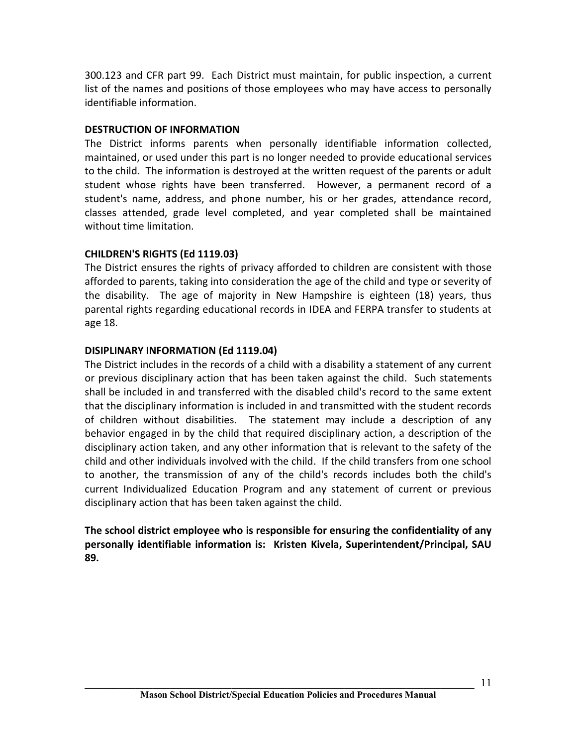300.123 and CFR part 99. Each District must maintain, for public inspection, a current list of the names and positions of those employees who may have access to personally identifiable information.

### DESTRUCTION OF INFORMATION

The District informs parents when personally identifiable information collected, maintained, or used under this part is no longer needed to provide educational services to the child. The information is destroyed at the written request of the parents or adult student whose rights have been transferred. However, a permanent record of a student's name, address, and phone number, his or her grades, attendance record, classes attended, grade level completed, and year completed shall be maintained without time limitation.

### CHILDREN'S RIGHTS (Ed 1119.03)

The District ensures the rights of privacy afforded to children are consistent with those afforded to parents, taking into consideration the age of the child and type or severity of the disability. The age of majority in New Hampshire is eighteen (18) years, thus parental rights regarding educational records in IDEA and FERPA transfer to students at age 18.

### DISIPLINARY INFORMATION (Ed 1119.04)

The District includes in the records of a child with a disability a statement of any current or previous disciplinary action that has been taken against the child. Such statements shall be included in and transferred with the disabled child's record to the same extent that the disciplinary information is included in and transmitted with the student records of children without disabilities. The statement may include a description of any behavior engaged in by the child that required disciplinary action, a description of the disciplinary action taken, and any other information that is relevant to the safety of the child and other individuals involved with the child. If the child transfers from one school to another, the transmission of any of the child's records includes both the child's current Individualized Education Program and any statement of current or previous disciplinary action that has been taken against the child.

**The school district employee who is responsible for ensuring the confidentiality of any personally identifiable information is: Kristen Kivela, Superintendent/Principal, SAU 89.**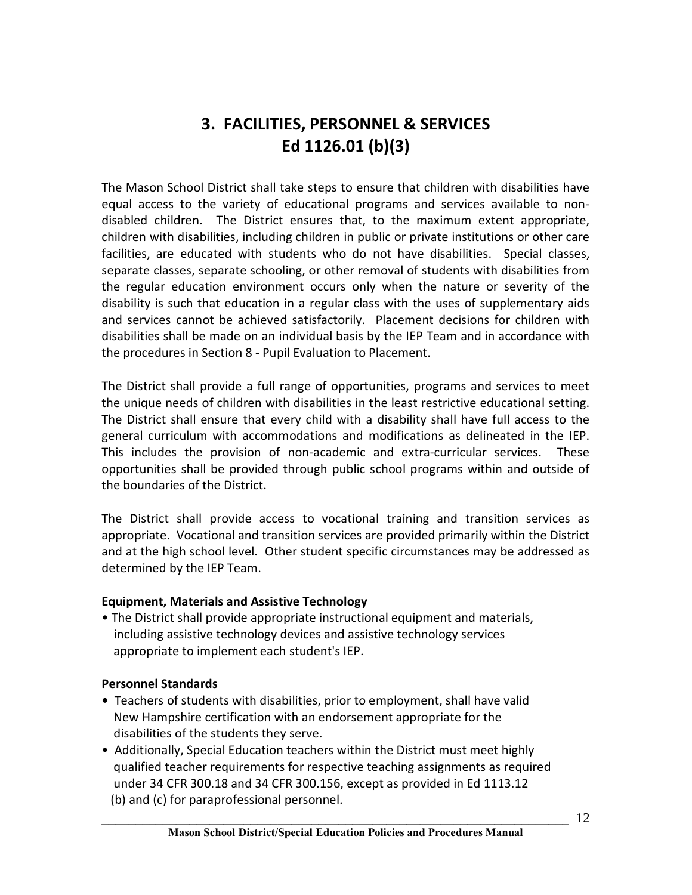# 3. FACILITIES, PERSONNEL & SERVICES Ed 1126.01 (b)(3)

The Mason School District shall take steps to ensure that children with disabilities have equal access to the variety of educational programs and services available to non-disabled children. The District ensures that, to the maximum extent appropriate, children with disabilities, including children in public or private institutions or other care facilities, are educated with students who do not have disabilities. Special classes, separate classes, separate schooling, or other removal of students with disabilities from the regular education environment occurs only when the nature or severity of the disability is such that education in a regular class with the uses of supplementary aids and services cannot be achieved satisfactorily. Placement decisions for children with disabilities shall be made on an individual basis by the IEP Team and in accordance with the procedures in Section 8 - Pupil Evaluation to Placement.

The District shall provide a full range of opportunities, programs and services to meet the unique needs of children with disabilities in the least restrictive educational setting. The District shall ensure that every child with a disability shall have full access to the general curriculum with accommodations and modifications as delineated in the IEP. This includes the provision of non-academic and extra-curricular services. These opportunities shall be provided through public school programs within and outside of the boundaries of the District.

The District shall provide access to vocational training and transition services as appropriate. Vocational and transition services are provided primarily within the District and at the high school level. Other student specific circumstances may be addressed as determined by the IEP Team.

**Equipment, Materials and Assistive Technology**

- The District shall provide appropriate instructional equipment and materials, including assistive technology devices and assistive technology services appropriate to implement each student's IEP.

**Personnel Standards**

- Teachers of students with disabilities, prior to employment, shall have valid New Hampshire certification with an endorsement appropriate for the disabilities of the students they serve.
- Additionally, Special Education teachers within the District must meet highly qualified teacher requirements for respective teaching assignments as required under 34 CFR 300.18 and 34 CFR 300.156, except as provided in Ed 1113.12 (b) and (c) for paraprofessional personnel.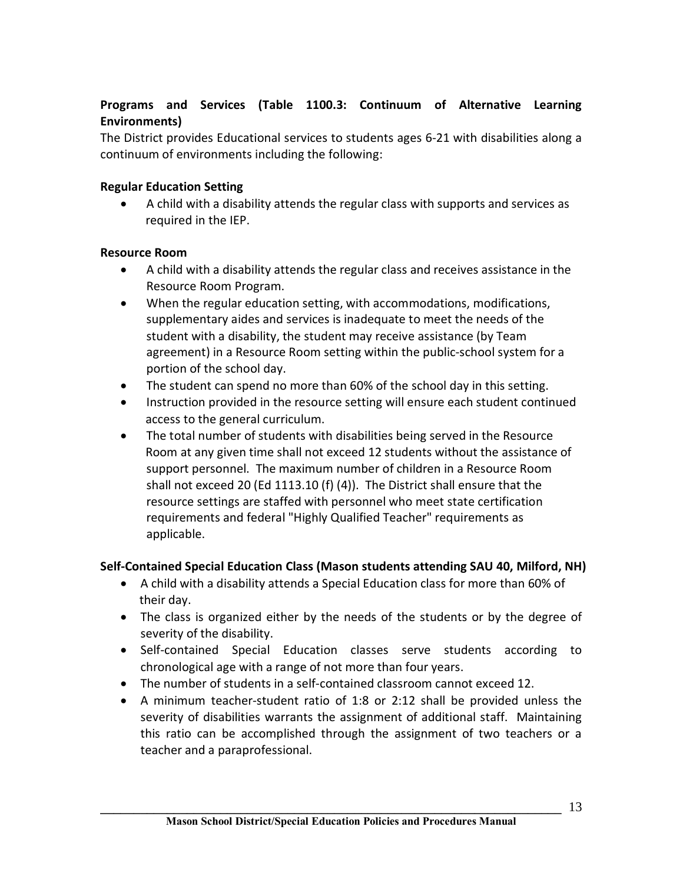**Programs and Services (Table 1100.3: Continuum of Alternative Learning Environments)**

The District provides Educational services to students ages 6-21 with disabilities along a continuum of environments including the following:

**Regular Education Setting**

- A child with a disability attends the regular class with supports and services as required in the IEP.

**Resource Room**

- A child with a disability attends the regular class and receives assistance in the Resource Room Program.
- When the regular education setting, with accommodations, modifications, supplementary aides and services is inadequate to meet the needs of the student with a disability, the student may receive assistance (by Team agreement) in a Resource Room setting within the public-school system for a portion of the school day.
- The student can spend no more than 60% of the school day in this setting.
- Instruction provided in the resource setting will ensure each student continued access to the general curriculum.
- The total number of students with disabilities being served in the Resource Room at any given time shall not exceed 12 students without the assistance of support personnel. The maximum number of children in a Resource Room shall not exceed 20 (Ed 1113.10 (f) (4)). The District shall ensure that the resource settings are staffed with personnel who meet state certification requirements and federal "Highly Qualified Teacher" requirements as applicable.

**Self-Contained Special Education Class (Mason students attending SAU 40, Milford, NH)**

- A child with a disability attends a Special Education class for more than 60% of their day.
- The class is organized either by the needs of the students or by the degree of severity of the disability.
- Self-contained Special Education classes serve students according to chronological age with a range of not more than four years.
- The number of students in a self-contained classroom cannot exceed 12.
- A minimum teacher-student ratio of 1:8 or 2:12 shall be provided unless the severity of disabilities warrants the assignment of additional staff. Maintaining this ratio can be accomplished through the assignment of two teachers or a teacher and a paraprofessional.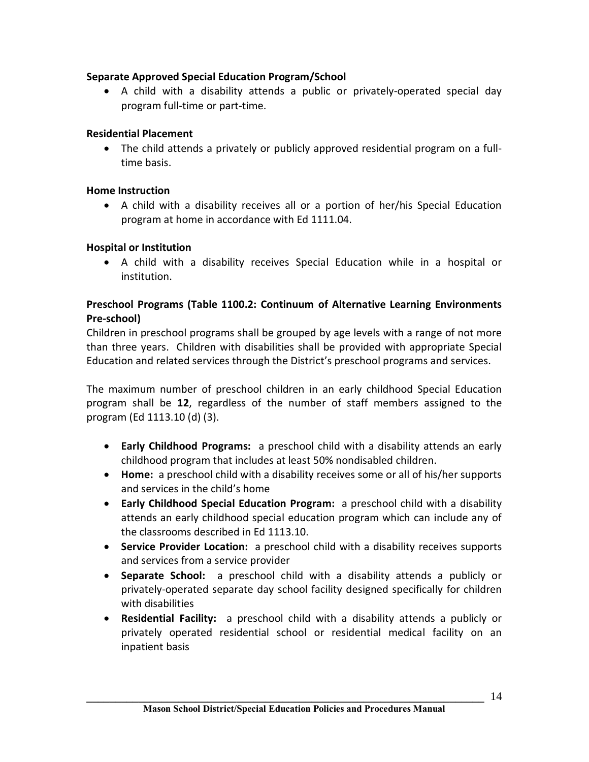**Separate Approved Special Education Program/School**

- A child with a disability attends a public or privately-operated special day program full-time or part-time.

**Residential Placement**

- The child attends a privately or publicly approved residential program on a full-time basis.

**Home Instruction**

- A child with a disability receives all or a portion of her/his Special Education program at home in accordance with Ed 1111.04.

**Hospital or Institution**

- A child with a disability receives Special Education while in a hospital or institution.

**Preschool Programs (Table 1100.2: Continuum of Alternative Learning Environments Pre-school)**

Children in preschool programs shall be grouped by age levels with a range of not more than three years. Children with disabilities shall be provided with appropriate Special Education and related services through the District's preschool programs and services.

The maximum number of preschool children in an early childhood Special Education program shall be **12**, regardless of the number of staff members assigned to the program (Ed 1113.10 (d) (3).

- **Early Childhood Programs:** a preschool child with a disability attends an early childhood program that includes at least 50% nondisabled children.
- **Home:** a preschool child with a disability receives some or all of his/her supports and services in the child's home
- **Early Childhood Special Education Program:** a preschool child with a disability attends an early childhood special education program which can include any of the classrooms described in Ed 1113.10.
- **Service Provider Location:** a preschool child with a disability receives supports and services from a service provider
- **Separate School:** a preschool child with a disability attends a publicly or privately-operated separate day school facility designed specifically for children with disabilities
- **Residential Facility:** a preschool child with a disability attends a publicly or privately operated residential school or residential medical facility on an inpatient basis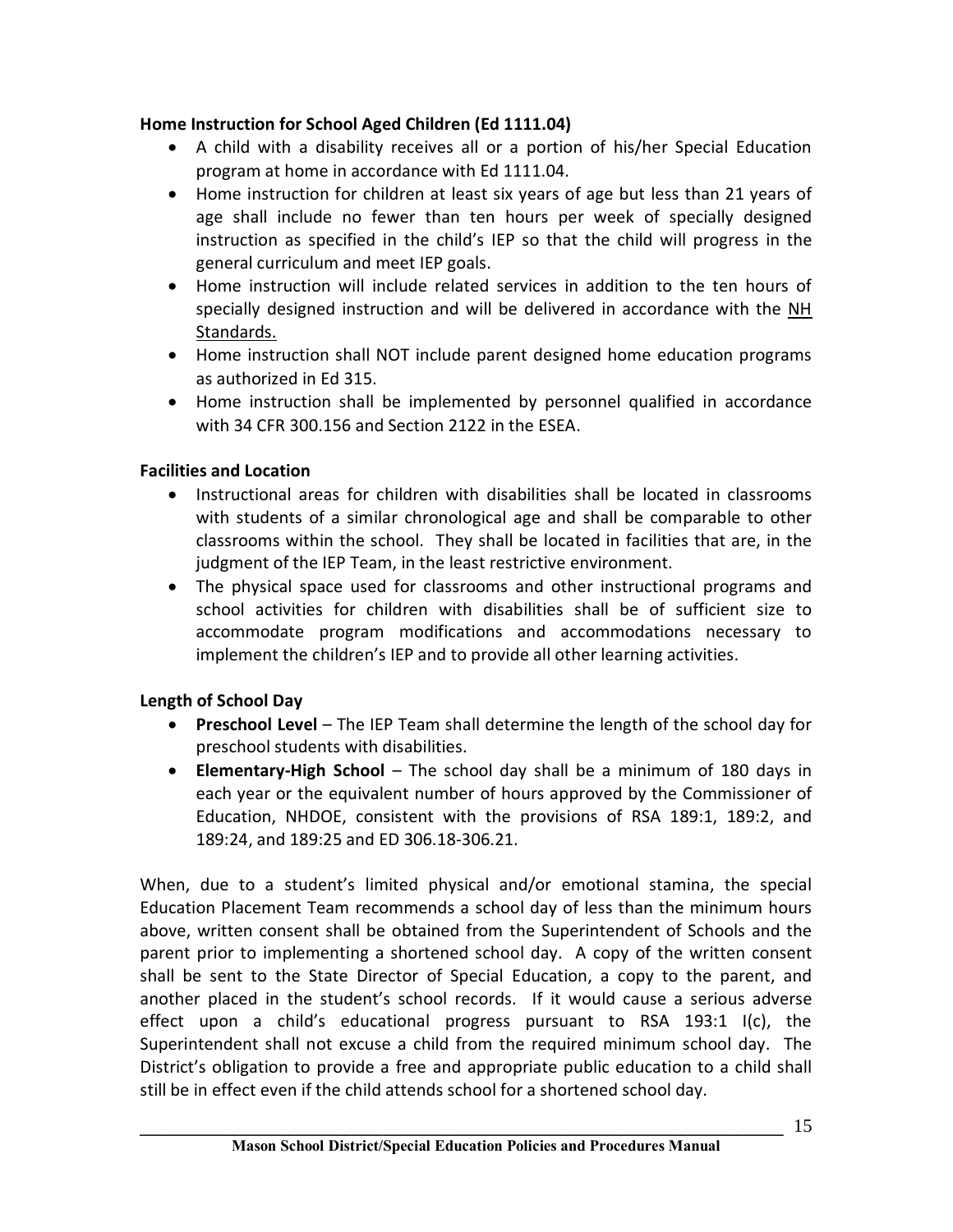**Home Instruction for School Aged Children (Ed 1111.04)**

- A child with a disability receives all or a portion of his/her Special Education program at home in accordance with Ed 1111.04.
- Home instruction for children at least six years of age but less than 21 years of age shall include no fewer than ten hours per week of specially designed instruction as specified in the child's IEP so that the child will progress in the general curriculum and meet IEP goals.
- Home instruction will include related services in addition to the ten hours of specially designed instruction and will be delivered in accordance with the NH Standards.
- Home instruction shall NOT include parent designed home education programs as authorized in Ed 315.
- Home instruction shall be implemented by personnel qualified in accordance with 34 CFR 300.156 and Section 2122 in the ESEA.

**Facilities and Location**

- Instructional areas for children with disabilities shall be located in classrooms with students of a similar chronological age and shall be comparable to other classrooms within the school. They shall be located in facilities that are, in the judgment of the IEP Team, in the least restrictive environment.
- The physical space used for classrooms and other instructional programs and school activities for children with disabilities shall be of sufficient size to accommodate program modifications and accommodations necessary to implement the children's IEP and to provide all other learning activities.

**Length of School Day**

- **Preschool Level** – The IEP Team shall determine the length of the school day for preschool students with disabilities.
- **Elementary-High School** – The school day shall be a minimum of 180 days in each year or the equivalent number of hours approved by the Commissioner of Education, NHDOE, consistent with the provisions of RSA 189:1, 189:2, and 189:24, and 189:25 and ED 306.18-306.21.

When, due to a student's limited physical and/or emotional stamina, the special Education Placement Team recommends a school day of less than the minimum hours above, written consent shall be obtained from the Superintendent of Schools and the parent prior to implementing a shortened school day. A copy of the written consent shall be sent to the State Director of Special Education, a copy to the parent, and another placed in the student's school records. If it would cause a serious adverse effect upon a child's educational progress pursuant to RSA 193:1 I(c), the Superintendent shall not excuse a child from the required minimum school day. The District's obligation to provide a free and appropriate public education to a child shall still be in effect even if the child attends school for a shortened school day.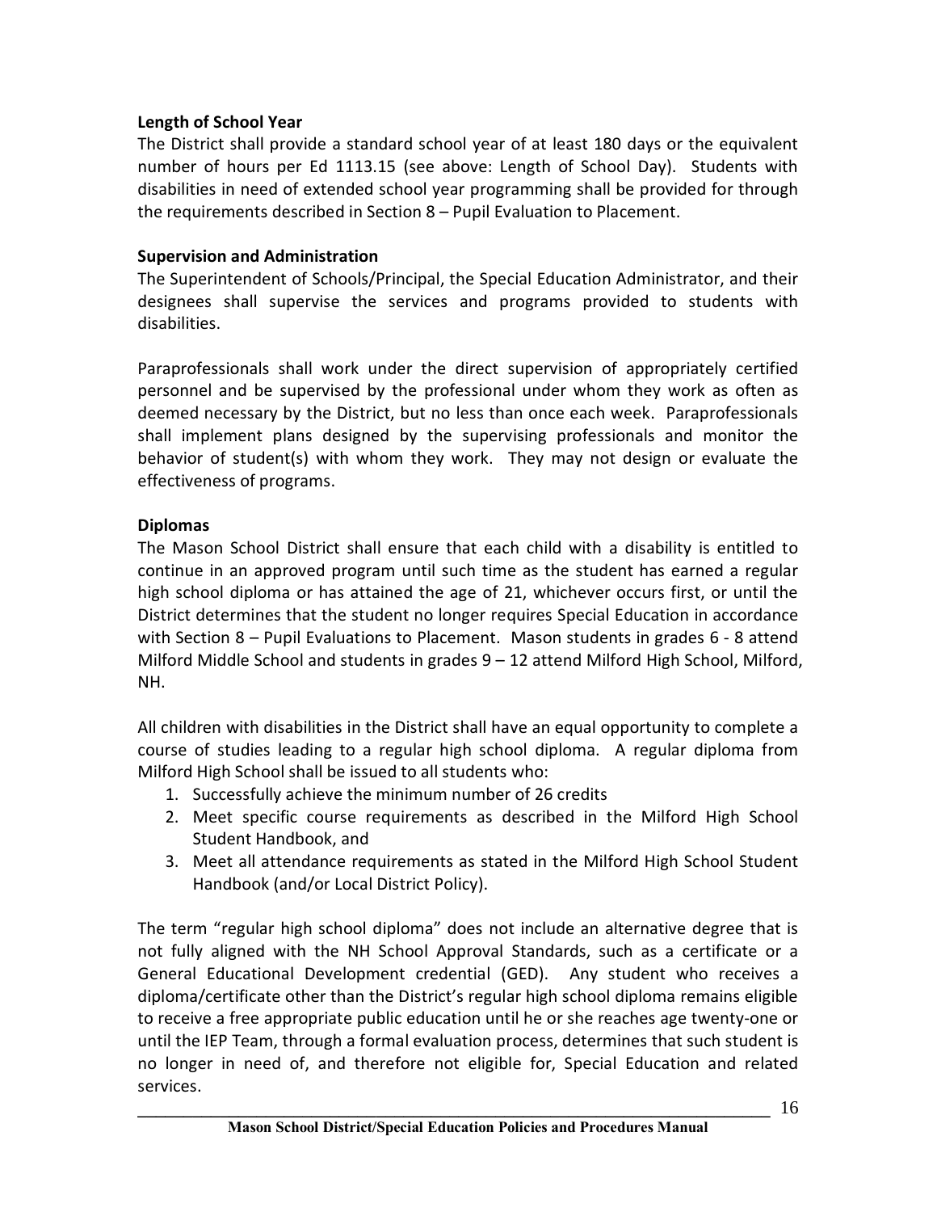**Length of School Year**

The District shall provide a standard school year of at least 180 days or the equivalent number of hours per Ed 1113.15 (see above: Length of School Day). Students with disabilities in need of extended school year programming shall be provided for through the requirements described in Section 8 – Pupil Evaluation to Placement.

**Supervision and Administration**

The Superintendent of Schools/Principal, the Special Education Administrator, and their designees shall supervise the services and programs provided to students with disabilities.

Paraprofessionals shall work under the direct supervision of appropriately certified personnel and be supervised by the professional under whom they work as often as deemed necessary by the District, but no less than once each week. Paraprofessionals shall implement plans designed by the supervising professionals and monitor the behavior of student(s) with whom they work. They may not design or evaluate the effectiveness of programs.

**Diplomas**

The Mason School District shall ensure that each child with a disability is entitled to continue in an approved program until such time as the student has earned a regular high school diploma or has attained the age of 21, whichever occurs first, or until the District determines that the student no longer requires Special Education in accordance with Section 8 – Pupil Evaluations to Placement. Mason students in grades 6 - 8 attend Milford Middle School and students in grades 9 – 12 attend Milford High School, Milford, NH.

All children with disabilities in the District shall have an equal opportunity to complete a course of studies leading to a regular high school diploma. A regular diploma from Milford High School shall be issued to all students who:

1. Successfully achieve the minimum number of 26 credits
2. Meet specific course requirements as described in the Milford High School Student Handbook, and
3. Meet all attendance requirements as stated in the Milford High School Student Handbook (and/or Local District Policy).

The term "regular high school diploma" does not include an alternative degree that is not fully aligned with the NH School Approval Standards, such as a certificate or a General Educational Development credential (GED). Any student who receives a diploma/certificate other than the District's regular high school diploma remains eligible to receive a free appropriate public education until he or she reaches age twenty-one or until the IEP Team, through a formal evaluation process, determines that such student is no longer in need of, and therefore not eligible for, Special Education and related services.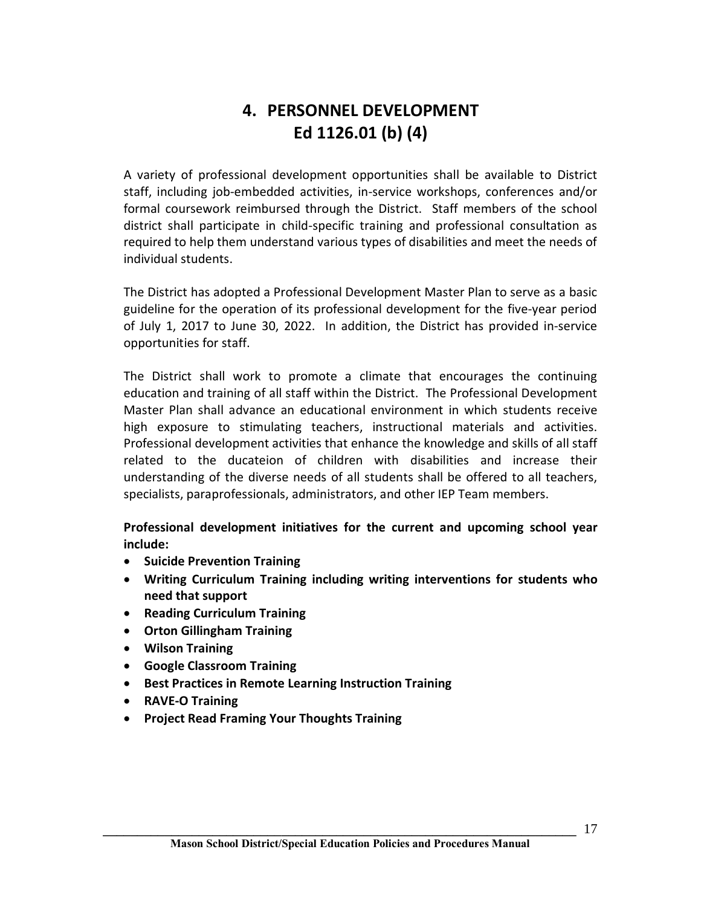# 4. PERSONNEL DEVELOPMENT
# Ed 1126.01 (b) (4)

A variety of professional development opportunities shall be available to District staff, including job-embedded activities, in-service workshops, conferences and/or formal coursework reimbursed through the District. Staff members of the school district shall participate in child-specific training and professional consultation as required to help them understand various types of disabilities and meet the needs of individual students.

The District has adopted a Professional Development Master Plan to serve as a basic guideline for the operation of its professional development for the five-year period of July 1, 2017 to June 30, 2022. In addition, the District has provided in-service opportunities for staff.

The District shall work to promote a climate that encourages the continuing education and training of all staff within the District. The Professional Development Master Plan shall advance an educational environment in which students receive high exposure to stimulating teachers, instructional materials and activities. Professional development activities that enhance the knowledge and skills of all staff related to the ducateion of children with disabilities and increase their understanding of the diverse needs of all students shall be offered to all teachers, specialists, paraprofessionals, administrators, and other IEP Team members.

**Professional development initiatives for the current and upcoming school year include:**

- **Suicide Prevention Training**
- **Writing Curriculum Training including writing interventions for students who need that support**
- **Reading Curriculum Training**
- **Orton Gillingham Training**
- **Wilson Training**
- **Google Classroom Training**
- **Best Practices in Remote Learning Instruction Training**
- **RAVE-O Training**
- **Project Read Framing Your Thoughts Training**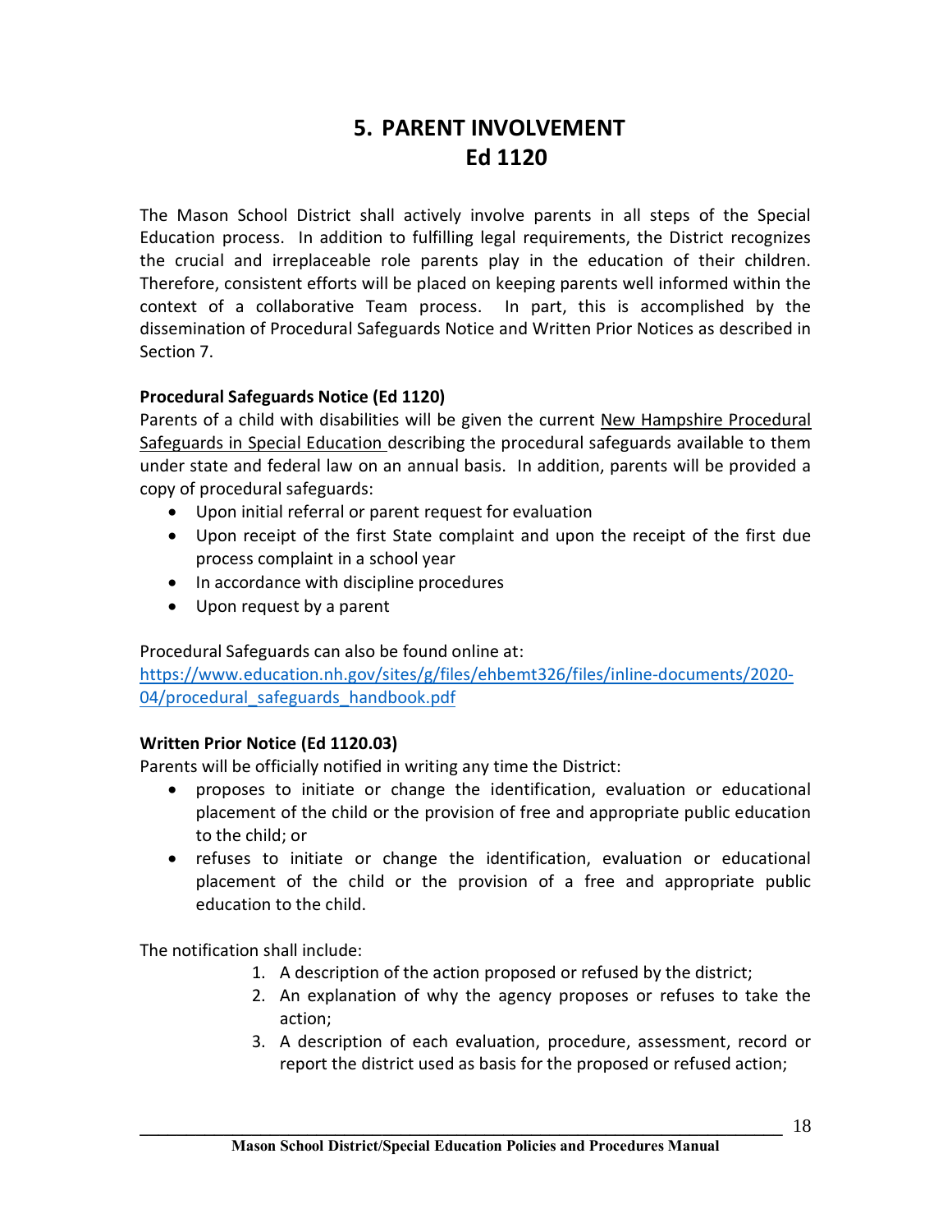# 5. PARENT INVOLVEMENT
# Ed 1120

The Mason School District shall actively involve parents in all steps of the Special Education process. In addition to fulfilling legal requirements, the District recognizes the crucial and irreplaceable role parents play in the education of their children. Therefore, consistent efforts will be placed on keeping parents well informed within the context of a collaborative Team process. In part, this is accomplished by the dissemination of Procedural Safeguards Notice and Written Prior Notices as described in Section 7.

**Procedural Safeguards Notice (Ed 1120)**

Parents of a child with disabilities will be given the current New Hampshire Procedural Safeguards in Special Education describing the procedural safeguards available to them under state and federal law on an annual basis. In addition, parents will be provided a copy of procedural safeguards:

- Upon initial referral or parent request for evaluation
- Upon receipt of the first State complaint and upon the receipt of the first due process complaint in a school year
- In accordance with discipline procedures
- Upon request by a parent

Procedural Safeguards can also be found online at:
https://www.education.nh.gov/sites/g/files/ehbemt326/files/inline-documents/2020-04/procedural_safeguards_handbook.pdf

**Written Prior Notice (Ed 1120.03)**

Parents will be officially notified in writing any time the District:

- proposes to initiate or change the identification, evaluation or educational placement of the child or the provision of free and appropriate public education to the child; or
- refuses to initiate or change the identification, evaluation or educational placement of the child or the provision of a free and appropriate public education to the child.

The notification shall include:

1. A description of the action proposed or refused by the district;
2. An explanation of why the agency proposes or refuses to take the action;
3. A description of each evaluation, procedure, assessment, record or report the district used as basis for the proposed or refused action;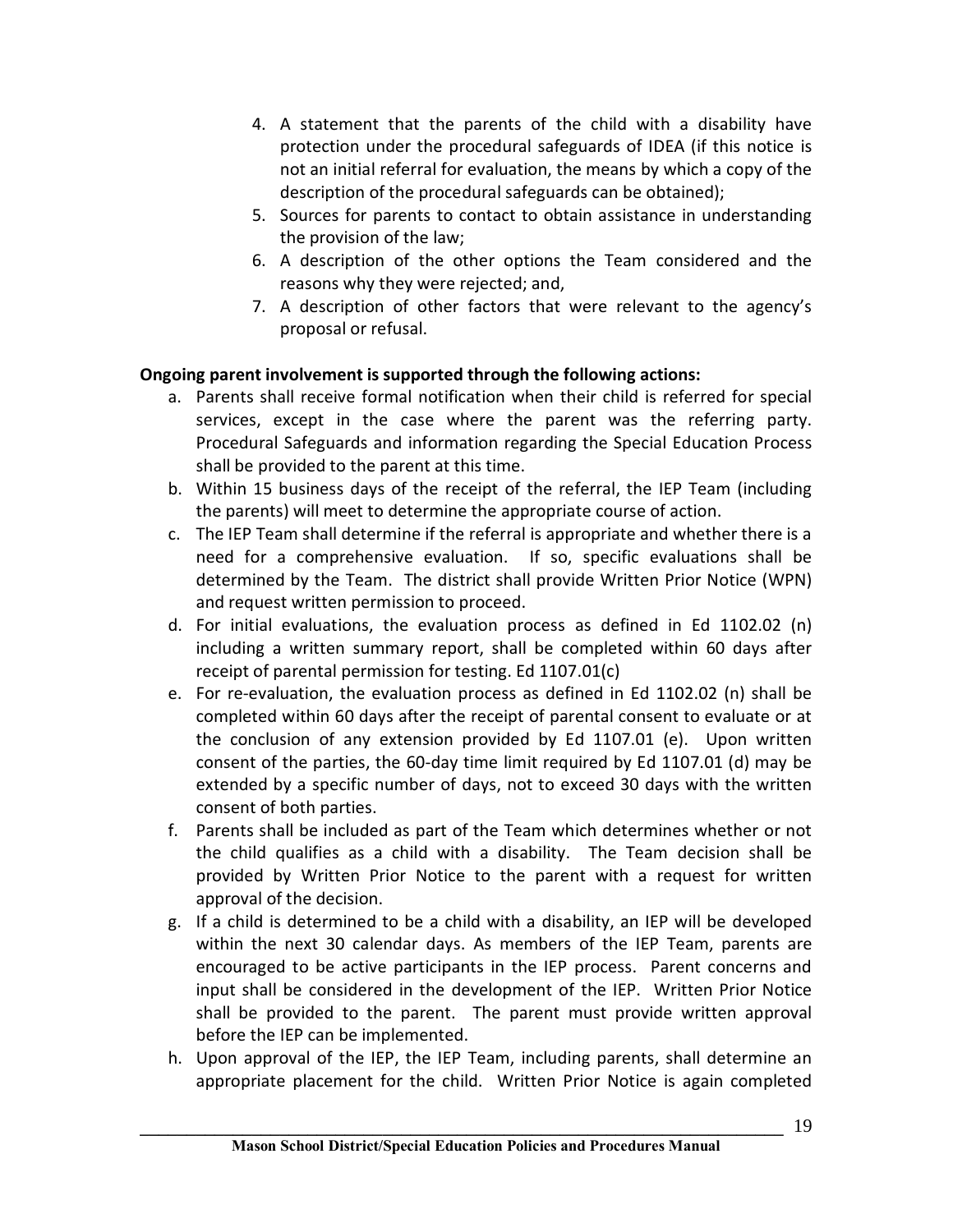4. A statement that the parents of the child with a disability have protection under the procedural safeguards of IDEA (if this notice is not an initial referral for evaluation, the means by which a copy of the description of the procedural safeguards can be obtained);
5. Sources for parents to contact to obtain assistance in understanding the provision of the law;
6. A description of the other options the Team considered and the reasons why they were rejected; and,
7. A description of other factors that were relevant to the agency's proposal or refusal.

**Ongoing parent involvement is supported through the following actions:**

a. Parents shall receive formal notification when their child is referred for special services, except in the case where the parent was the referring party. Procedural Safeguards and information regarding the Special Education Process shall be provided to the parent at this time.

b. Within 15 business days of the receipt of the referral, the IEP Team (including the parents) will meet to determine the appropriate course of action.

c. The IEP Team shall determine if the referral is appropriate and whether there is a need for a comprehensive evaluation. If so, specific evaluations shall be determined by the Team. The district shall provide Written Prior Notice (WPN) and request written permission to proceed.

d. For initial evaluations, the evaluation process as defined in Ed 1102.02 (n) including a written summary report, shall be completed within 60 days after receipt of parental permission for testing. Ed 1107.01(c)

e. For re-evaluation, the evaluation process as defined in Ed 1102.02 (n) shall be completed within 60 days after the receipt of parental consent to evaluate or at the conclusion of any extension provided by Ed 1107.01 (e). Upon written consent of the parties, the 60-day time limit required by Ed 1107.01 (d) may be extended by a specific number of days, not to exceed 30 days with the written consent of both parties.

f. Parents shall be included as part of the Team which determines whether or not the child qualifies as a child with a disability. The Team decision shall be provided by Written Prior Notice to the parent with a request for written approval of the decision.

g. If a child is determined to be a child with a disability, an IEP will be developed within the next 30 calendar days. As members of the IEP Team, parents are encouraged to be active participants in the IEP process. Parent concerns and input shall be considered in the development of the IEP. Written Prior Notice shall be provided to the parent. The parent must provide written approval before the IEP can be implemented.

h. Upon approval of the IEP, the IEP Team, including parents, shall determine an appropriate placement for the child. Written Prior Notice is again completed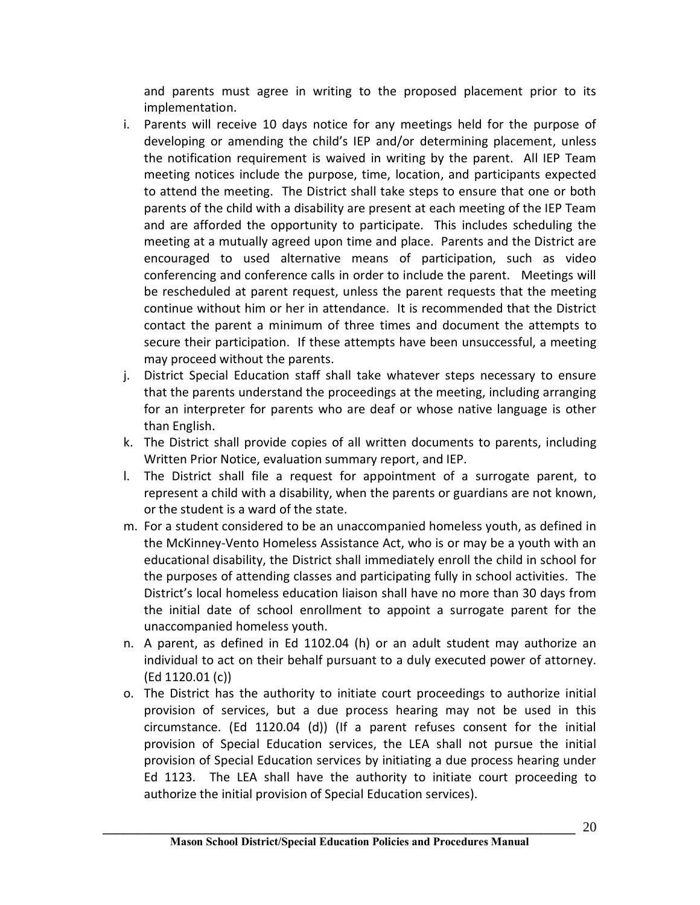and parents must agree in writing to the proposed placement prior to its implementation.

i. Parents will receive 10 days notice for any meetings held for the purpose of developing or amending the child's IEP and/or determining placement, unless the notification requirement is waived in writing by the parent. All IEP Team meeting notices include the purpose, time, location, and participants expected to attend the meeting. The District shall take steps to ensure that one or both parents of the child with a disability are present at each meeting of the IEP Team and are afforded the opportunity to participate. This includes scheduling the meeting at a mutually agreed upon time and place. Parents and the District are encouraged to used alternative means of participation, such as video conferencing and conference calls in order to include the parent. Meetings will be rescheduled at parent request, unless the parent requests that the meeting continue without him or her in attendance. It is recommended that the District contact the parent a minimum of three times and document the attempts to secure their participation. If these attempts have been unsuccessful, a meeting may proceed without the parents.

j. District Special Education staff shall take whatever steps necessary to ensure that the parents understand the proceedings at the meeting, including arranging for an interpreter for parents who are deaf or whose native language is other than English.

k. The District shall provide copies of all written documents to parents, including Written Prior Notice, evaluation summary report, and IEP.

l. The District shall file a request for appointment of a surrogate parent, to represent a child with a disability, when the parents or guardians are not known, or the student is a ward of the state.

m. For a student considered to be an unaccompanied homeless youth, as defined in the McKinney-Vento Homeless Assistance Act, who is or may be a youth with an educational disability, the District shall immediately enroll the child in school for the purposes of attending classes and participating fully in school activities. The District's local homeless education liaison shall have no more than 30 days from the initial date of school enrollment to appoint a surrogate parent for the unaccompanied homeless youth.

n. A parent, as defined in Ed 1102.04 (h) or an adult student may authorize an individual to act on their behalf pursuant to a duly executed power of attorney. (Ed 1120.01 (c))

o. The District has the authority to initiate court proceedings to authorize initial provision of services, but a due process hearing may not be used in this circumstance. (Ed 1120.04 (d)) (If a parent refuses consent for the initial provision of Special Education services, the LEA shall not pursue the initial provision of Special Education services by initiating a due process hearing under Ed 1123. The LEA shall have the authority to initiate court proceeding to authorize the initial provision of Special Education services).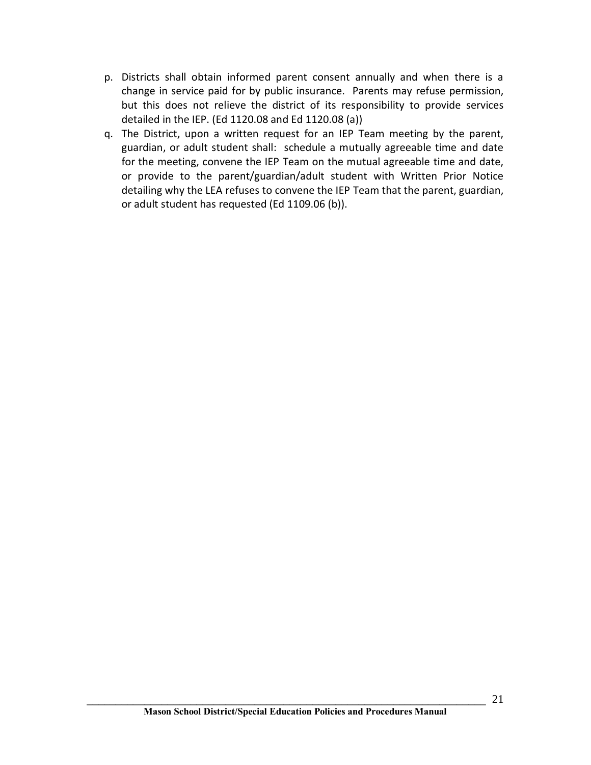p. Districts shall obtain informed parent consent annually and when there is a change in service paid for by public insurance. Parents may refuse permission, but this does not relieve the district of its responsibility to provide services detailed in the IEP. (Ed 1120.08 and Ed 1120.08 (a))

q. The District, upon a written request for an IEP Team meeting by the parent, guardian, or adult student shall: schedule a mutually agreeable time and date for the meeting, convene the IEP Team on the mutual agreeable time and date, or provide to the parent/guardian/adult student with Written Prior Notice detailing why the LEA refuses to convene the IEP Team that the parent, guardian, or adult student has requested (Ed 1109.06 (b)).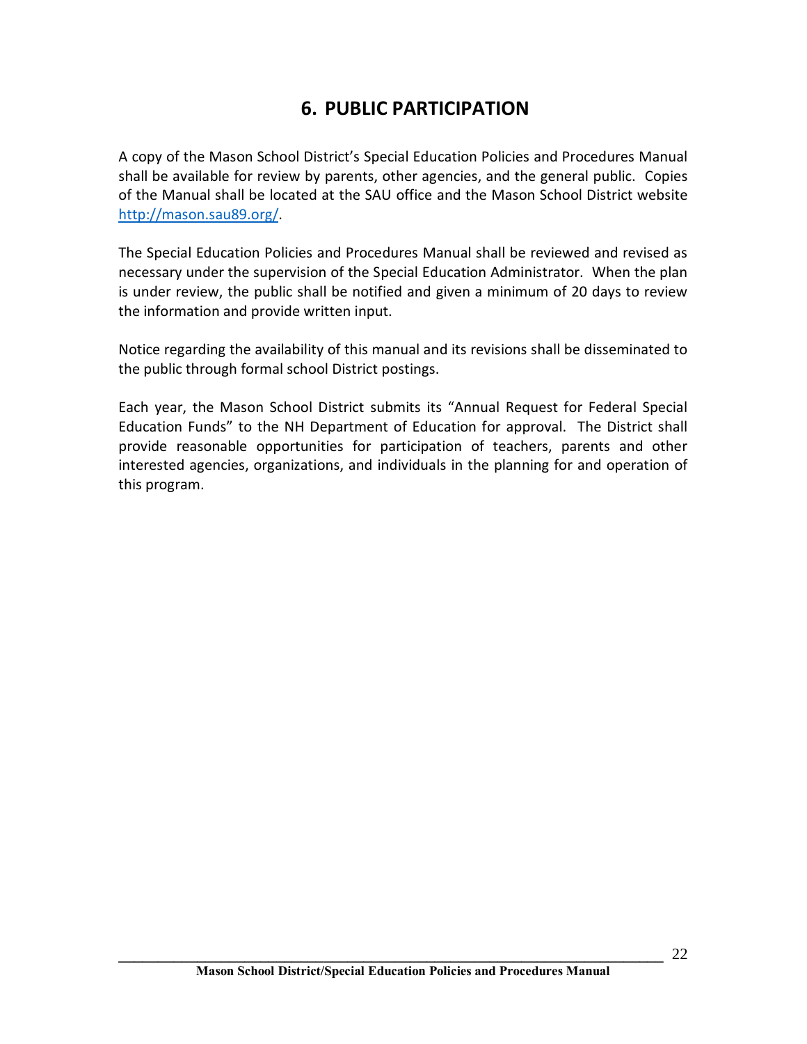# 6. PUBLIC PARTICIPATION

A copy of the Mason School District's Special Education Policies and Procedures Manual shall be available for review by parents, other agencies, and the general public. Copies of the Manual shall be located at the SAU office and the Mason School District website http://mason.sau89.org/.

The Special Education Policies and Procedures Manual shall be reviewed and revised as necessary under the supervision of the Special Education Administrator. When the plan is under review, the public shall be notified and given a minimum of 20 days to review the information and provide written input.

Notice regarding the availability of this manual and its revisions shall be disseminated to the public through formal school District postings.

Each year, the Mason School District submits its "Annual Request for Federal Special Education Funds" to the NH Department of Education for approval. The District shall provide reasonable opportunities for participation of teachers, parents and other interested agencies, organizations, and individuals in the planning for and operation of this program.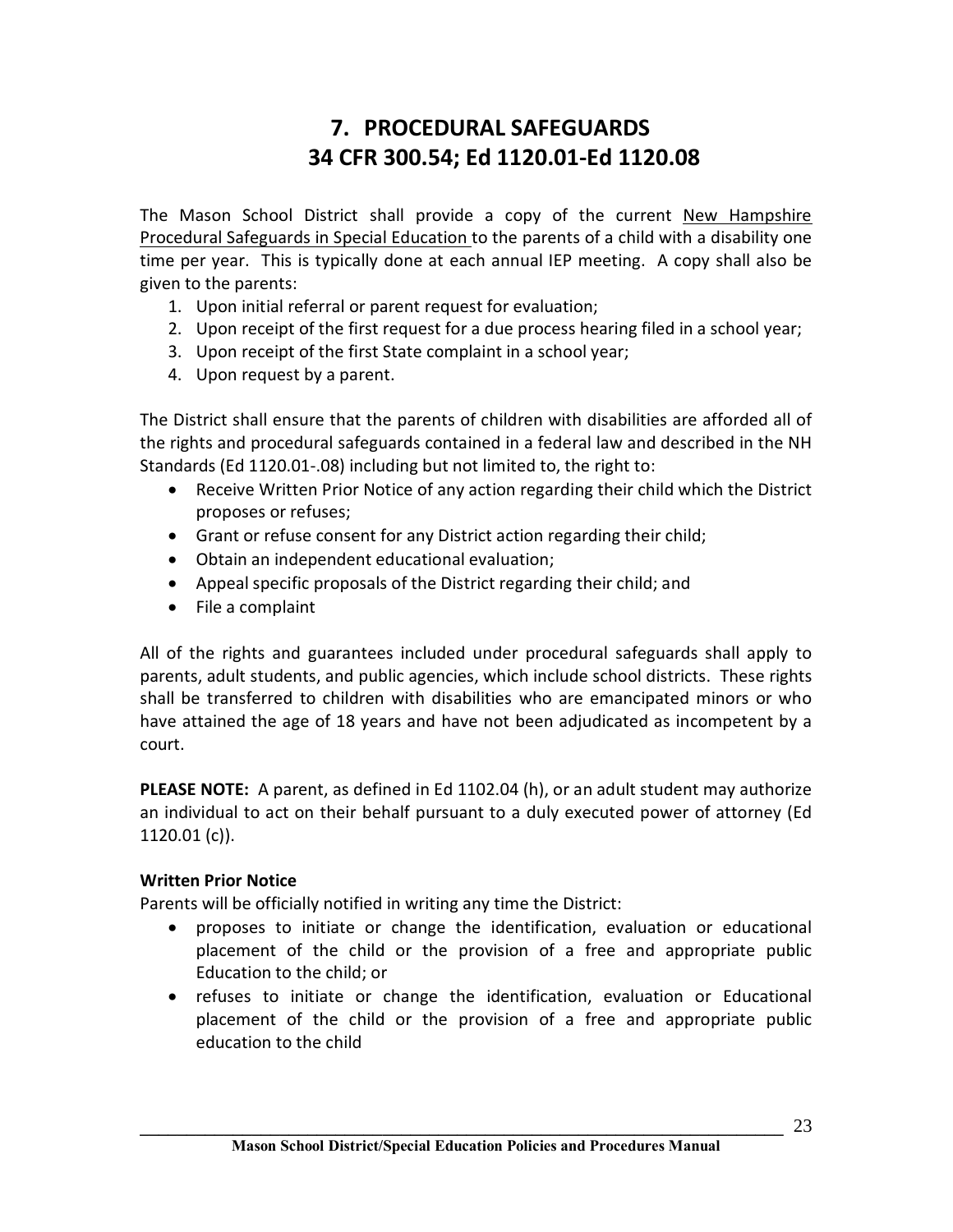# 7. PROCEDURAL SAFEGUARDS
# 34 CFR 300.54; Ed 1120.01-Ed 1120.08

The Mason School District shall provide a copy of the current New Hampshire Procedural Safeguards in Special Education to the parents of a child with a disability one time per year. This is typically done at each annual IEP meeting. A copy shall also be given to the parents:

1. Upon initial referral or parent request for evaluation;
2. Upon receipt of the first request for a due process hearing filed in a school year;
3. Upon receipt of the first State complaint in a school year;
4. Upon request by a parent.

The District shall ensure that the parents of children with disabilities are afforded all of the rights and procedural safeguards contained in a federal law and described in the NH Standards (Ed 1120.01-.08) including but not limited to, the right to:

- Receive Written Prior Notice of any action regarding their child which the District proposes or refuses;
- Grant or refuse consent for any District action regarding their child;
- Obtain an independent educational evaluation;
- Appeal specific proposals of the District regarding their child; and
- File a complaint

All of the rights and guarantees included under procedural safeguards shall apply to parents, adult students, and public agencies, which include school districts. These rights shall be transferred to children with disabilities who are emancipated minors or who have attained the age of 18 years and have not been adjudicated as incompetent by a court.

**PLEASE NOTE:** A parent, as defined in Ed 1102.04 (h), or an adult student may authorize an individual to act on their behalf pursuant to a duly executed power of attorney (Ed 1120.01 (c)).

**Written Prior Notice**

Parents will be officially notified in writing any time the District:

- proposes to initiate or change the identification, evaluation or educational placement of the child or the provision of a free and appropriate public Education to the child; or
- refuses to initiate or change the identification, evaluation or Educational placement of the child or the provision of a free and appropriate public education to the child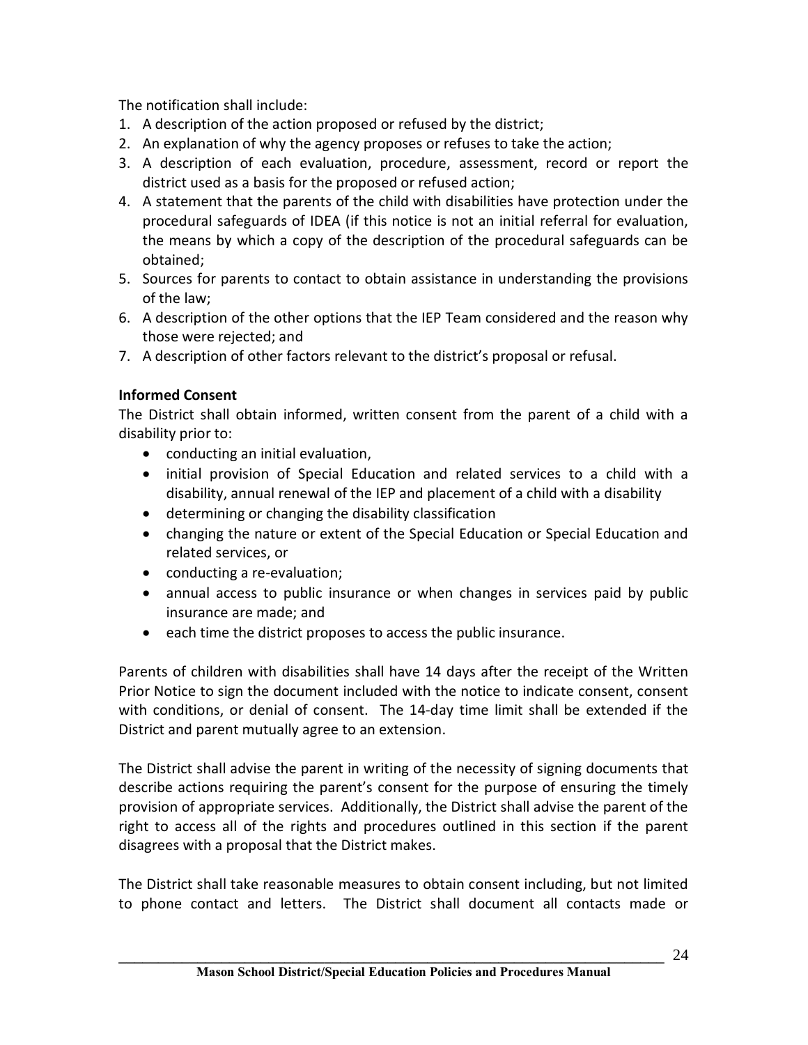The notification shall include:

1. A description of the action proposed or refused by the district;
2. An explanation of why the agency proposes or refuses to take the action;
3. A description of each evaluation, procedure, assessment, record or report the district used as a basis for the proposed or refused action;
4. A statement that the parents of the child with disabilities have protection under the procedural safeguards of IDEA (if this notice is not an initial referral for evaluation, the means by which a copy of the description of the procedural safeguards can be obtained;
5. Sources for parents to contact to obtain assistance in understanding the provisions of the law;
6. A description of the other options that the IEP Team considered and the reason why those were rejected; and
7. A description of other factors relevant to the district's proposal or refusal.

**Informed Consent**

The District shall obtain informed, written consent from the parent of a child with a disability prior to:

- conducting an initial evaluation,
- initial provision of Special Education and related services to a child with a disability, annual renewal of the IEP and placement of a child with a disability
- determining or changing the disability classification
- changing the nature or extent of the Special Education or Special Education and related services, or
- conducting a re-evaluation;
- annual access to public insurance or when changes in services paid by public insurance are made; and
- each time the district proposes to access the public insurance.

Parents of children with disabilities shall have 14 days after the receipt of the Written Prior Notice to sign the document included with the notice to indicate consent, consent with conditions, or denial of consent. The 14-day time limit shall be extended if the District and parent mutually agree to an extension.

The District shall advise the parent in writing of the necessity of signing documents that describe actions requiring the parent's consent for the purpose of ensuring the timely provision of appropriate services. Additionally, the District shall advise the parent of the right to access all of the rights and procedures outlined in this section if the parent disagrees with a proposal that the District makes.

The District shall take reasonable measures to obtain consent including, but not limited to phone contact and letters. The District shall document all contacts made or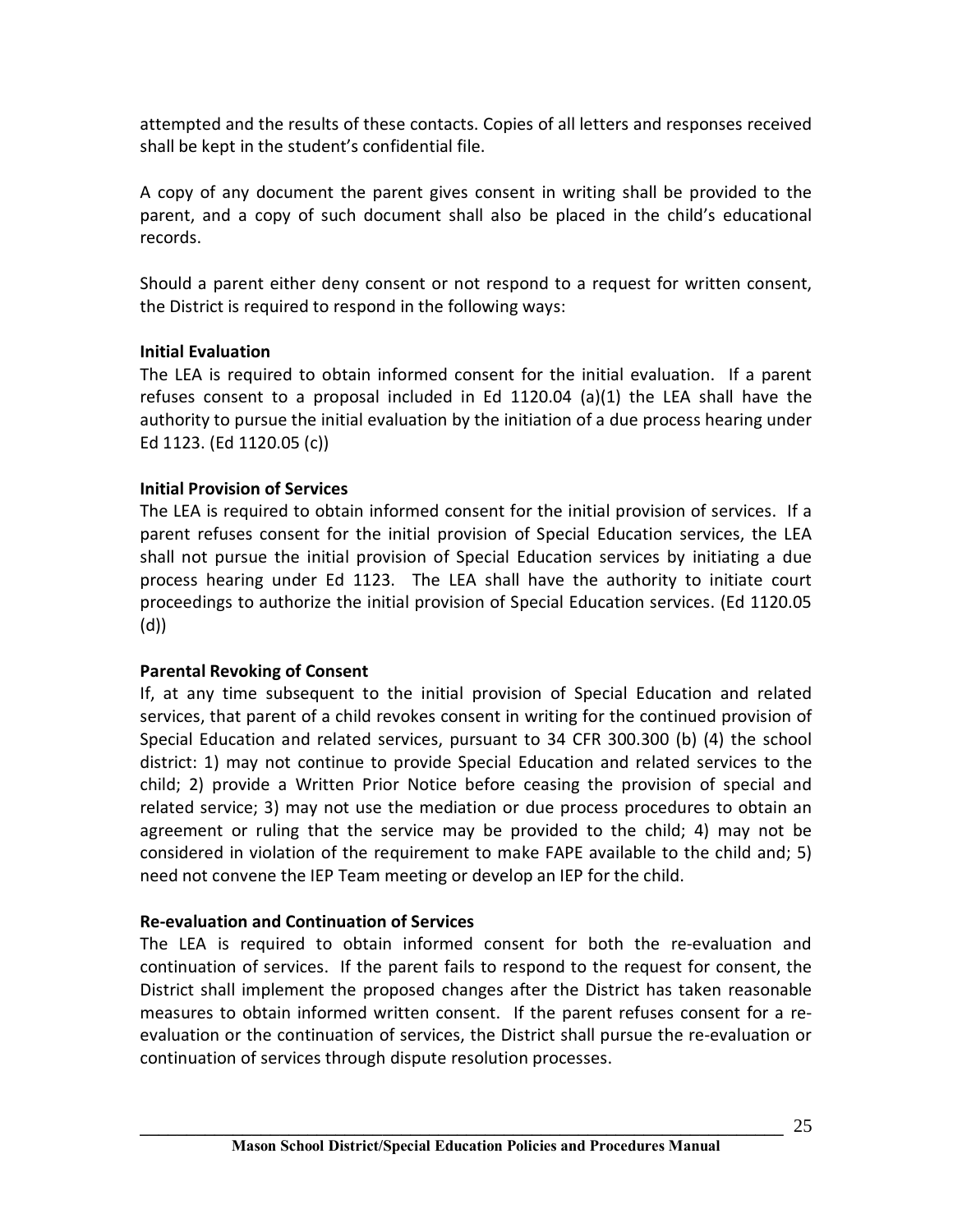attempted and the results of these contacts. Copies of all letters and responses received shall be kept in the student's confidential file.

A copy of any document the parent gives consent in writing shall be provided to the parent, and a copy of such document shall also be placed in the child's educational records.

Should a parent either deny consent or not respond to a request for written consent, the District is required to respond in the following ways:

**Initial Evaluation**

The LEA is required to obtain informed consent for the initial evaluation. If a parent refuses consent to a proposal included in Ed 1120.04 (a)(1) the LEA shall have the authority to pursue the initial evaluation by the initiation of a due process hearing under Ed 1123. (Ed 1120.05 (c))

**Initial Provision of Services**

The LEA is required to obtain informed consent for the initial provision of services. If a parent refuses consent for the initial provision of Special Education services, the LEA shall not pursue the initial provision of Special Education services by initiating a due process hearing under Ed 1123. The LEA shall have the authority to initiate court proceedings to authorize the initial provision of Special Education services. (Ed 1120.05 (d))

**Parental Revoking of Consent**

If, at any time subsequent to the initial provision of Special Education and related services, that parent of a child revokes consent in writing for the continued provision of Special Education and related services, pursuant to 34 CFR 300.300 (b) (4) the school district: 1) may not continue to provide Special Education and related services to the child; 2) provide a Written Prior Notice before ceasing the provision of special and related service; 3) may not use the mediation or due process procedures to obtain an agreement or ruling that the service may be provided to the child; 4) may not be considered in violation of the requirement to make FAPE available to the child and; 5) need not convene the IEP Team meeting or develop an IEP for the child.

**Re-evaluation and Continuation of Services**

The LEA is required to obtain informed consent for both the re-evaluation and continuation of services. If the parent fails to respond to the request for consent, the District shall implement the proposed changes after the District has taken reasonable measures to obtain informed written consent. If the parent refuses consent for a re-evaluation or the continuation of services, the District shall pursue the re-evaluation or continuation of services through dispute resolution processes.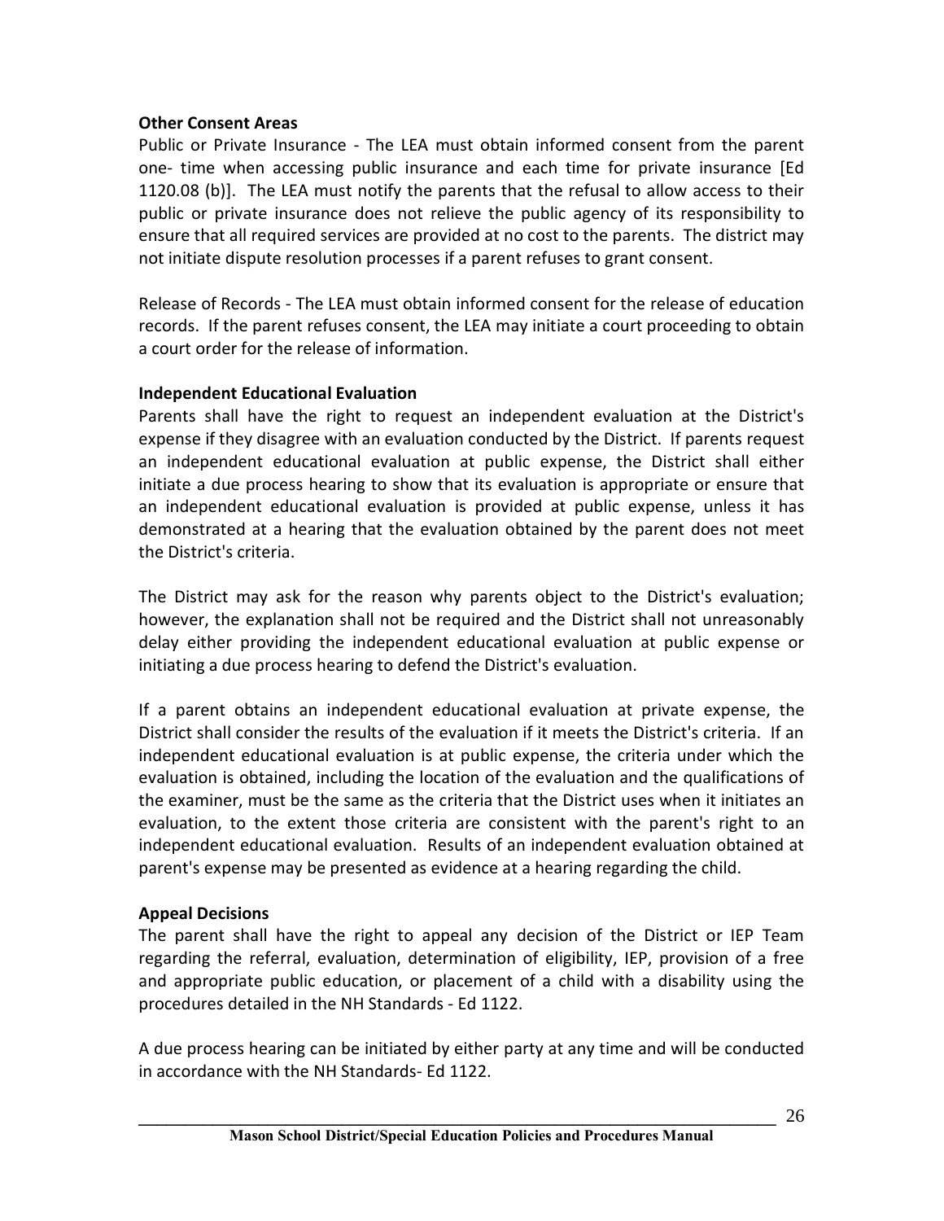**Other Consent Areas**

Public or Private Insurance - The LEA must obtain informed consent from the parent one- time when accessing public insurance and each time for private insurance [Ed 1120.08 (b)]. The LEA must notify the parents that the refusal to allow access to their public or private insurance does not relieve the public agency of its responsibility to ensure that all required services are provided at no cost to the parents. The district may not initiate dispute resolution processes if a parent refuses to grant consent.

Release of Records - The LEA must obtain informed consent for the release of education records. If the parent refuses consent, the LEA may initiate a court proceeding to obtain a court order for the release of information.

**Independent Educational Evaluation**

Parents shall have the right to request an independent evaluation at the District's expense if they disagree with an evaluation conducted by the District. If parents request an independent educational evaluation at public expense, the District shall either initiate a due process hearing to show that its evaluation is appropriate or ensure that an independent educational evaluation is provided at public expense, unless it has demonstrated at a hearing that the evaluation obtained by the parent does not meet the District's criteria.

The District may ask for the reason why parents object to the District's evaluation; however, the explanation shall not be required and the District shall not unreasonably delay either providing the independent educational evaluation at public expense or initiating a due process hearing to defend the District's evaluation.

If a parent obtains an independent educational evaluation at private expense, the District shall consider the results of the evaluation if it meets the District's criteria. If an independent educational evaluation is at public expense, the criteria under which the evaluation is obtained, including the location of the evaluation and the qualifications of the examiner, must be the same as the criteria that the District uses when it initiates an evaluation, to the extent those criteria are consistent with the parent's right to an independent educational evaluation. Results of an independent evaluation obtained at parent's expense may be presented as evidence at a hearing regarding the child.

**Appeal Decisions**

The parent shall have the right to appeal any decision of the District or IEP Team regarding the referral, evaluation, determination of eligibility, IEP, provision of a free and appropriate public education, or placement of a child with a disability using the procedures detailed in the NH Standards - Ed 1122.

A due process hearing can be initiated by either party at any time and will be conducted in accordance with the NH Standards- Ed 1122.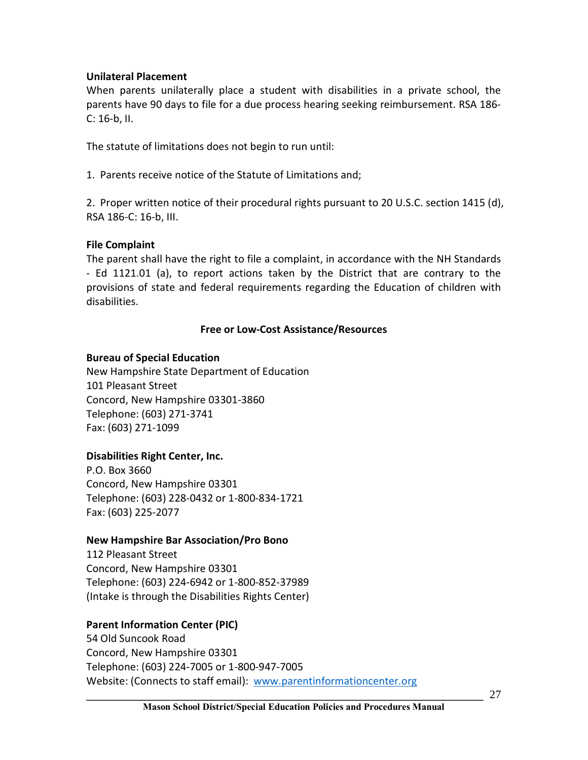**Unilateral Placement**

When parents unilaterally place a student with disabilities in a private school, the parents have 90 days to file for a due process hearing seeking reimbursement. RSA 186-C: 16-b, II.

The statute of limitations does not begin to run until:

1. Parents receive notice of the Statute of Limitations and;

2. Proper written notice of their procedural rights pursuant to 20 U.S.C. section 1415 (d), RSA 186-C: 16-b, III.

**File Complaint**

The parent shall have the right to file a complaint, in accordance with the NH Standards - Ed 1121.01 (a), to report actions taken by the District that are contrary to the provisions of state and federal requirements regarding the Education of children with disabilities.

## Free or Low-Cost Assistance/Resources

**Bureau of Special Education**
New Hampshire State Department of Education
101 Pleasant Street
Concord, New Hampshire 03301-3860
Telephone: (603) 271-3741
Fax: (603) 271-1099

**Disabilities Right Center, Inc.**
P.O. Box 3660
Concord, New Hampshire 03301
Telephone: (603) 228-0432 or 1-800-834-1721
Fax: (603) 225-2077

**New Hampshire Bar Association/Pro Bono**
112 Pleasant Street
Concord, New Hampshire 03301
Telephone: (603) 224-6942 or 1-800-852-37989
(Intake is through the Disabilities Rights Center)

**Parent Information Center (PIC)**
54 Old Suncook Road
Concord, New Hampshire 03301
Telephone: (603) 224-7005 or 1-800-947-7005
Website: (Connects to staff email): www.parentinformationcenter.org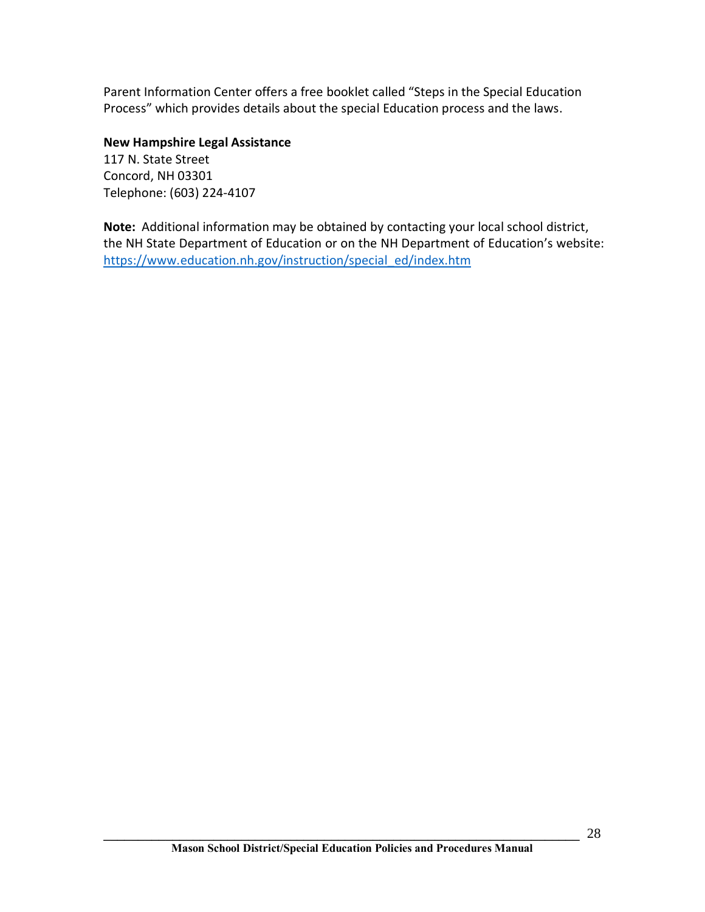Parent Information Center offers a free booklet called "Steps in the Special Education Process" which provides details about the special Education process and the laws.

**New Hampshire Legal Assistance**
117 N. State Street
Concord, NH 03301
Telephone: (603) 224-4107

**Note:** Additional information may be obtained by contacting your local school district, the NH State Department of Education or on the NH Department of Education's website: [https://www.education.nh.gov/instruction/special_ed/index.htm](https://www.education.nh.gov/instruction/special_ed/index.htm)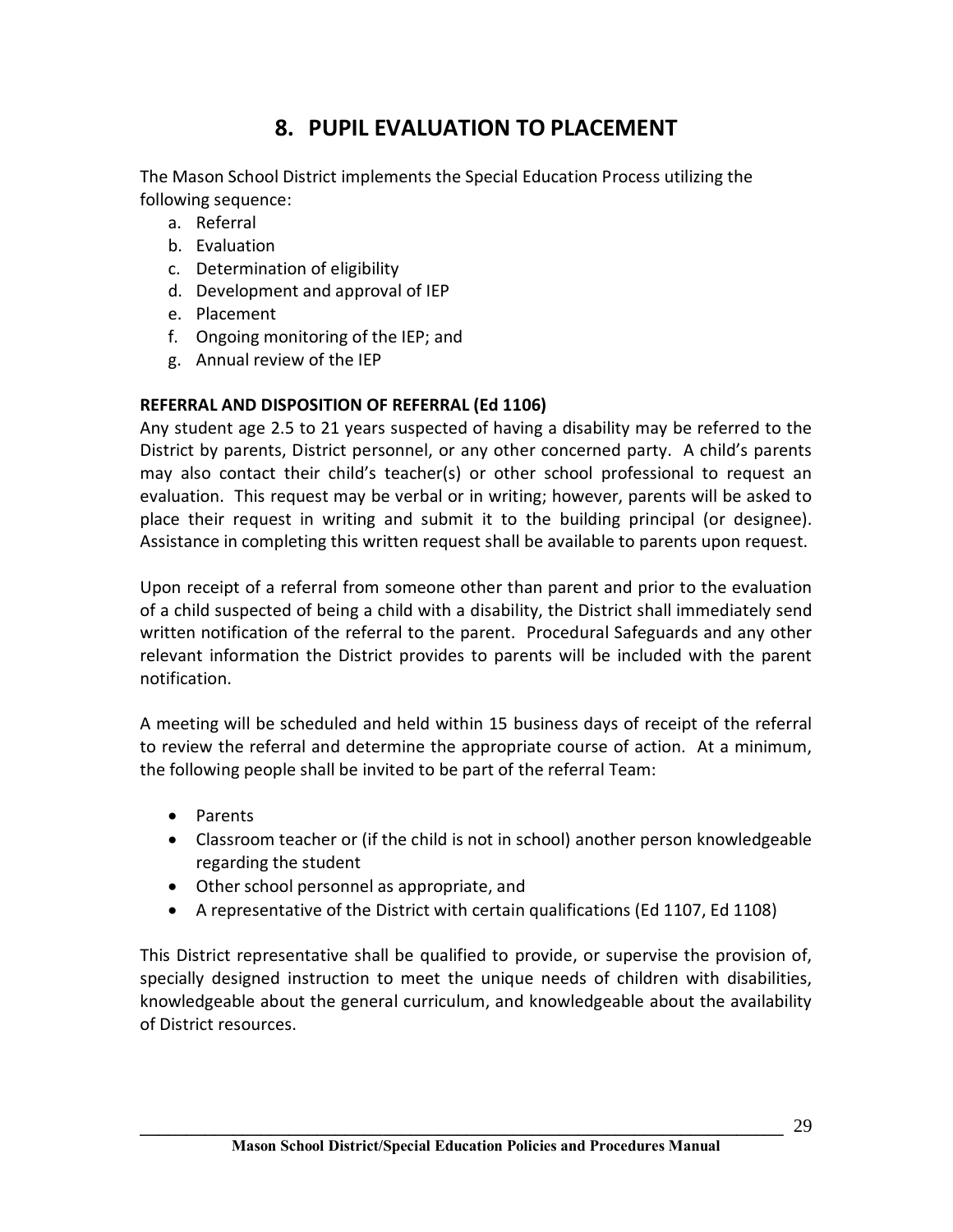# 8. PUPIL EVALUATION TO PLACEMENT

The Mason School District implements the Special Education Process utilizing the following sequence:

a. Referral
b. Evaluation
c. Determination of eligibility
d. Development and approval of IEP
e. Placement
f. Ongoing monitoring of the IEP; and
g. Annual review of the IEP

**REFERRAL AND DISPOSITION OF REFERRAL (Ed 1106)**

Any student age 2.5 to 21 years suspected of having a disability may be referred to the District by parents, District personnel, or any other concerned party. A child's parents may also contact their child's teacher(s) or other school professional to request an evaluation. This request may be verbal or in writing; however, parents will be asked to place their request in writing and submit it to the building principal (or designee). Assistance in completing this written request shall be available to parents upon request.

Upon receipt of a referral from someone other than parent and prior to the evaluation of a child suspected of being a child with a disability, the District shall immediately send written notification of the referral to the parent. Procedural Safeguards and any other relevant information the District provides to parents will be included with the parent notification.

A meeting will be scheduled and held within 15 business days of receipt of the referral to review the referral and determine the appropriate course of action. At a minimum, the following people shall be invited to be part of the referral Team:

- Parents
- Classroom teacher or (if the child is not in school) another person knowledgeable regarding the student
- Other school personnel as appropriate, and
- A representative of the District with certain qualifications (Ed 1107, Ed 1108)

This District representative shall be qualified to provide, or supervise the provision of, specially designed instruction to meet the unique needs of children with disabilities, knowledgeable about the general curriculum, and knowledgeable about the availability of District resources.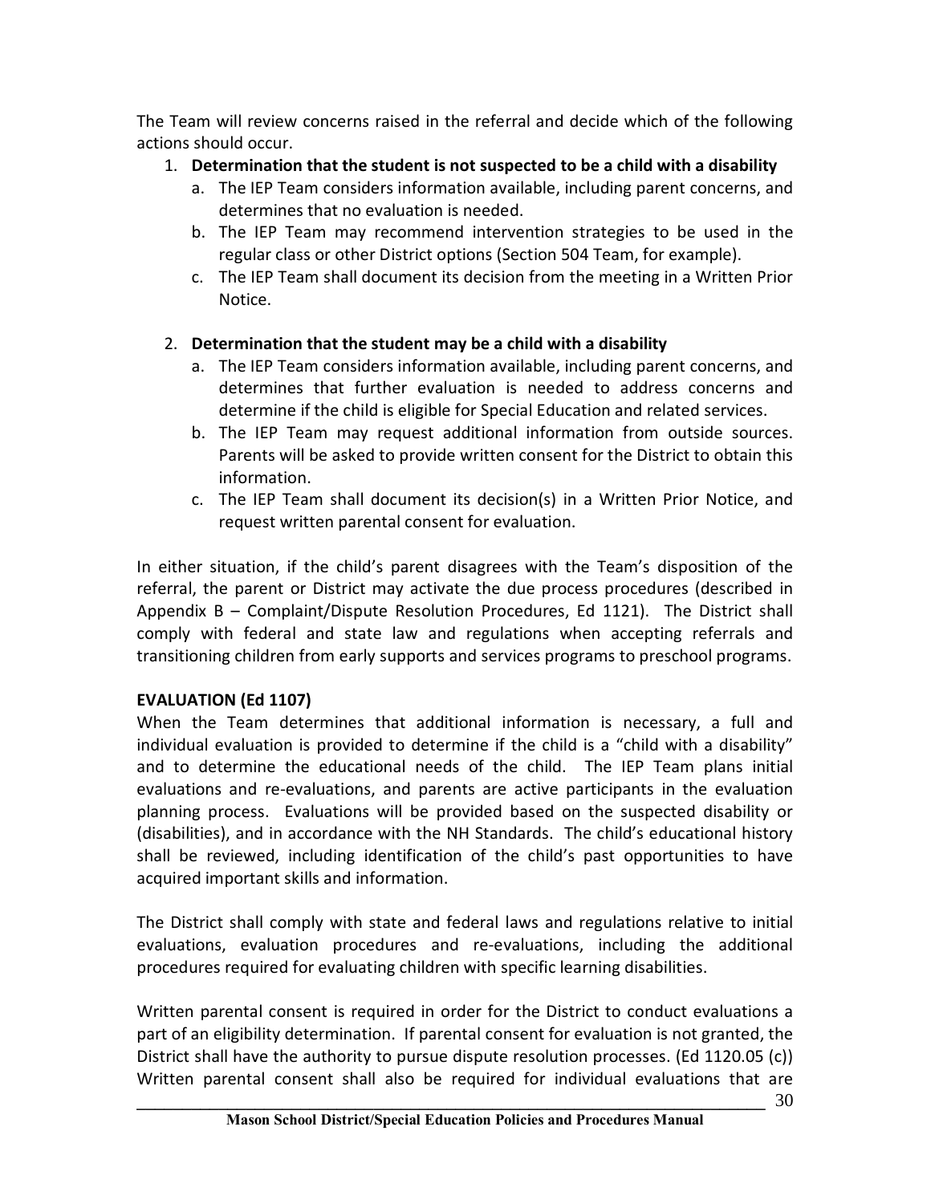The Team will review concerns raised in the referral and decide which of the following actions should occur.

1. **Determination that the student is not suspected to be a child with a disability**
   a. The IEP Team considers information available, including parent concerns, and determines that no evaluation is needed.
   b. The IEP Team may recommend intervention strategies to be used in the regular class or other District options (Section 504 Team, for example).
   c. The IEP Team shall document its decision from the meeting in a Written Prior Notice.

2. **Determination that the student may be a child with a disability**
   a. The IEP Team considers information available, including parent concerns, and determines that further evaluation is needed to address concerns and determine if the child is eligible for Special Education and related services.
   b. The IEP Team may request additional information from outside sources. Parents will be asked to provide written consent for the District to obtain this information.
   c. The IEP Team shall document its decision(s) in a Written Prior Notice, and request written parental consent for evaluation.

In either situation, if the child's parent disagrees with the Team's disposition of the referral, the parent or District may activate the due process procedures (described in Appendix B – Complaint/Dispute Resolution Procedures, Ed 1121). The District shall comply with federal and state law and regulations when accepting referrals and transitioning children from early supports and services programs to preschool programs.

**EVALUATION (Ed 1107)**

When the Team determines that additional information is necessary, a full and individual evaluation is provided to determine if the child is a "child with a disability" and to determine the educational needs of the child. The IEP Team plans initial evaluations and re-evaluations, and parents are active participants in the evaluation planning process. Evaluations will be provided based on the suspected disability or (disabilities), and in accordance with the NH Standards. The child's educational history shall be reviewed, including identification of the child's past opportunities to have acquired important skills and information.

The District shall comply with state and federal laws and regulations relative to initial evaluations, evaluation procedures and re-evaluations, including the additional procedures required for evaluating children with specific learning disabilities.

Written parental consent is required in order for the District to conduct evaluations a part of an eligibility determination. If parental consent for evaluation is not granted, the District shall have the authority to pursue dispute resolution processes. (Ed 1120.05 (c)) Written parental consent shall also be required for individual evaluations that are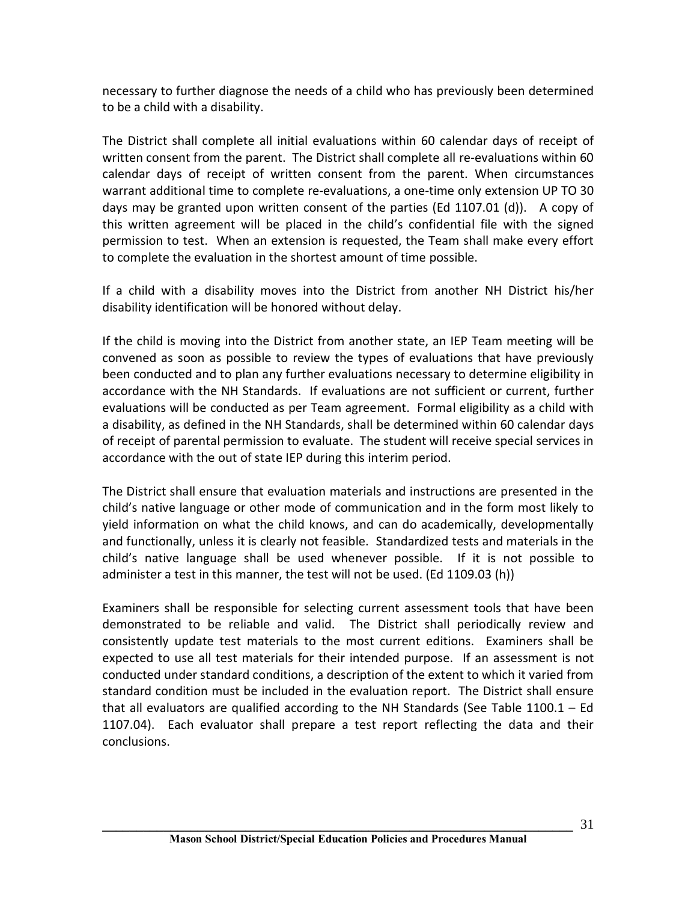necessary to further diagnose the needs of a child who has previously been determined to be a child with a disability.

The District shall complete all initial evaluations within 60 calendar days of receipt of written consent from the parent. The District shall complete all re-evaluations within 60 calendar days of receipt of written consent from the parent. When circumstances warrant additional time to complete re-evaluations, a one-time only extension UP TO 30 days may be granted upon written consent of the parties (Ed 1107.01 (d)). A copy of this written agreement will be placed in the child's confidential file with the signed permission to test. When an extension is requested, the Team shall make every effort to complete the evaluation in the shortest amount of time possible.

If a child with a disability moves into the District from another NH District his/her disability identification will be honored without delay.

If the child is moving into the District from another state, an IEP Team meeting will be convened as soon as possible to review the types of evaluations that have previously been conducted and to plan any further evaluations necessary to determine eligibility in accordance with the NH Standards. If evaluations are not sufficient or current, further evaluations will be conducted as per Team agreement. Formal eligibility as a child with a disability, as defined in the NH Standards, shall be determined within 60 calendar days of receipt of parental permission to evaluate. The student will receive special services in accordance with the out of state IEP during this interim period.

The District shall ensure that evaluation materials and instructions are presented in the child's native language or other mode of communication and in the form most likely to yield information on what the child knows, and can do academically, developmentally and functionally, unless it is clearly not feasible. Standardized tests and materials in the child's native language shall be used whenever possible. If it is not possible to administer a test in this manner, the test will not be used. (Ed 1109.03 (h))

Examiners shall be responsible for selecting current assessment tools that have been demonstrated to be reliable and valid. The District shall periodically review and consistently update test materials to the most current editions. Examiners shall be expected to use all test materials for their intended purpose. If an assessment is not conducted under standard conditions, a description of the extent to which it varied from standard condition must be included in the evaluation report. The District shall ensure that all evaluators are qualified according to the NH Standards (See Table 1100.1 – Ed 1107.04). Each evaluator shall prepare a test report reflecting the data and their conclusions.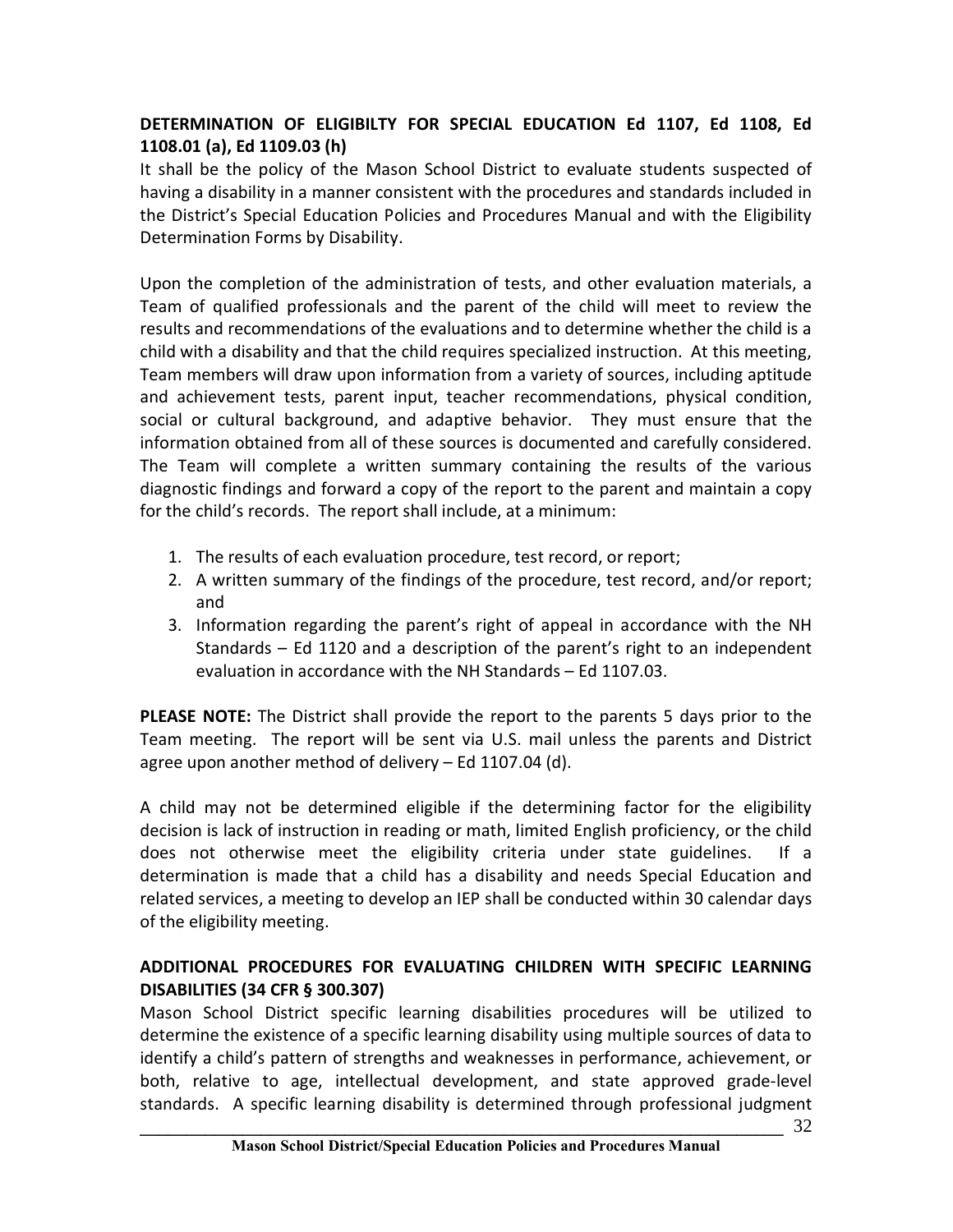**DETERMINATION OF ELIGIBILTY FOR SPECIAL EDUCATION Ed 1107, Ed 1108, Ed 1108.01 (a), Ed 1109.03 (h)**

It shall be the policy of the Mason School District to evaluate students suspected of having a disability in a manner consistent with the procedures and standards included in the District's Special Education Policies and Procedures Manual and with the Eligibility Determination Forms by Disability.

Upon the completion of the administration of tests, and other evaluation materials, a Team of qualified professionals and the parent of the child will meet to review the results and recommendations of the evaluations and to determine whether the child is a child with a disability and that the child requires specialized instruction. At this meeting, Team members will draw upon information from a variety of sources, including aptitude and achievement tests, parent input, teacher recommendations, physical condition, social or cultural background, and adaptive behavior. They must ensure that the information obtained from all of these sources is documented and carefully considered. The Team will complete a written summary containing the results of the various diagnostic findings and forward a copy of the report to the parent and maintain a copy for the child's records. The report shall include, at a minimum:

1. The results of each evaluation procedure, test record, or report;
2. A written summary of the findings of the procedure, test record, and/or report; and
3. Information regarding the parent's right of appeal in accordance with the NH Standards – Ed 1120 and a description of the parent's right to an independent evaluation in accordance with the NH Standards – Ed 1107.03.

**PLEASE NOTE:** The District shall provide the report to the parents 5 days prior to the Team meeting. The report will be sent via U.S. mail unless the parents and District agree upon another method of delivery – Ed 1107.04 (d).

A child may not be determined eligible if the determining factor for the eligibility decision is lack of instruction in reading or math, limited English proficiency, or the child does not otherwise meet the eligibility criteria under state guidelines. If a determination is made that a child has a disability and needs Special Education and related services, a meeting to develop an IEP shall be conducted within 30 calendar days of the eligibility meeting.

**ADDITIONAL PROCEDURES FOR EVALUATING CHILDREN WITH SPECIFIC LEARNING DISABILITIES (34 CFR § 300.307)**

Mason School District specific learning disabilities procedures will be utilized to determine the existence of a specific learning disability using multiple sources of data to identify a child's pattern of strengths and weaknesses in performance, achievement, or both, relative to age, intellectual development, and state approved grade-level standards. A specific learning disability is determined through professional judgment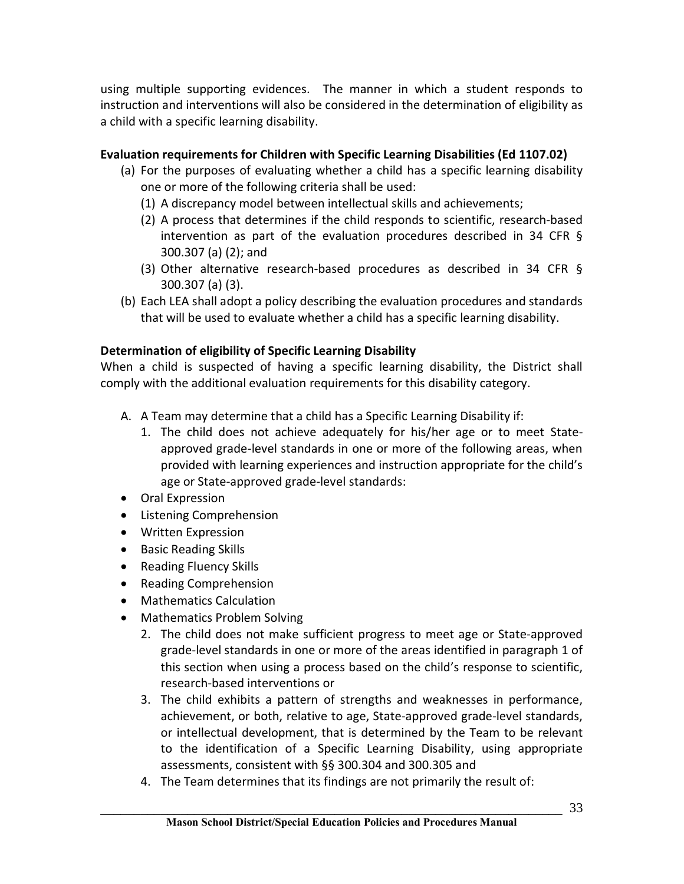using multiple supporting evidences. The manner in which a student responds to instruction and interventions will also be considered in the determination of eligibility as a child with a specific learning disability.

**Evaluation requirements for Children with Specific Learning Disabilities (Ed 1107.02)**

(a) For the purposes of evaluating whether a child has a specific learning disability one or more of the following criteria shall be used:
   (1) A discrepancy model between intellectual skills and achievements;
   (2) A process that determines if the child responds to scientific, research-based intervention as part of the evaluation procedures described in 34 CFR § 300.307 (a) (2); and
   (3) Other alternative research-based procedures as described in 34 CFR § 300.307 (a) (3).

(b) Each LEA shall adopt a policy describing the evaluation procedures and standards that will be used to evaluate whether a child has a specific learning disability.

**Determination of eligibility of Specific Learning Disability**

When a child is suspected of having a specific learning disability, the District shall comply with the additional evaluation requirements for this disability category.

A. A Team may determine that a child has a Specific Learning Disability if:
   1. The child does not achieve adequately for his/her age or to meet State-approved grade-level standards in one or more of the following areas, when provided with learning experiences and instruction appropriate for the child's age or State-approved grade-level standards:

- Oral Expression
- Listening Comprehension
- Written Expression
- Basic Reading Skills
- Reading Fluency Skills
- Reading Comprehension
- Mathematics Calculation
- Mathematics Problem Solving

   2. The child does not make sufficient progress to meet age or State-approved grade-level standards in one or more of the areas identified in paragraph 1 of this section when using a process based on the child's response to scientific, research-based interventions or
   3. The child exhibits a pattern of strengths and weaknesses in performance, achievement, or both, relative to age, State-approved grade-level standards, or intellectual development, that is determined by the Team to be relevant to the identification of a Specific Learning Disability, using appropriate assessments, consistent with §§ 300.304 and 300.305 and
   4. The Team determines that its findings are not primarily the result of: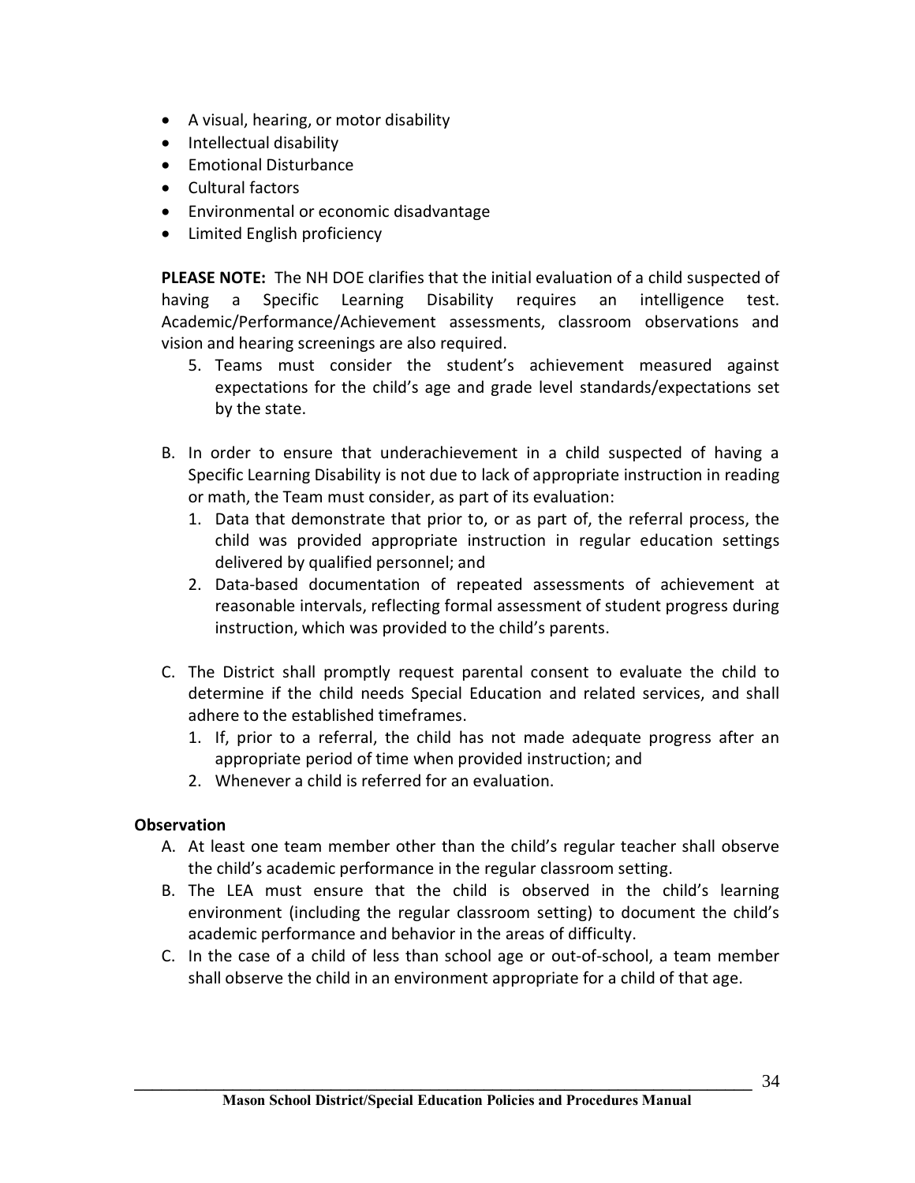- A visual, hearing, or motor disability
- Intellectual disability
- Emotional Disturbance
- Cultural factors
- Environmental or economic disadvantage
- Limited English proficiency

**PLEASE NOTE:** The NH DOE clarifies that the initial evaluation of a child suspected of having a Specific Learning Disability requires an intelligence test. Academic/Performance/Achievement assessments, classroom observations and vision and hearing screenings are also required.

5. Teams must consider the student's achievement measured against expectations for the child's age and grade level standards/expectations set by the state.

B. In order to ensure that underachievement in a child suspected of having a Specific Learning Disability is not due to lack of appropriate instruction in reading or math, the Team must consider, as part of its evaluation:
   1. Data that demonstrate that prior to, or as part of, the referral process, the child was provided appropriate instruction in regular education settings delivered by qualified personnel; and
   2. Data-based documentation of repeated assessments of achievement at reasonable intervals, reflecting formal assessment of student progress during instruction, which was provided to the child's parents.

C. The District shall promptly request parental consent to evaluate the child to determine if the child needs Special Education and related services, and shall adhere to the established timeframes.
   1. If, prior to a referral, the child has not made adequate progress after an appropriate period of time when provided instruction; and
   2. Whenever a child is referred for an evaluation.

**Observation**

A. At least one team member other than the child's regular teacher shall observe the child's academic performance in the regular classroom setting.
B. The LEA must ensure that the child is observed in the child's learning environment (including the regular classroom setting) to document the child's academic performance and behavior in the areas of difficulty.
C. In the case of a child of less than school age or out-of-school, a team member shall observe the child in an environment appropriate for a child of that age.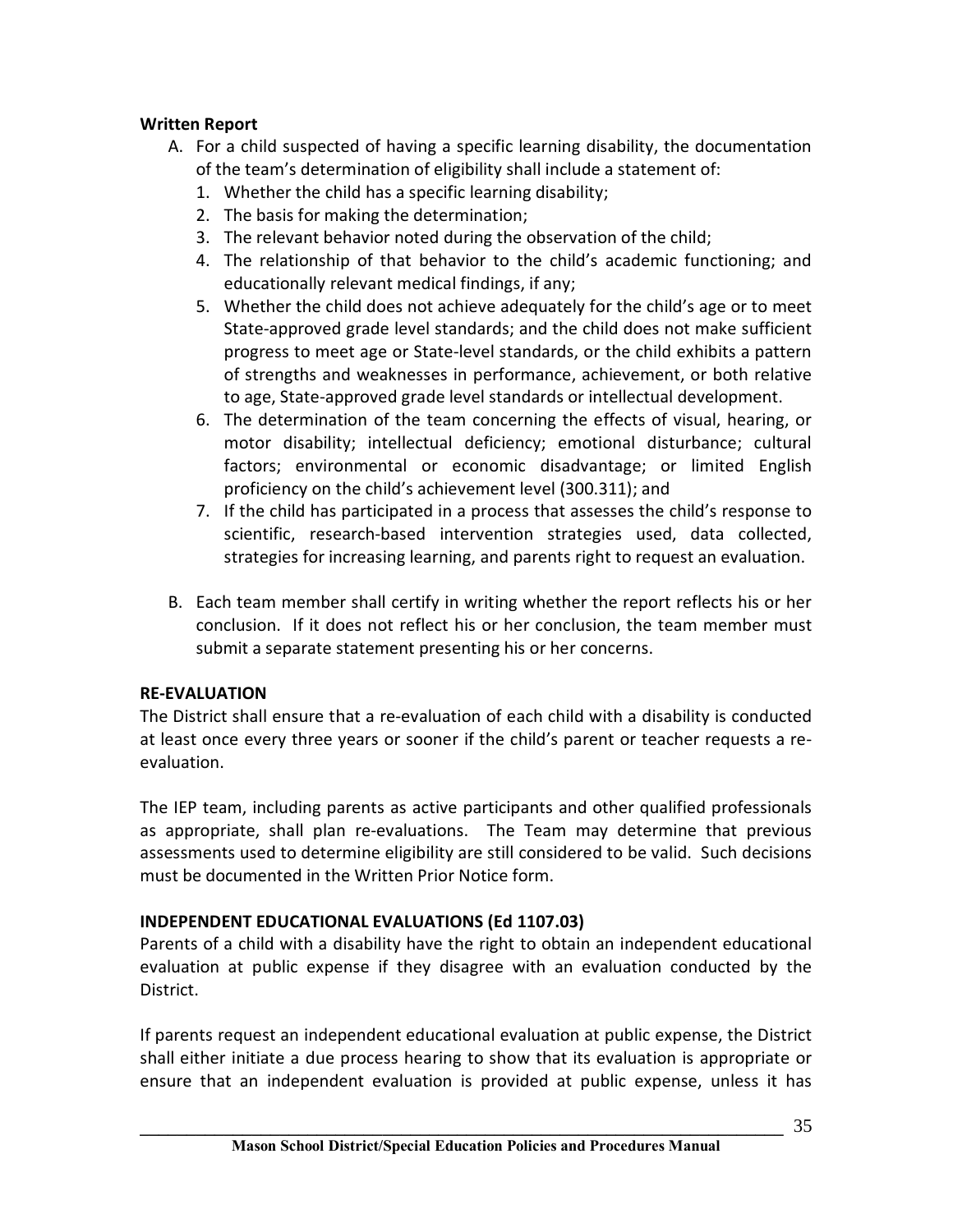**Written Report**

A. For a child suspected of having a specific learning disability, the documentation of the team's determination of eligibility shall include a statement of:
   1. Whether the child has a specific learning disability;
   2. The basis for making the determination;
   3. The relevant behavior noted during the observation of the child;
   4. The relationship of that behavior to the child's academic functioning; and educationally relevant medical findings, if any;
   5. Whether the child does not achieve adequately for the child's age or to meet State-approved grade level standards; and the child does not make sufficient progress to meet age or State-level standards, or the child exhibits a pattern of strengths and weaknesses in performance, achievement, or both relative to age, State-approved grade level standards or intellectual development.
   6. The determination of the team concerning the effects of visual, hearing, or motor disability; intellectual deficiency; emotional disturbance; cultural factors; environmental or economic disadvantage; or limited English proficiency on the child's achievement level (300.311); and
   7. If the child has participated in a process that assesses the child's response to scientific, research-based intervention strategies used, data collected, strategies for increasing learning, and parents right to request an evaluation.

B. Each team member shall certify in writing whether the report reflects his or her conclusion. If it does not reflect his or her conclusion, the team member must submit a separate statement presenting his or her concerns.

**RE-EVALUATION**

The District shall ensure that a re-evaluation of each child with a disability is conducted at least once every three years or sooner if the child's parent or teacher requests a re-evaluation.

The IEP team, including parents as active participants and other qualified professionals as appropriate, shall plan re-evaluations. The Team may determine that previous assessments used to determine eligibility are still considered to be valid. Such decisions must be documented in the Written Prior Notice form.

**INDEPENDENT EDUCATIONAL EVALUATIONS (Ed 1107.03)**

Parents of a child with a disability have the right to obtain an independent educational evaluation at public expense if they disagree with an evaluation conducted by the District.

If parents request an independent educational evaluation at public expense, the District shall either initiate a due process hearing to show that its evaluation is appropriate or ensure that an independent evaluation is provided at public expense, unless it has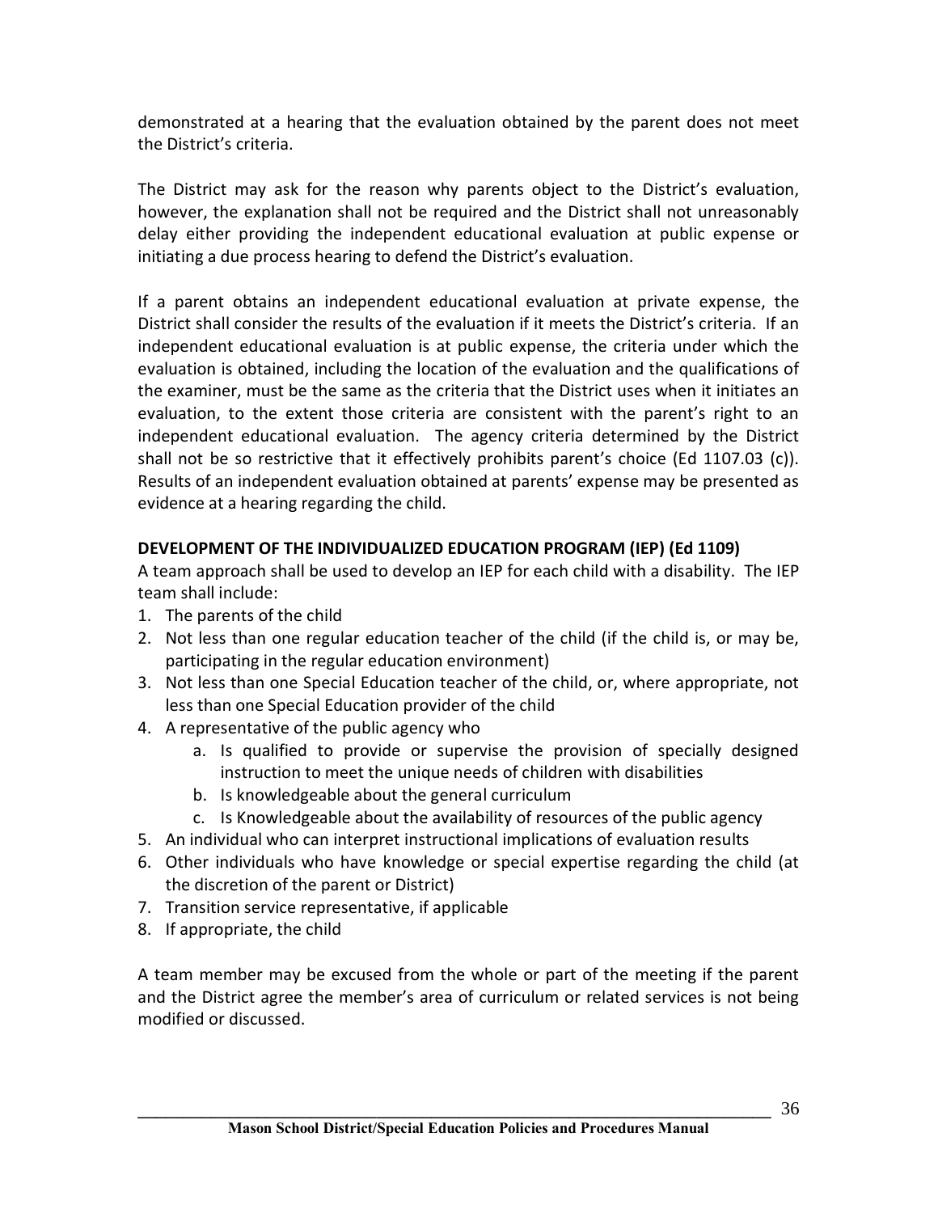demonstrated at a hearing that the evaluation obtained by the parent does not meet the District's criteria.

The District may ask for the reason why parents object to the District's evaluation, however, the explanation shall not be required and the District shall not unreasonably delay either providing the independent educational evaluation at public expense or initiating a due process hearing to defend the District's evaluation.

If a parent obtains an independent educational evaluation at private expense, the District shall consider the results of the evaluation if it meets the District's criteria. If an independent educational evaluation is at public expense, the criteria under which the evaluation is obtained, including the location of the evaluation and the qualifications of the examiner, must be the same as the criteria that the District uses when it initiates an evaluation, to the extent those criteria are consistent with the parent's right to an independent educational evaluation. The agency criteria determined by the District shall not be so restrictive that it effectively prohibits parent's choice (Ed 1107.03 (c)). Results of an independent evaluation obtained at parents' expense may be presented as evidence at a hearing regarding the child.

**DEVELOPMENT OF THE INDIVIDUALIZED EDUCATION PROGRAM (IEP) (Ed 1109)**

A team approach shall be used to develop an IEP for each child with a disability. The IEP team shall include:

1. The parents of the child
2. Not less than one regular education teacher of the child (if the child is, or may be, participating in the regular education environment)
3. Not less than one Special Education teacher of the child, or, where appropriate, not less than one Special Education provider of the child
4. A representative of the public agency who
    a. Is qualified to provide or supervise the provision of specially designed instruction to meet the unique needs of children with disabilities
    b. Is knowledgeable about the general curriculum
    c. Is Knowledgeable about the availability of resources of the public agency
5. An individual who can interpret instructional implications of evaluation results
6. Other individuals who have knowledge or special expertise regarding the child (at the discretion of the parent or District)
7. Transition service representative, if applicable
8. If appropriate, the child

A team member may be excused from the whole or part of the meeting if the parent and the District agree the member's area of curriculum or related services is not being modified or discussed.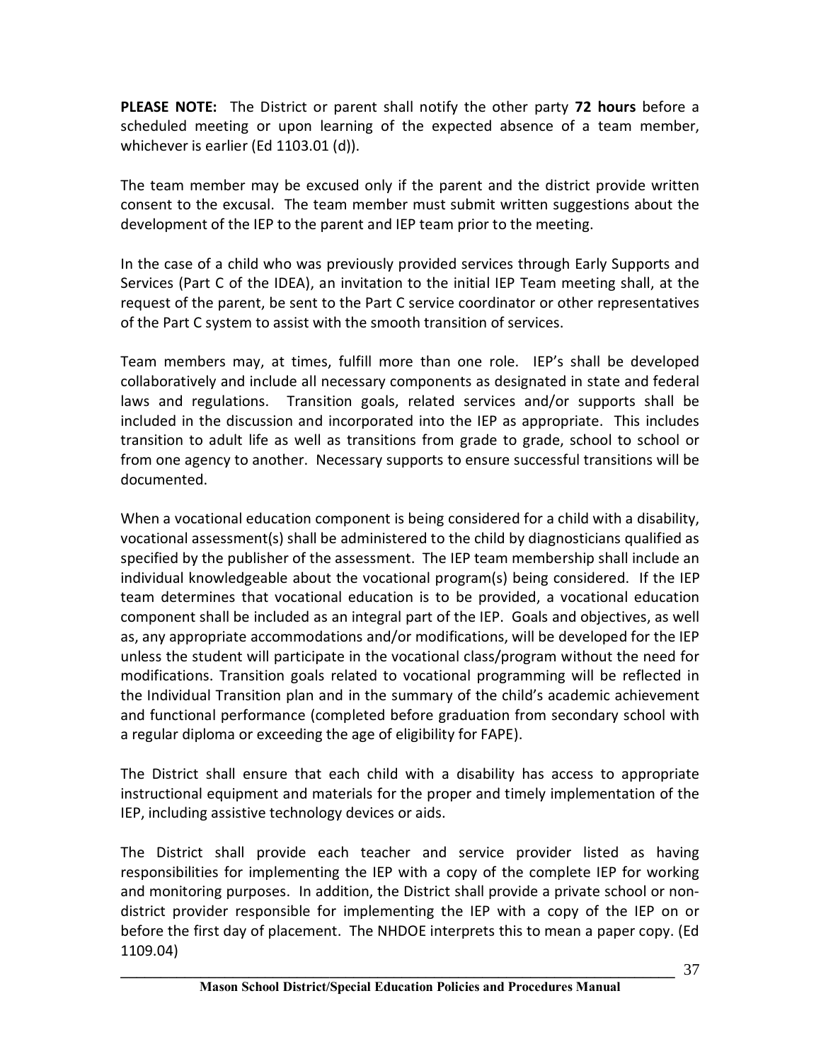**PLEASE NOTE:** The District or parent shall notify the other party **72 hours** before a scheduled meeting or upon learning of the expected absence of a team member, whichever is earlier (Ed 1103.01 (d)).

The team member may be excused only if the parent and the district provide written consent to the excusal. The team member must submit written suggestions about the development of the IEP to the parent and IEP team prior to the meeting.

In the case of a child who was previously provided services through Early Supports and Services (Part C of the IDEA), an invitation to the initial IEP Team meeting shall, at the request of the parent, be sent to the Part C service coordinator or other representatives of the Part C system to assist with the smooth transition of services.

Team members may, at times, fulfill more than one role. IEP's shall be developed collaboratively and include all necessary components as designated in state and federal laws and regulations. Transition goals, related services and/or supports shall be included in the discussion and incorporated into the IEP as appropriate. This includes transition to adult life as well as transitions from grade to grade, school to school or from one agency to another. Necessary supports to ensure successful transitions will be documented.

When a vocational education component is being considered for a child with a disability, vocational assessment(s) shall be administered to the child by diagnosticians qualified as specified by the publisher of the assessment. The IEP team membership shall include an individual knowledgeable about the vocational program(s) being considered. If the IEP team determines that vocational education is to be provided, a vocational education component shall be included as an integral part of the IEP. Goals and objectives, as well as, any appropriate accommodations and/or modifications, will be developed for the IEP unless the student will participate in the vocational class/program without the need for modifications. Transition goals related to vocational programming will be reflected in the Individual Transition plan and in the summary of the child's academic achievement and functional performance (completed before graduation from secondary school with a regular diploma or exceeding the age of eligibility for FAPE).

The District shall ensure that each child with a disability has access to appropriate instructional equipment and materials for the proper and timely implementation of the IEP, including assistive technology devices or aids.

The District shall provide each teacher and service provider listed as having responsibilities for implementing the IEP with a copy of the complete IEP for working and monitoring purposes. In addition, the District shall provide a private school or non-district provider responsible for implementing the IEP with a copy of the IEP on or before the first day of placement. The NHDOE interprets this to mean a paper copy. (Ed 1109.04)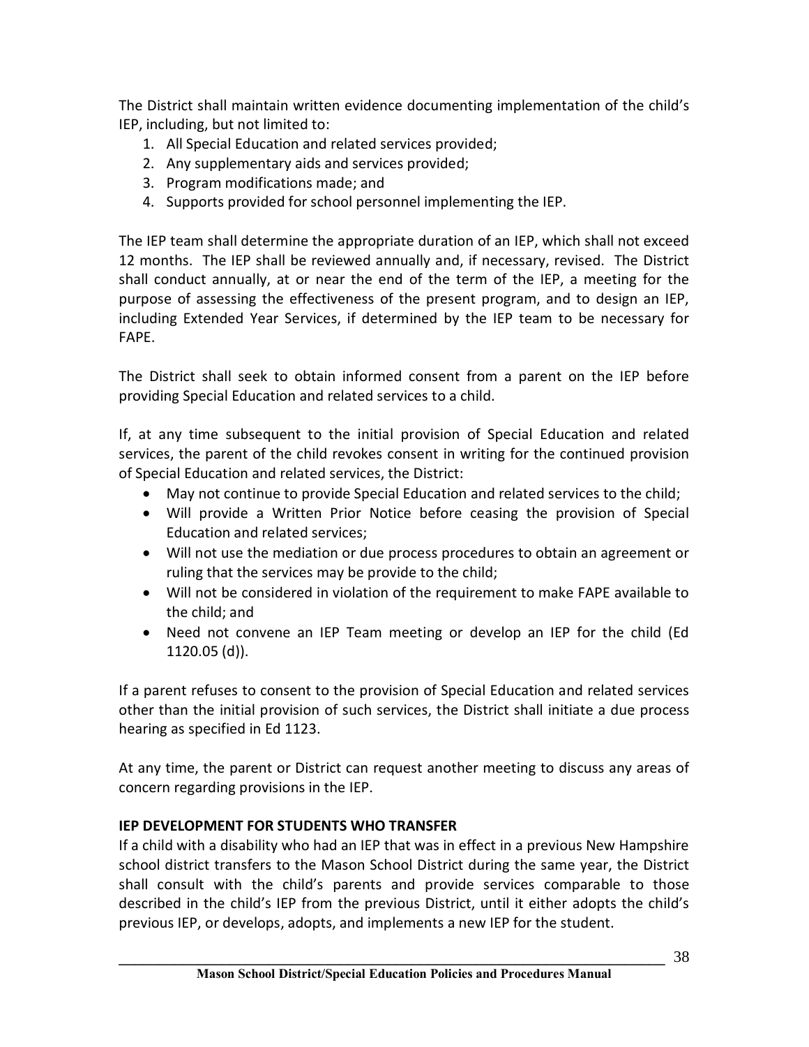The District shall maintain written evidence documenting implementation of the child's IEP, including, but not limited to:

1. All Special Education and related services provided;
2. Any supplementary aids and services provided;
3. Program modifications made; and
4. Supports provided for school personnel implementing the IEP.

The IEP team shall determine the appropriate duration of an IEP, which shall not exceed 12 months. The IEP shall be reviewed annually and, if necessary, revised. The District shall conduct annually, at or near the end of the term of the IEP, a meeting for the purpose of assessing the effectiveness of the present program, and to design an IEP, including Extended Year Services, if determined by the IEP team to be necessary for FAPE.

The District shall seek to obtain informed consent from a parent on the IEP before providing Special Education and related services to a child.

If, at any time subsequent to the initial provision of Special Education and related services, the parent of the child revokes consent in writing for the continued provision of Special Education and related services, the District:

- May not continue to provide Special Education and related services to the child;
- Will provide a Written Prior Notice before ceasing the provision of Special Education and related services;
- Will not use the mediation or due process procedures to obtain an agreement or ruling that the services may be provide to the child;
- Will not be considered in violation of the requirement to make FAPE available to the child; and
- Need not convene an IEP Team meeting or develop an IEP for the child (Ed 1120.05 (d)).

If a parent refuses to consent to the provision of Special Education and related services other than the initial provision of such services, the District shall initiate a due process hearing as specified in Ed 1123.

At any time, the parent or District can request another meeting to discuss any areas of concern regarding provisions in the IEP.

**IEP DEVELOPMENT FOR STUDENTS WHO TRANSFER**

If a child with a disability who had an IEP that was in effect in a previous New Hampshire school district transfers to the Mason School District during the same year, the District shall consult with the child's parents and provide services comparable to those described in the child's IEP from the previous District, until it either adopts the child's previous IEP, or develops, adopts, and implements a new IEP for the student.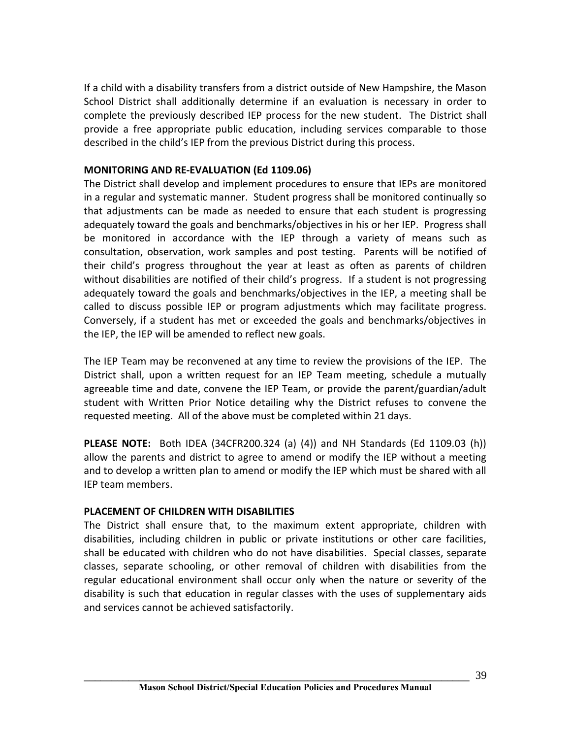If a child with a disability transfers from a district outside of New Hampshire, the Mason School District shall additionally determine if an evaluation is necessary in order to complete the previously described IEP process for the new student. The District shall provide a free appropriate public education, including services comparable to those described in the child's IEP from the previous District during this process.

**MONITORING AND RE-EVALUATION (Ed 1109.06)**

The District shall develop and implement procedures to ensure that IEPs are monitored in a regular and systematic manner. Student progress shall be monitored continually so that adjustments can be made as needed to ensure that each student is progressing adequately toward the goals and benchmarks/objectives in his or her IEP. Progress shall be monitored in accordance with the IEP through a variety of means such as consultation, observation, work samples and post testing. Parents will be notified of their child's progress throughout the year at least as often as parents of children without disabilities are notified of their child's progress. If a student is not progressing adequately toward the goals and benchmarks/objectives in the IEP, a meeting shall be called to discuss possible IEP or program adjustments which may facilitate progress. Conversely, if a student has met or exceeded the goals and benchmarks/objectives in the IEP, the IEP will be amended to reflect new goals.

The IEP Team may be reconvened at any time to review the provisions of the IEP. The District shall, upon a written request for an IEP Team meeting, schedule a mutually agreeable time and date, convene the IEP Team, or provide the parent/guardian/adult student with Written Prior Notice detailing why the District refuses to convene the requested meeting. All of the above must be completed within 21 days.

**PLEASE NOTE:** Both IDEA (34CFR200.324 (a) (4)) and NH Standards (Ed 1109.03 (h)) allow the parents and district to agree to amend or modify the IEP without a meeting and to develop a written plan to amend or modify the IEP which must be shared with all IEP team members.

**PLACEMENT OF CHILDREN WITH DISABILITIES**

The District shall ensure that, to the maximum extent appropriate, children with disabilities, including children in public or private institutions or other care facilities, shall be educated with children who do not have disabilities. Special classes, separate classes, separate schooling, or other removal of children with disabilities from the regular educational environment shall occur only when the nature or severity of the disability is such that education in regular classes with the uses of supplementary aids and services cannot be achieved satisfactorily.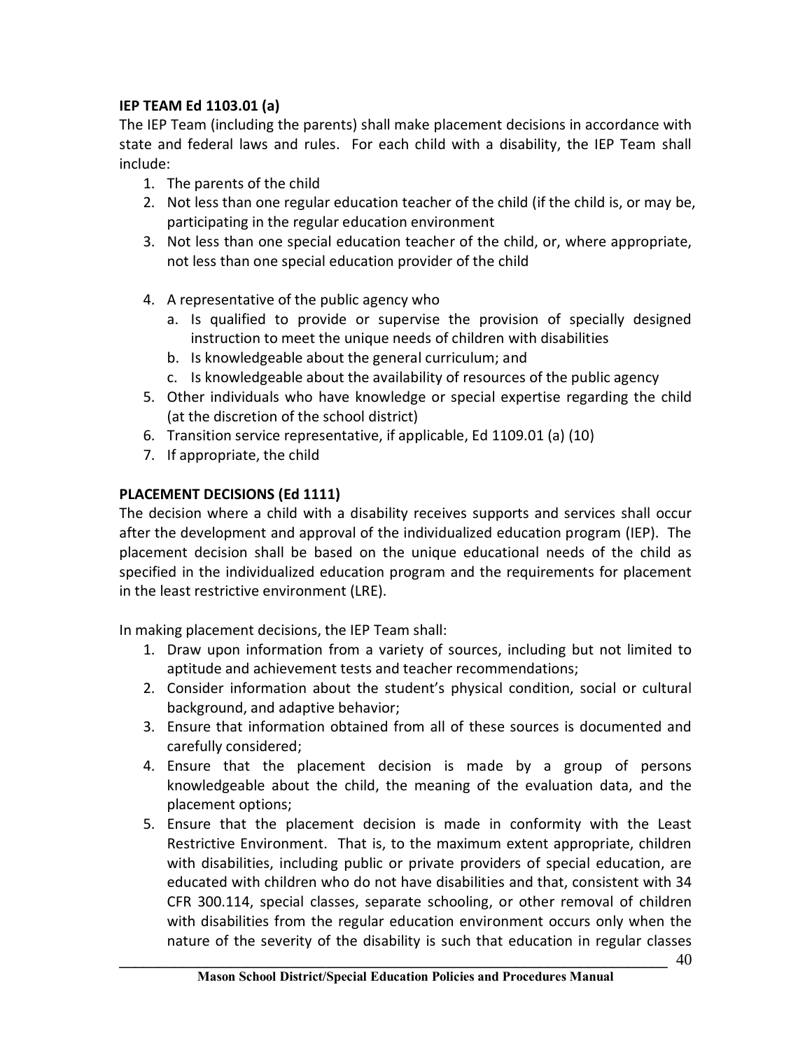**IEP TEAM Ed 1103.01 (a)**

The IEP Team (including the parents) shall make placement decisions in accordance with state and federal laws and rules. For each child with a disability, the IEP Team shall include:

1. The parents of the child
2. Not less than one regular education teacher of the child (if the child is, or may be, participating in the regular education environment
3. Not less than one special education teacher of the child, or, where appropriate, not less than one special education provider of the child
4. A representative of the public agency who
   a. Is qualified to provide or supervise the provision of specially designed instruction to meet the unique needs of children with disabilities
   b. Is knowledgeable about the general curriculum; and
   c. Is knowledgeable about the availability of resources of the public agency
5. Other individuals who have knowledge or special expertise regarding the child (at the discretion of the school district)
6. Transition service representative, if applicable, Ed 1109.01 (a) (10)
7. If appropriate, the child

**PLACEMENT DECISIONS (Ed 1111)**

The decision where a child with a disability receives supports and services shall occur after the development and approval of the individualized education program (IEP). The placement decision shall be based on the unique educational needs of the child as specified in the individualized education program and the requirements for placement in the least restrictive environment (LRE).

In making placement decisions, the IEP Team shall:

1. Draw upon information from a variety of sources, including but not limited to aptitude and achievement tests and teacher recommendations;
2. Consider information about the student's physical condition, social or cultural background, and adaptive behavior;
3. Ensure that information obtained from all of these sources is documented and carefully considered;
4. Ensure that the placement decision is made by a group of persons knowledgeable about the child, the meaning of the evaluation data, and the placement options;
5. Ensure that the placement decision is made in conformity with the Least Restrictive Environment. That is, to the maximum extent appropriate, children with disabilities, including public or private providers of special education, are educated with children who do not have disabilities and that, consistent with 34 CFR 300.114, special classes, separate schooling, or other removal of children with disabilities from the regular education environment occurs only when the nature of the severity of the disability is such that education in regular classes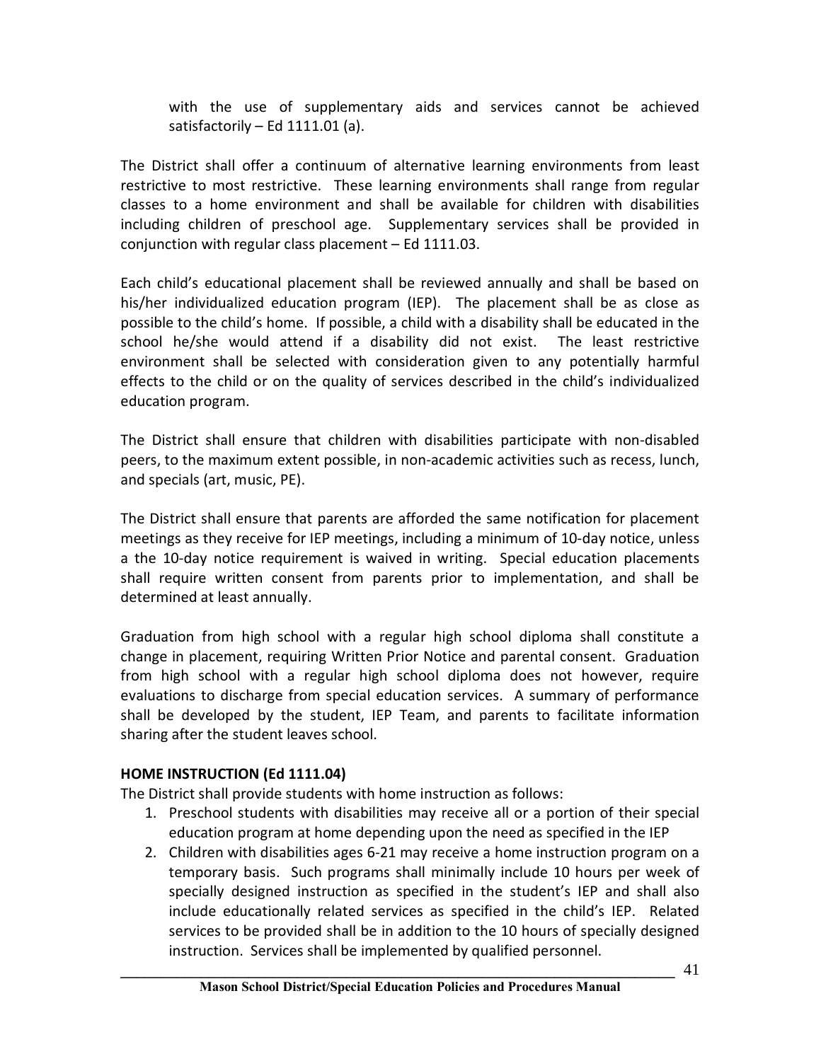with the use of supplementary aids and services cannot be achieved satisfactorily – Ed 1111.01 (a).

The District shall offer a continuum of alternative learning environments from least restrictive to most restrictive. These learning environments shall range from regular classes to a home environment and shall be available for children with disabilities including children of preschool age. Supplementary services shall be provided in conjunction with regular class placement – Ed 1111.03.

Each child's educational placement shall be reviewed annually and shall be based on his/her individualized education program (IEP). The placement shall be as close as possible to the child's home. If possible, a child with a disability shall be educated in the school he/she would attend if a disability did not exist. The least restrictive environment shall be selected with consideration given to any potentially harmful effects to the child or on the quality of services described in the child's individualized education program.

The District shall ensure that children with disabilities participate with non-disabled peers, to the maximum extent possible, in non-academic activities such as recess, lunch, and specials (art, music, PE).

The District shall ensure that parents are afforded the same notification for placement meetings as they receive for IEP meetings, including a minimum of 10-day notice, unless a the 10-day notice requirement is waived in writing. Special education placements shall require written consent from parents prior to implementation, and shall be determined at least annually.

Graduation from high school with a regular high school diploma shall constitute a change in placement, requiring Written Prior Notice and parental consent. Graduation from high school with a regular high school diploma does not however, require evaluations to discharge from special education services. A summary of performance shall be developed by the student, IEP Team, and parents to facilitate information sharing after the student leaves school.

**HOME INSTRUCTION (Ed 1111.04)**

The District shall provide students with home instruction as follows:

1. Preschool students with disabilities may receive all or a portion of their special education program at home depending upon the need as specified in the IEP
2. Children with disabilities ages 6-21 may receive a home instruction program on a temporary basis. Such programs shall minimally include 10 hours per week of specially designed instruction as specified in the student's IEP and shall also include educationally related services as specified in the child's IEP. Related services to be provided shall be in addition to the 10 hours of specially designed instruction. Services shall be implemented by qualified personnel.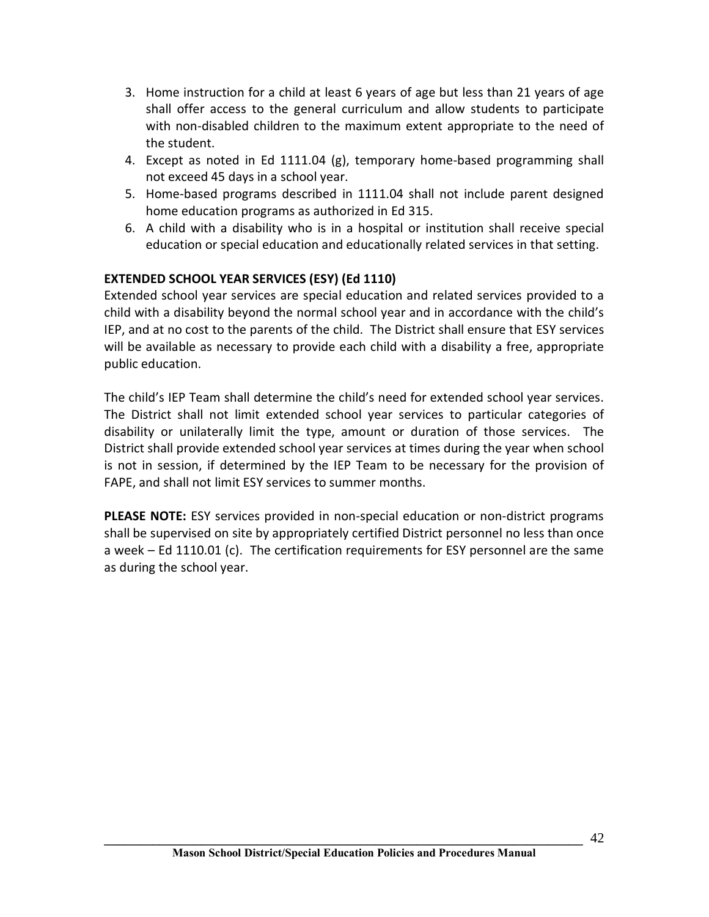3. Home instruction for a child at least 6 years of age but less than 21 years of age shall offer access to the general curriculum and allow students to participate with non-disabled children to the maximum extent appropriate to the need of the student.
4. Except as noted in Ed 1111.04 (g), temporary home-based programming shall not exceed 45 days in a school year.
5. Home-based programs described in 1111.04 shall not include parent designed home education programs as authorized in Ed 315.
6. A child with a disability who is in a hospital or institution shall receive special education or special education and educationally related services in that setting.

**EXTENDED SCHOOL YEAR SERVICES (ESY) (Ed 1110)**

Extended school year services are special education and related services provided to a child with a disability beyond the normal school year and in accordance with the child's IEP, and at no cost to the parents of the child. The District shall ensure that ESY services will be available as necessary to provide each child with a disability a free, appropriate public education.

The child's IEP Team shall determine the child's need for extended school year services. The District shall not limit extended school year services to particular categories of disability or unilaterally limit the type, amount or duration of those services. The District shall provide extended school year services at times during the year when school is not in session, if determined by the IEP Team to be necessary for the provision of FAPE, and shall not limit ESY services to summer months.

**PLEASE NOTE:** ESY services provided in non-special education or non-district programs shall be supervised on site by appropriately certified District personnel no less than once a week – Ed 1110.01 (c). The certification requirements for ESY personnel are the same as during the school year.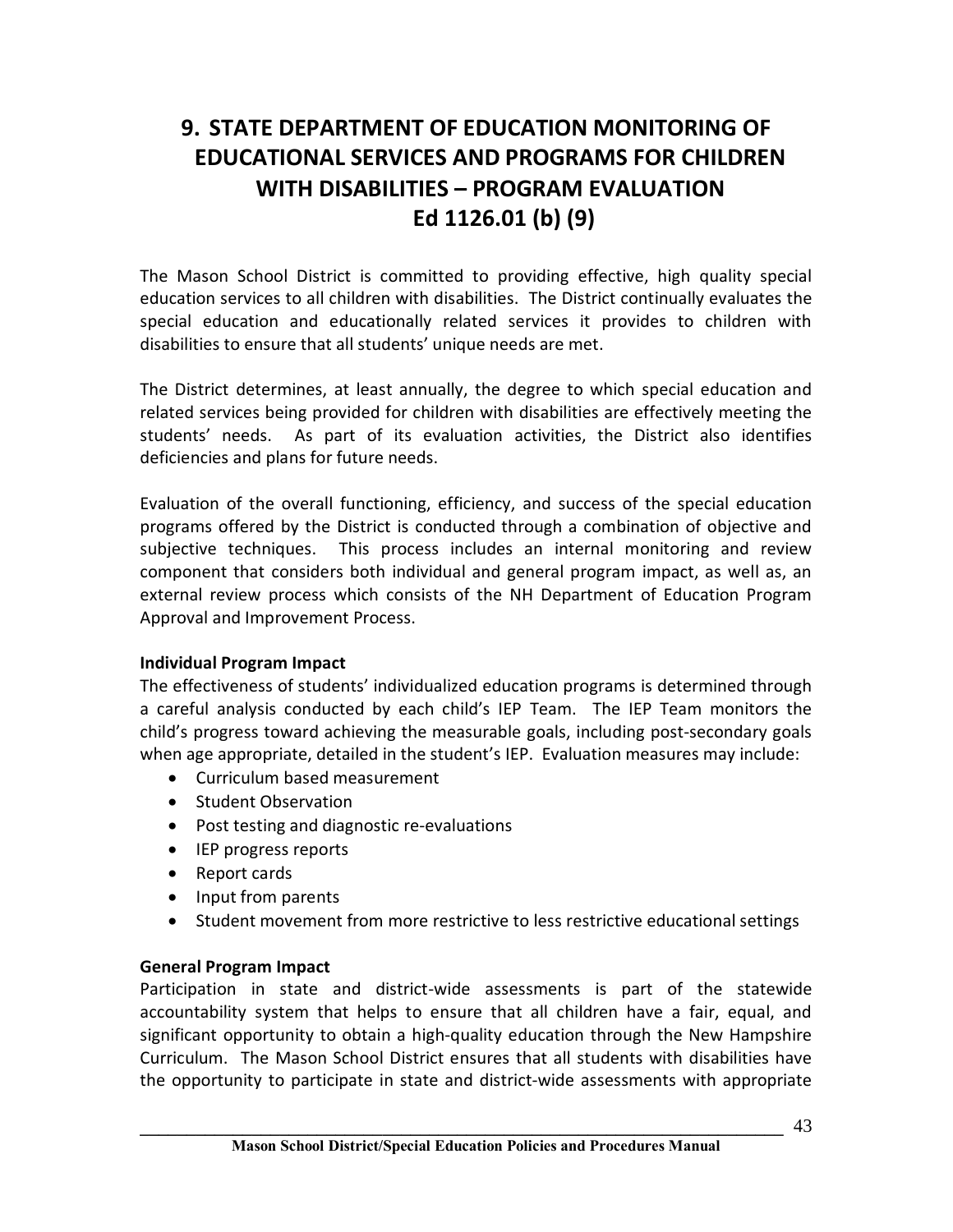# 9. STATE DEPARTMENT OF EDUCATION MONITORING OF EDUCATIONAL SERVICES AND PROGRAMS FOR CHILDREN WITH DISABILITIES – PROGRAM EVALUATION Ed 1126.01 (b) (9)

The Mason School District is committed to providing effective, high quality special education services to all children with disabilities. The District continually evaluates the special education and educationally related services it provides to children with disabilities to ensure that all students' unique needs are met.

The District determines, at least annually, the degree to which special education and related services being provided for children with disabilities are effectively meeting the students' needs. As part of its evaluation activities, the District also identifies deficiencies and plans for future needs.

Evaluation of the overall functioning, efficiency, and success of the special education programs offered by the District is conducted through a combination of objective and subjective techniques. This process includes an internal monitoring and review component that considers both individual and general program impact, as well as, an external review process which consists of the NH Department of Education Program Approval and Improvement Process.

**Individual Program Impact**

The effectiveness of students' individualized education programs is determined through a careful analysis conducted by each child's IEP Team. The IEP Team monitors the child's progress toward achieving the measurable goals, including post-secondary goals when age appropriate, detailed in the student's IEP. Evaluation measures may include:

- Curriculum based measurement
- Student Observation
- Post testing and diagnostic re-evaluations
- IEP progress reports
- Report cards
- Input from parents
- Student movement from more restrictive to less restrictive educational settings

**General Program Impact**

Participation in state and district-wide assessments is part of the statewide accountability system that helps to ensure that all children have a fair, equal, and significant opportunity to obtain a high-quality education through the New Hampshire Curriculum. The Mason School District ensures that all students with disabilities have the opportunity to participate in state and district-wide assessments with appropriate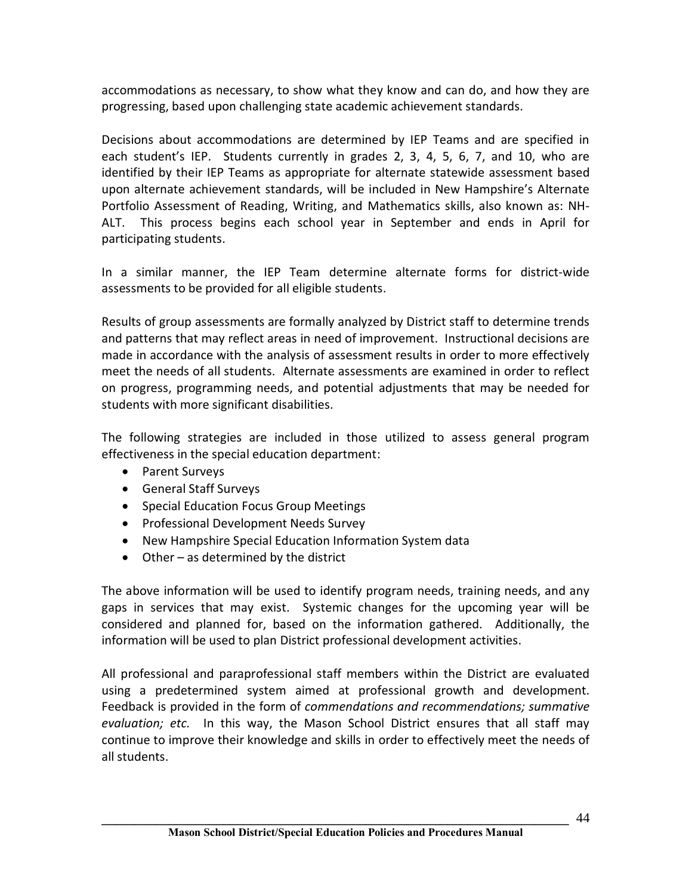accommodations as necessary, to show what they know and can do, and how they are progressing, based upon challenging state academic achievement standards.

Decisions about accommodations are determined by IEP Teams and are specified in each student's IEP. Students currently in grades 2, 3, 4, 5, 6, 7, and 10, who are identified by their IEP Teams as appropriate for alternate statewide assessment based upon alternate achievement standards, will be included in New Hampshire's Alternate Portfolio Assessment of Reading, Writing, and Mathematics skills, also known as: NH-ALT. This process begins each school year in September and ends in April for participating students.

In a similar manner, the IEP Team determine alternate forms for district-wide assessments to be provided for all eligible students.

Results of group assessments are formally analyzed by District staff to determine trends and patterns that may reflect areas in need of improvement. Instructional decisions are made in accordance with the analysis of assessment results in order to more effectively meet the needs of all students. Alternate assessments are examined in order to reflect on progress, programming needs, and potential adjustments that may be needed for students with more significant disabilities.

The following strategies are included in those utilized to assess general program effectiveness in the special education department:

- Parent Surveys
- General Staff Surveys
- Special Education Focus Group Meetings
- Professional Development Needs Survey
- New Hampshire Special Education Information System data
- Other – as determined by the district

The above information will be used to identify program needs, training needs, and any gaps in services that may exist. Systemic changes for the upcoming year will be considered and planned for, based on the information gathered. Additionally, the information will be used to plan District professional development activities.

All professional and paraprofessional staff members within the District are evaluated using a predetermined system aimed at professional growth and development. Feedback is provided in the form of *commendations and recommendations; summative evaluation; etc.* In this way, the Mason School District ensures that all staff may continue to improve their knowledge and skills in order to effectively meet the needs of all students.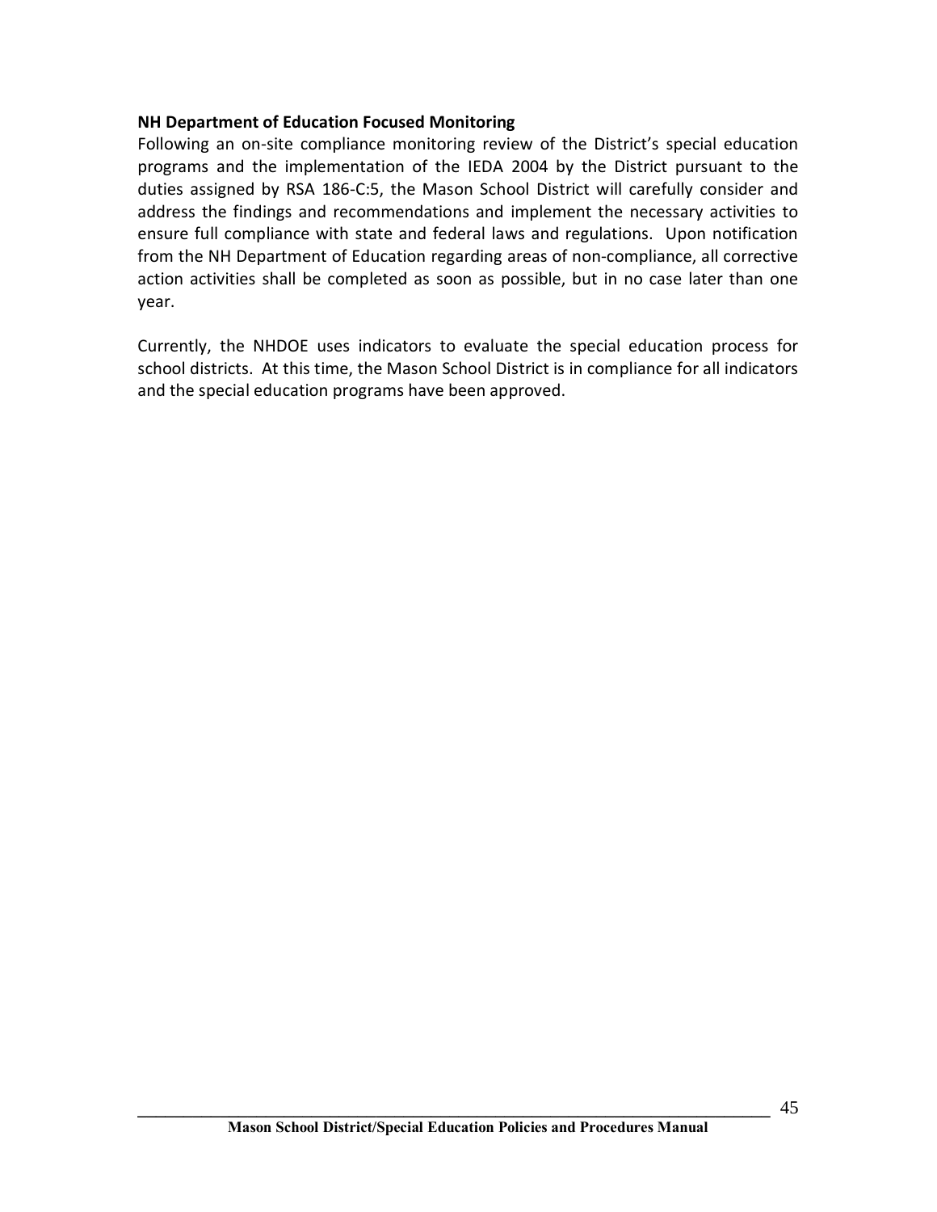**NH Department of Education Focused Monitoring**

Following an on-site compliance monitoring review of the District's special education programs and the implementation of the IEDA 2004 by the District pursuant to the duties assigned by RSA 186-C:5, the Mason School District will carefully consider and address the findings and recommendations and implement the necessary activities to ensure full compliance with state and federal laws and regulations. Upon notification from the NH Department of Education regarding areas of non-compliance, all corrective action activities shall be completed as soon as possible, but in no case later than one year.

Currently, the NHDOE uses indicators to evaluate the special education process for school districts. At this time, the Mason School District is in compliance for all indicators and the special education programs have been approved.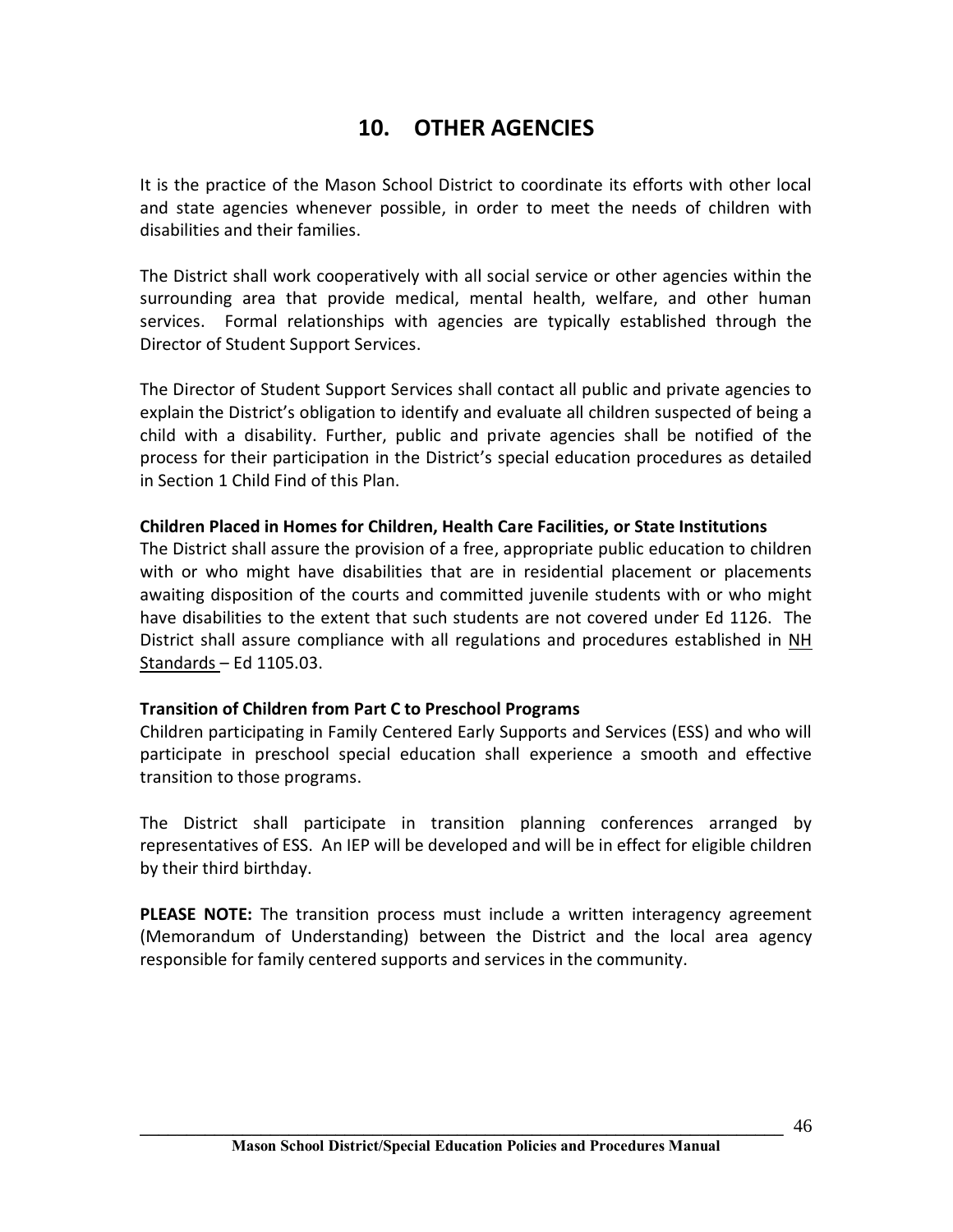# 10. OTHER AGENCIES

It is the practice of the Mason School District to coordinate its efforts with other local and state agencies whenever possible, in order to meet the needs of children with disabilities and their families.

The District shall work cooperatively with all social service or other agencies within the surrounding area that provide medical, mental health, welfare, and other human services. Formal relationships with agencies are typically established through the Director of Student Support Services.

The Director of Student Support Services shall contact all public and private agencies to explain the District's obligation to identify and evaluate all children suspected of being a child with a disability. Further, public and private agencies shall be notified of the process for their participation in the District's special education procedures as detailed in Section 1 Child Find of this Plan.

**Children Placed in Homes for Children, Health Care Facilities, or State Institutions**

The District shall assure the provision of a free, appropriate public education to children with or who might have disabilities that are in residential placement or placements awaiting disposition of the courts and committed juvenile students with or who might have disabilities to the extent that such students are not covered under Ed 1126. The District shall assure compliance with all regulations and procedures established in NH Standards – Ed 1105.03.

**Transition of Children from Part C to Preschool Programs**

Children participating in Family Centered Early Supports and Services (ESS) and who will participate in preschool special education shall experience a smooth and effective transition to those programs.

The District shall participate in transition planning conferences arranged by representatives of ESS. An IEP will be developed and will be in effect for eligible children by their third birthday.

**PLEASE NOTE:** The transition process must include a written interagency agreement (Memorandum of Understanding) between the District and the local area agency responsible for family centered supports and services in the community.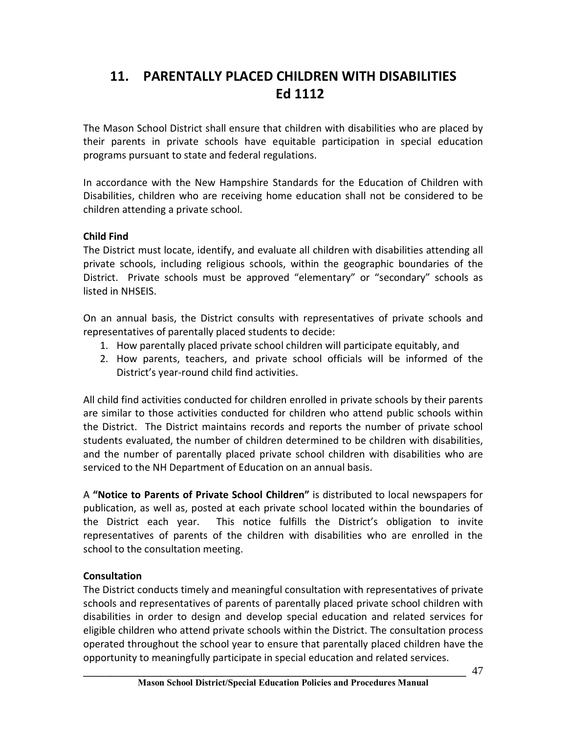# 11. PARENTALLY PLACED CHILDREN WITH DISABILITIES Ed 1112

The Mason School District shall ensure that children with disabilities who are placed by their parents in private schools have equitable participation in special education programs pursuant to state and federal regulations.

In accordance with the New Hampshire Standards for the Education of Children with Disabilities, children who are receiving home education shall not be considered to be children attending a private school.

**Child Find**

The District must locate, identify, and evaluate all children with disabilities attending all private schools, including religious schools, within the geographic boundaries of the District. Private schools must be approved "elementary" or "secondary" schools as listed in NHSEIS.

On an annual basis, the District consults with representatives of private schools and representatives of parentally placed students to decide:

1. How parentally placed private school children will participate equitably, and
2. How parents, teachers, and private school officials will be informed of the District's year-round child find activities.

All child find activities conducted for children enrolled in private schools by their parents are similar to those activities conducted for children who attend public schools within the District. The District maintains records and reports the number of private school students evaluated, the number of children determined to be children with disabilities, and the number of parentally placed private school children with disabilities who are serviced to the NH Department of Education on an annual basis.

A **"Notice to Parents of Private School Children"** is distributed to local newspapers for publication, as well as, posted at each private school located within the boundaries of the District each year. This notice fulfills the District's obligation to invite representatives of parents of the children with disabilities who are enrolled in the school to the consultation meeting.

**Consultation**

The District conducts timely and meaningful consultation with representatives of private schools and representatives of parents of parentally placed private school children with disabilities in order to design and develop special education and related services for eligible children who attend private schools within the District. The consultation process operated throughout the school year to ensure that parentally placed children have the opportunity to meaningfully participate in special education and related services.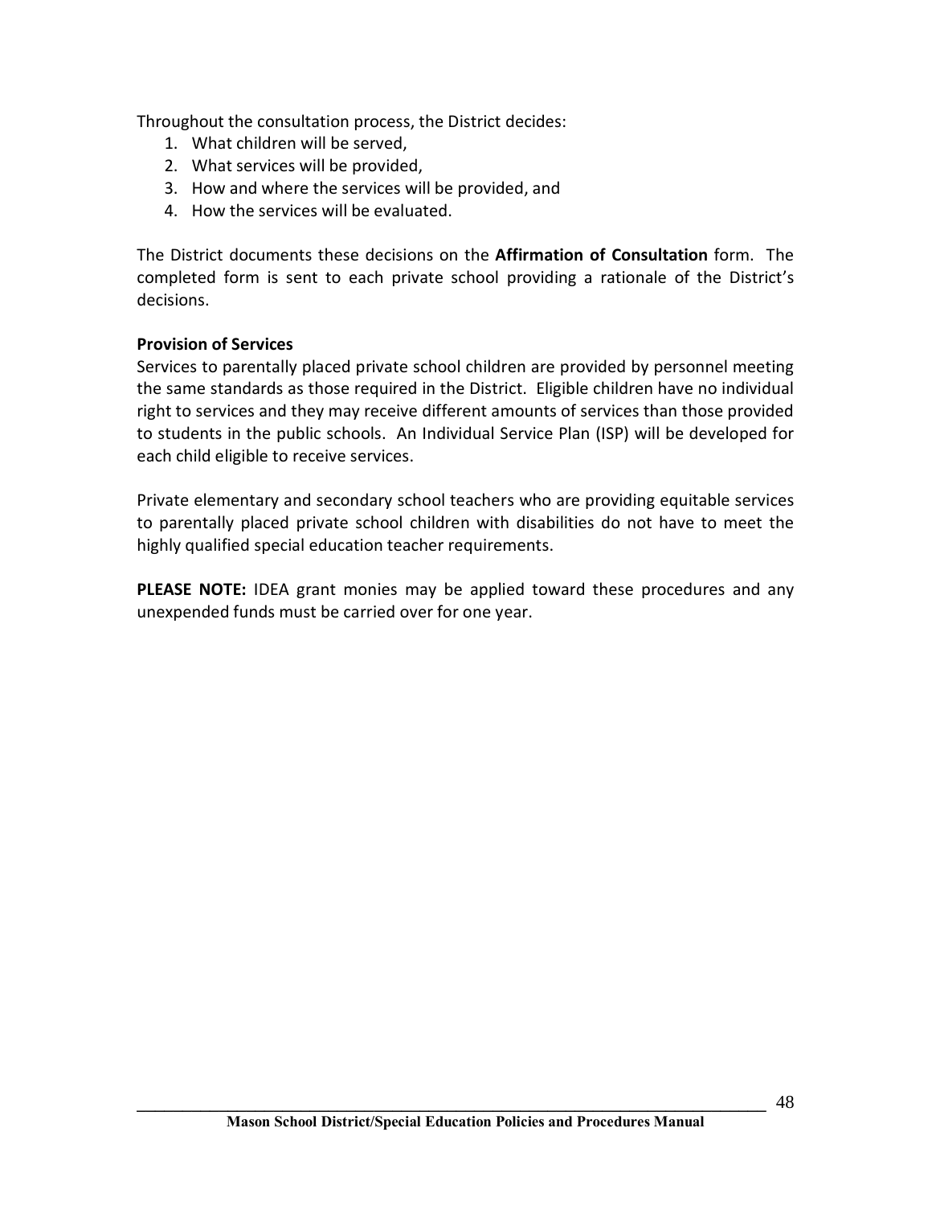Throughout the consultation process, the District decides:

1. What children will be served,
2. What services will be provided,
3. How and where the services will be provided, and
4. How the services will be evaluated.

The District documents these decisions on the **Affirmation of Consultation** form. The completed form is sent to each private school providing a rationale of the District's decisions.

**Provision of Services**

Services to parentally placed private school children are provided by personnel meeting the same standards as those required in the District. Eligible children have no individual right to services and they may receive different amounts of services than those provided to students in the public schools. An Individual Service Plan (ISP) will be developed for each child eligible to receive services.

Private elementary and secondary school teachers who are providing equitable services to parentally placed private school children with disabilities do not have to meet the highly qualified special education teacher requirements.

**PLEASE NOTE:** IDEA grant monies may be applied toward these procedures and any unexpended funds must be carried over for one year.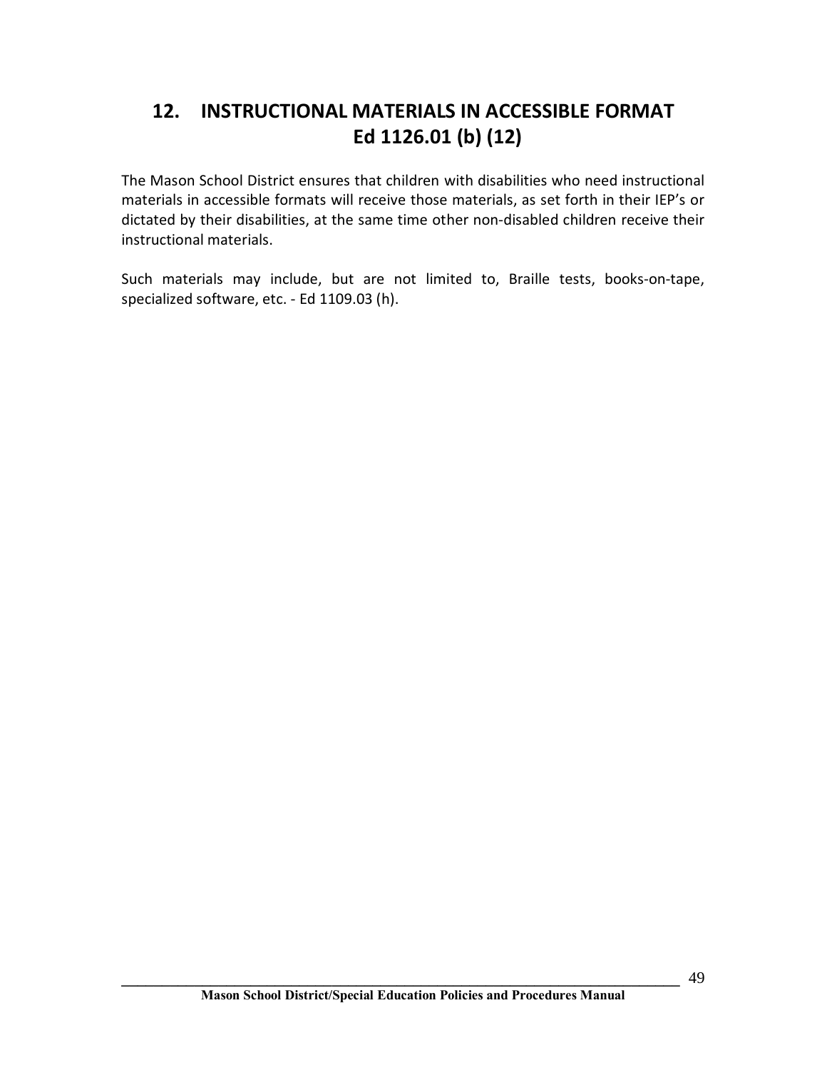## 12. INSTRUCTIONAL MATERIALS IN ACCESSIBLE FORMAT Ed 1126.01 (b) (12)

The Mason School District ensures that children with disabilities who need instructional materials in accessible formats will receive those materials, as set forth in their IEP's or dictated by their disabilities, at the same time other non-disabled children receive their instructional materials.

Such materials may include, but are not limited to, Braille tests, books-on-tape, specialized software, etc. - Ed 1109.03 (h).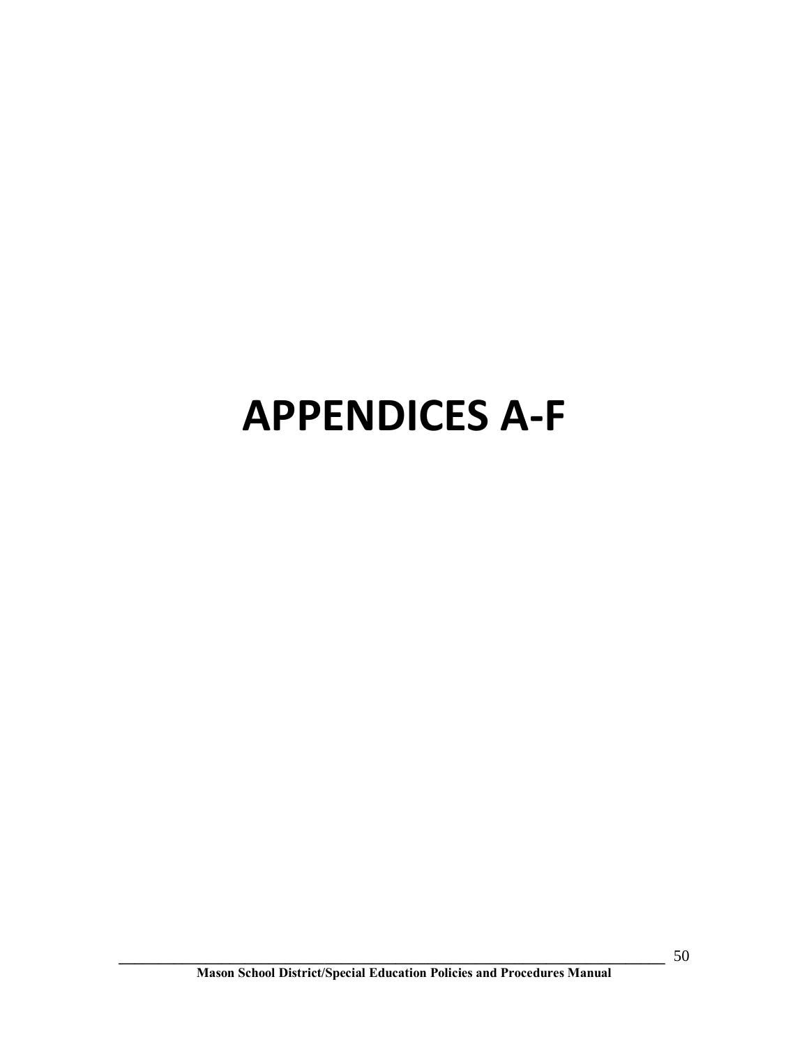# APPENDICES A-F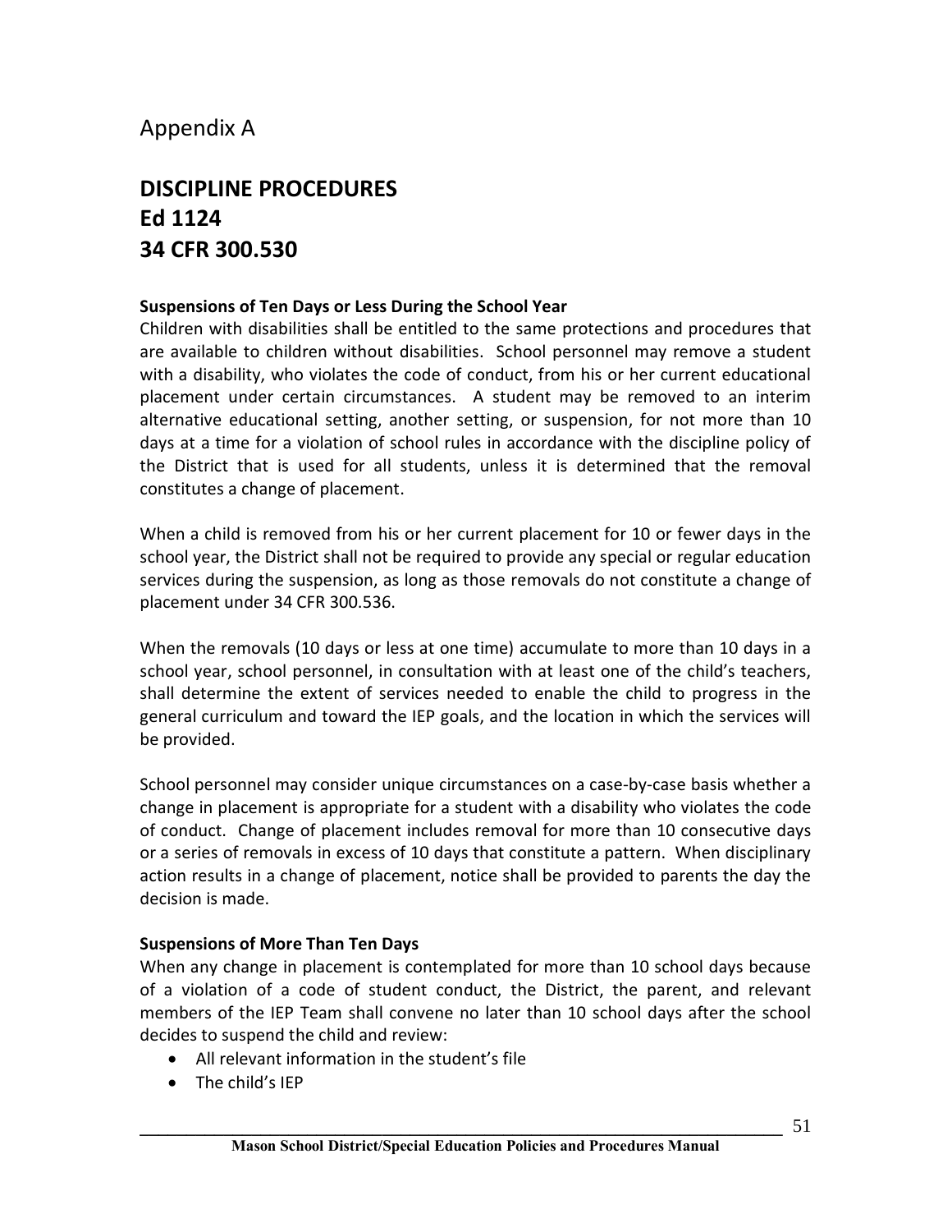# Appendix A

## DISCIPLINE PROCEDURES
## Ed 1124
## 34 CFR 300.530

**Suspensions of Ten Days or Less During the School Year**

Children with disabilities shall be entitled to the same protections and procedures that are available to children without disabilities. School personnel may remove a student with a disability, who violates the code of conduct, from his or her current educational placement under certain circumstances. A student may be removed to an interim alternative educational setting, another setting, or suspension, for not more than 10 days at a time for a violation of school rules in accordance with the discipline policy of the District that is used for all students, unless it is determined that the removal constitutes a change of placement.

When a child is removed from his or her current placement for 10 or fewer days in the school year, the District shall not be required to provide any special or regular education services during the suspension, as long as those removals do not constitute a change of placement under 34 CFR 300.536.

When the removals (10 days or less at one time) accumulate to more than 10 days in a school year, school personnel, in consultation with at least one of the child's teachers, shall determine the extent of services needed to enable the child to progress in the general curriculum and toward the IEP goals, and the location in which the services will be provided.

School personnel may consider unique circumstances on a case-by-case basis whether a change in placement is appropriate for a student with a disability who violates the code of conduct. Change of placement includes removal for more than 10 consecutive days or a series of removals in excess of 10 days that constitute a pattern. When disciplinary action results in a change of placement, notice shall be provided to parents the day the decision is made.

**Suspensions of More Than Ten Days**

When any change in placement is contemplated for more than 10 school days because of a violation of a code of student conduct, the District, the parent, and relevant members of the IEP Team shall convene no later than 10 school days after the school decides to suspend the child and review:

- All relevant information in the student's file
- The child's IEP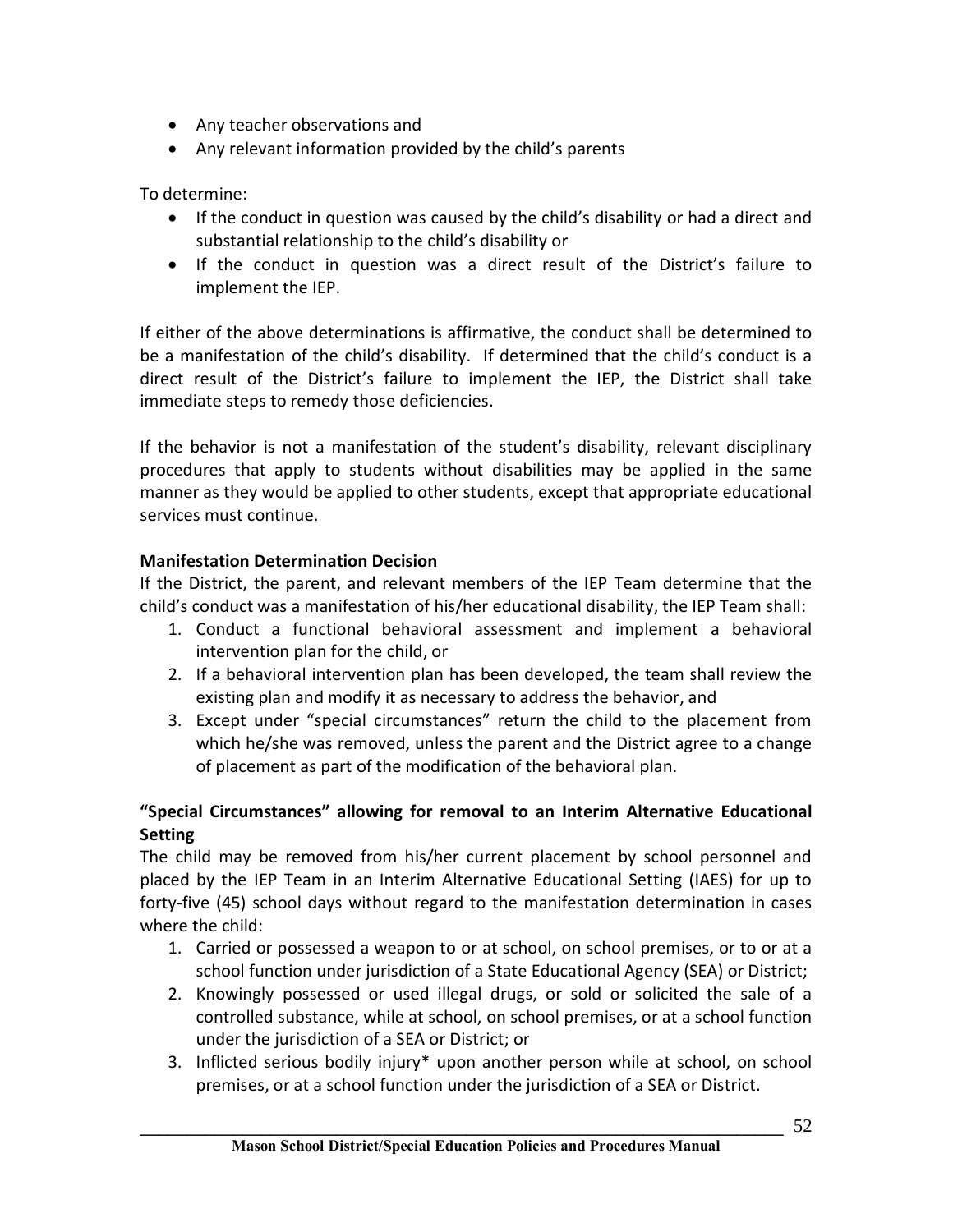- Any teacher observations and
- Any relevant information provided by the child's parents

To determine:

- If the conduct in question was caused by the child's disability or had a direct and substantial relationship to the child's disability or
- If the conduct in question was a direct result of the District's failure to implement the IEP.

If either of the above determinations is affirmative, the conduct shall be determined to be a manifestation of the child's disability. If determined that the child's conduct is a direct result of the District's failure to implement the IEP, the District shall take immediate steps to remedy those deficiencies.

If the behavior is not a manifestation of the student's disability, relevant disciplinary procedures that apply to students without disabilities may be applied in the same manner as they would be applied to other students, except that appropriate educational services must continue.

**Manifestation Determination Decision**

If the District, the parent, and relevant members of the IEP Team determine that the child's conduct was a manifestation of his/her educational disability, the IEP Team shall:

1. Conduct a functional behavioral assessment and implement a behavioral intervention plan for the child, or
2. If a behavioral intervention plan has been developed, the team shall review the existing plan and modify it as necessary to address the behavior, and
3. Except under "special circumstances" return the child to the placement from which he/she was removed, unless the parent and the District agree to a change of placement as part of the modification of the behavioral plan.

**"Special Circumstances" allowing for removal to an Interim Alternative Educational Setting**

The child may be removed from his/her current placement by school personnel and placed by the IEP Team in an Interim Alternative Educational Setting (IAES) for up to forty-five (45) school days without regard to the manifestation determination in cases where the child:

1. Carried or possessed a weapon to or at school, on school premises, or to or at a school function under jurisdiction of a State Educational Agency (SEA) or District;
2. Knowingly possessed or used illegal drugs, or sold or solicited the sale of a controlled substance, while at school, on school premises, or at a school function under the jurisdiction of a SEA or District; or
3. Inflicted serious bodily injury* upon another person while at school, on school premises, or at a school function under the jurisdiction of a SEA or District.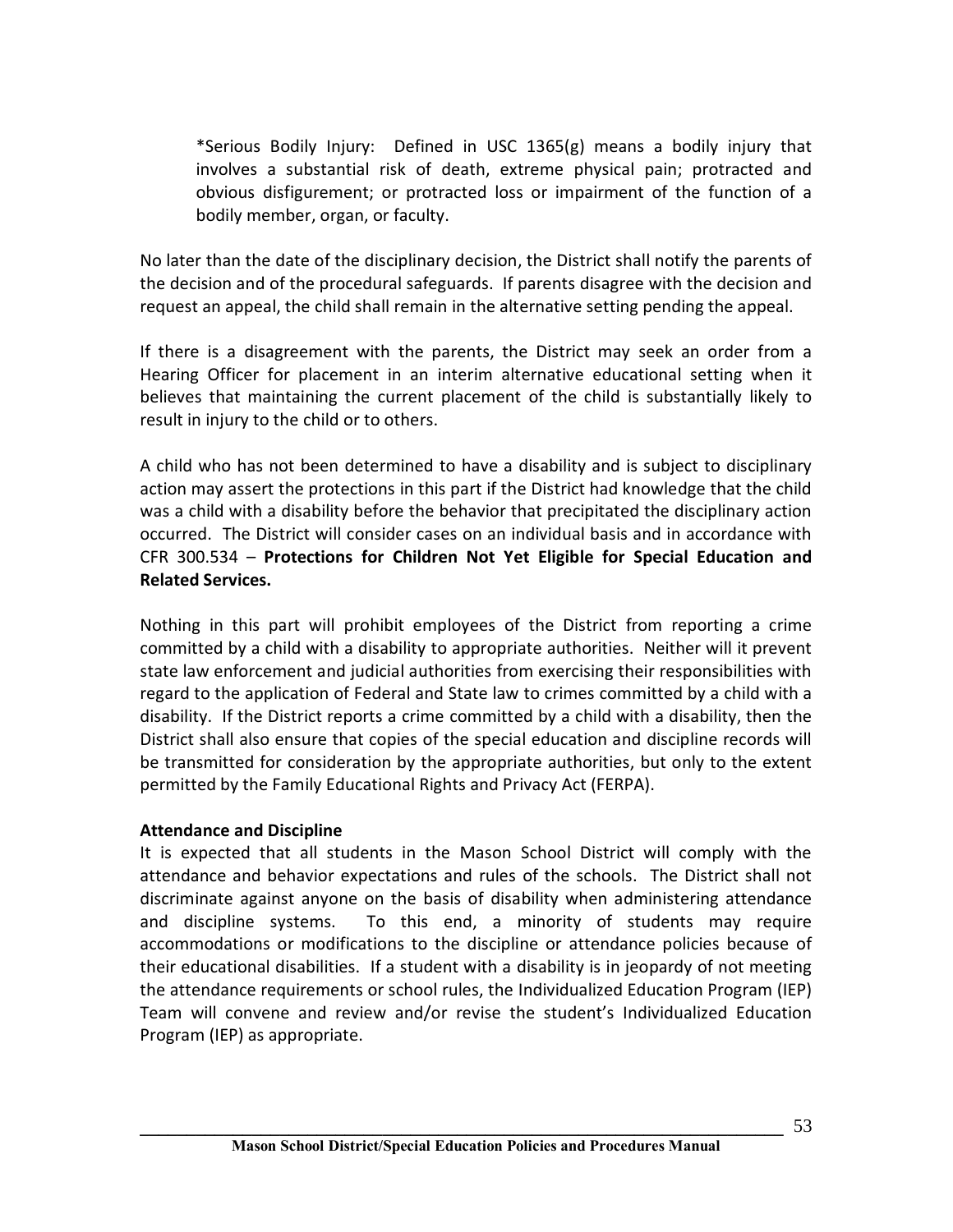*Serious Bodily Injury: Defined in USC 1365(g) means a bodily injury that involves a substantial risk of death, extreme physical pain; protracted and obvious disfigurement; or protracted loss or impairment of the function of a bodily member, organ, or faculty.

No later than the date of the disciplinary decision, the District shall notify the parents of the decision and of the procedural safeguards. If parents disagree with the decision and request an appeal, the child shall remain in the alternative setting pending the appeal.

If there is a disagreement with the parents, the District may seek an order from a Hearing Officer for placement in an interim alternative educational setting when it believes that maintaining the current placement of the child is substantially likely to result in injury to the child or to others.

A child who has not been determined to have a disability and is subject to disciplinary action may assert the protections in this part if the District had knowledge that the child was a child with a disability before the behavior that precipitated the disciplinary action occurred. The District will consider cases on an individual basis and in accordance with CFR 300.534 – **Protections for Children Not Yet Eligible for Special Education and Related Services.**

Nothing in this part will prohibit employees of the District from reporting a crime committed by a child with a disability to appropriate authorities. Neither will it prevent state law enforcement and judicial authorities from exercising their responsibilities with regard to the application of Federal and State law to crimes committed by a child with a disability. If the District reports a crime committed by a child with a disability, then the District shall also ensure that copies of the special education and discipline records will be transmitted for consideration by the appropriate authorities, but only to the extent permitted by the Family Educational Rights and Privacy Act (FERPA).

**Attendance and Discipline**

It is expected that all students in the Mason School District will comply with the attendance and behavior expectations and rules of the schools. The District shall not discriminate against anyone on the basis of disability when administering attendance and discipline systems. To this end, a minority of students may require accommodations or modifications to the discipline or attendance policies because of their educational disabilities. If a student with a disability is in jeopardy of not meeting the attendance requirements or school rules, the Individualized Education Program (IEP) Team will convene and review and/or revise the student's Individualized Education Program (IEP) as appropriate.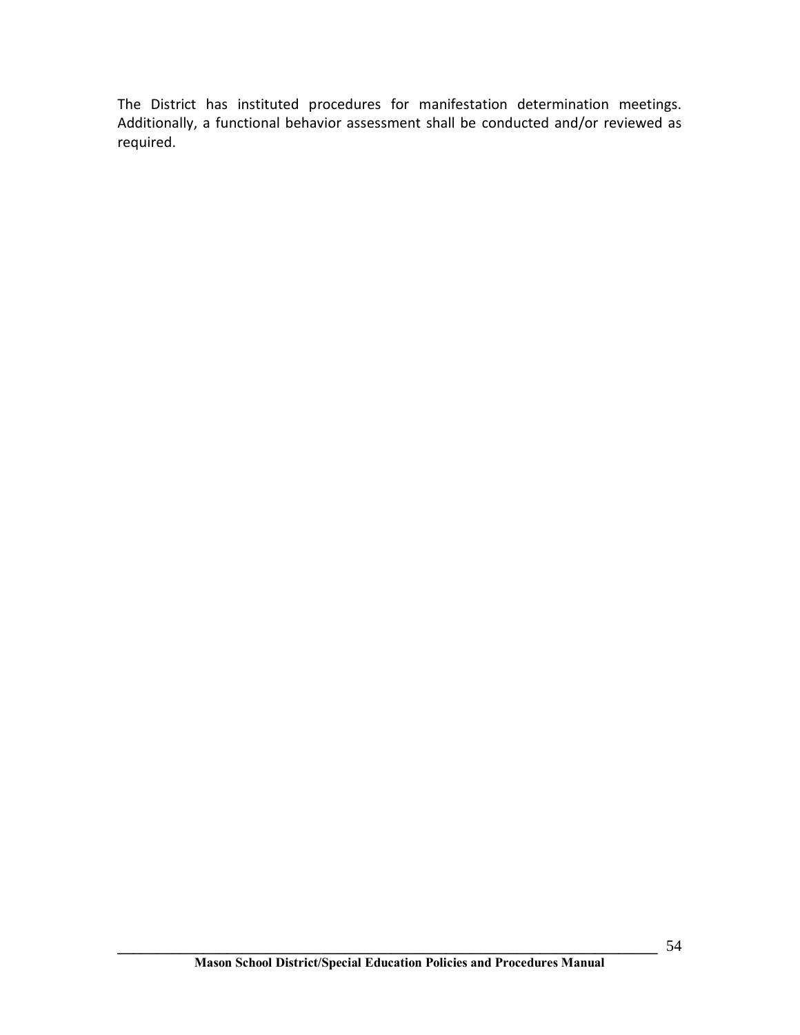The District has instituted procedures for manifestation determination meetings. Additionally, a functional behavior assessment shall be conducted and/or reviewed as required.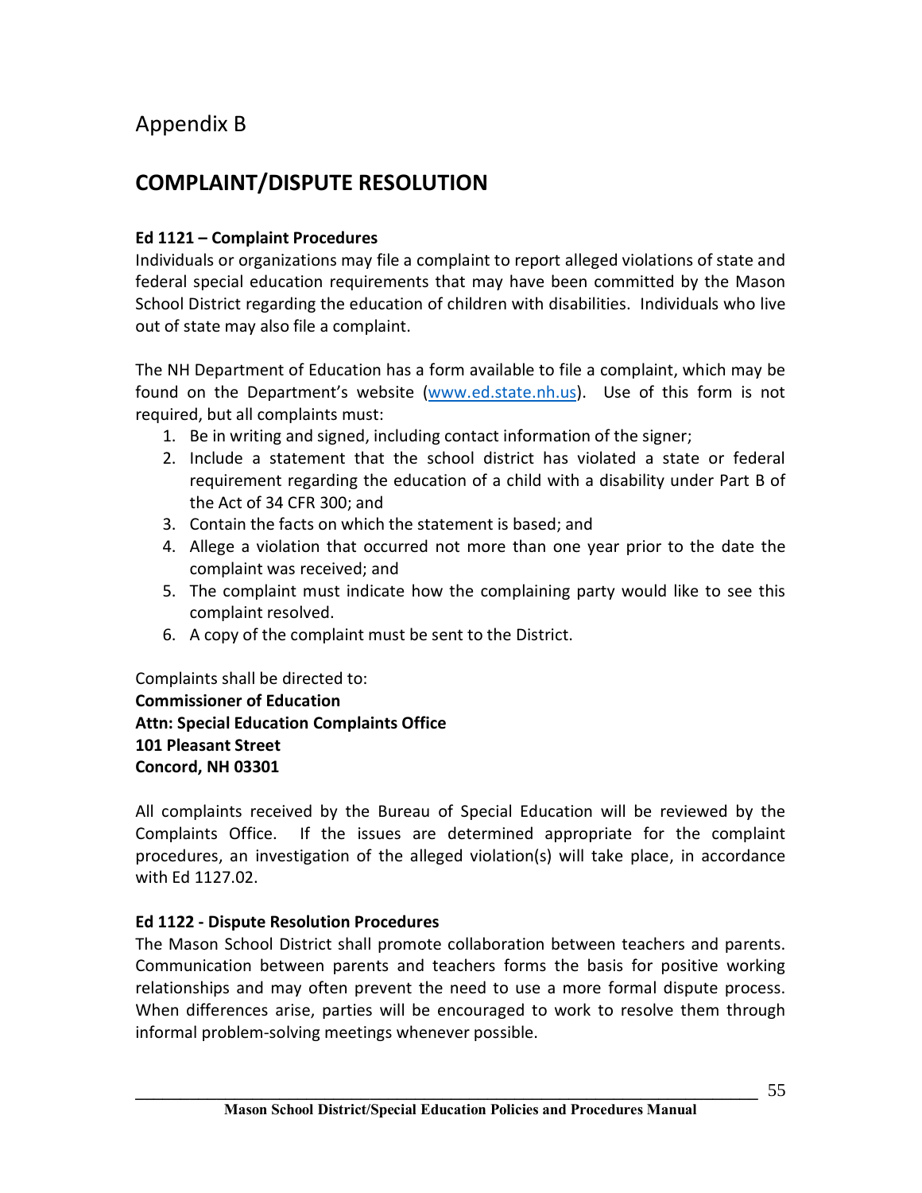# Appendix B

## COMPLAINT/DISPUTE RESOLUTION

**Ed 1121 – Complaint Procedures**

Individuals or organizations may file a complaint to report alleged violations of state and federal special education requirements that may have been committed by the Mason School District regarding the education of children with disabilities. Individuals who live out of state may also file a complaint.

The NH Department of Education has a form available to file a complaint, which may be found on the Department's website (www.ed.state.nh.us). Use of this form is not required, but all complaints must:

1. Be in writing and signed, including contact information of the signer;
2. Include a statement that the school district has violated a state or federal requirement regarding the education of a child with a disability under Part B of the Act of 34 CFR 300; and
3. Contain the facts on which the statement is based; and
4. Allege a violation that occurred not more than one year prior to the date the complaint was received; and
5. The complaint must indicate how the complaining party would like to see this complaint resolved.
6. A copy of the complaint must be sent to the District.

Complaints shall be directed to:
**Commissioner of Education**
**Attn: Special Education Complaints Office**
**101 Pleasant Street**
**Concord, NH 03301**

All complaints received by the Bureau of Special Education will be reviewed by the Complaints Office. If the issues are determined appropriate for the complaint procedures, an investigation of the alleged violation(s) will take place, in accordance with Ed 1127.02.

**Ed 1122 - Dispute Resolution Procedures**

The Mason School District shall promote collaboration between teachers and parents. Communication between parents and teachers forms the basis for positive working relationships and may often prevent the need to use a more formal dispute process. When differences arise, parties will be encouraged to work to resolve them through informal problem-solving meetings whenever possible.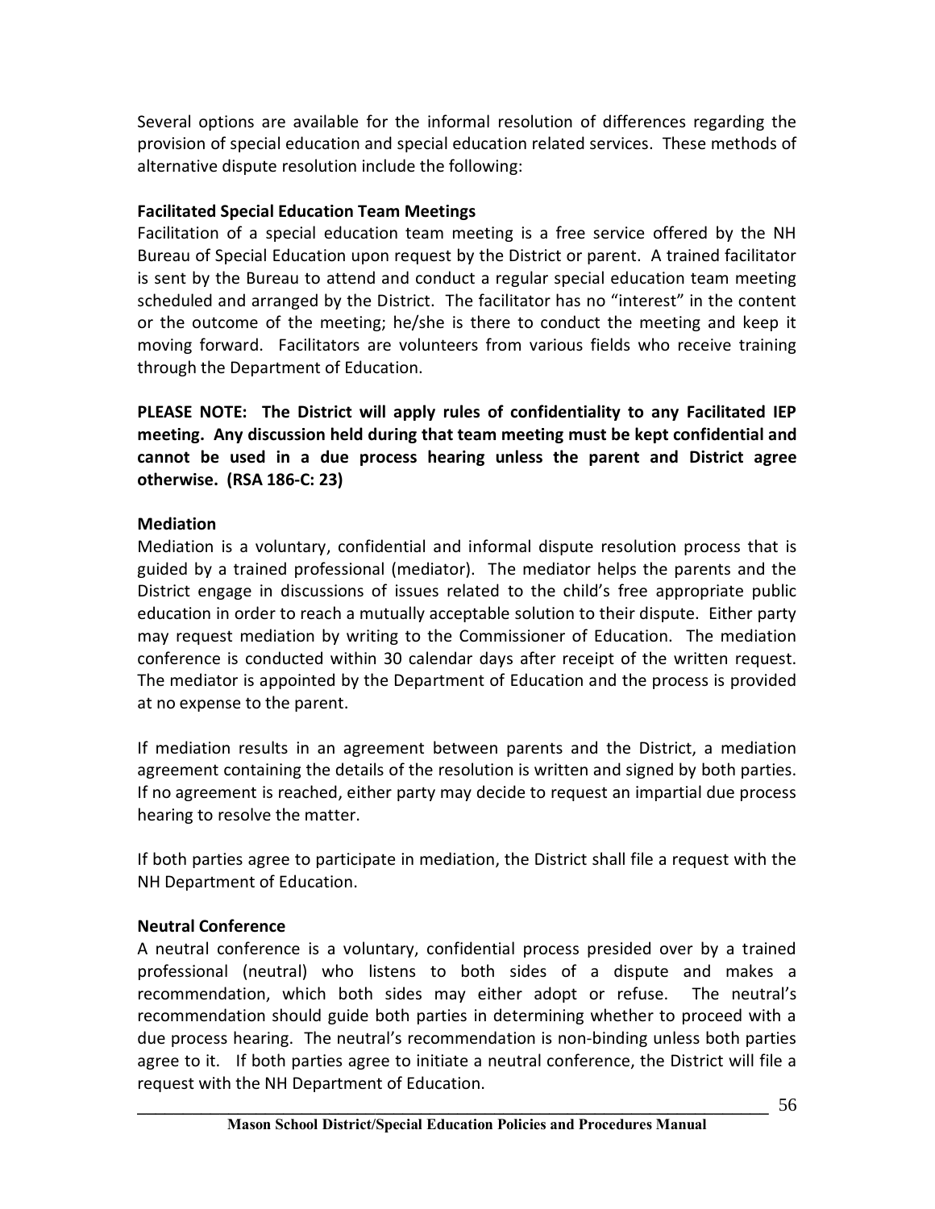Several options are available for the informal resolution of differences regarding the provision of special education and special education related services. These methods of alternative dispute resolution include the following:

**Facilitated Special Education Team Meetings**

Facilitation of a special education team meeting is a free service offered by the NH Bureau of Special Education upon request by the District or parent. A trained facilitator is sent by the Bureau to attend and conduct a regular special education team meeting scheduled and arranged by the District. The facilitator has no "interest" in the content or the outcome of the meeting; he/she is there to conduct the meeting and keep it moving forward. Facilitators are volunteers from various fields who receive training through the Department of Education.

**PLEASE NOTE: The District will apply rules of confidentiality to any Facilitated IEP meeting. Any discussion held during that team meeting must be kept confidential and cannot be used in a due process hearing unless the parent and District agree otherwise. (RSA 186-C: 23)**

**Mediation**

Mediation is a voluntary, confidential and informal dispute resolution process that is guided by a trained professional (mediator). The mediator helps the parents and the District engage in discussions of issues related to the child's free appropriate public education in order to reach a mutually acceptable solution to their dispute. Either party may request mediation by writing to the Commissioner of Education. The mediation conference is conducted within 30 calendar days after receipt of the written request. The mediator is appointed by the Department of Education and the process is provided at no expense to the parent.

If mediation results in an agreement between parents and the District, a mediation agreement containing the details of the resolution is written and signed by both parties. If no agreement is reached, either party may decide to request an impartial due process hearing to resolve the matter.

If both parties agree to participate in mediation, the District shall file a request with the NH Department of Education.

**Neutral Conference**

A neutral conference is a voluntary, confidential process presided over by a trained professional (neutral) who listens to both sides of a dispute and makes a recommendation, which both sides may either adopt or refuse. The neutral's recommendation should guide both parties in determining whether to proceed with a due process hearing. The neutral's recommendation is non-binding unless both parties agree to it. If both parties agree to initiate a neutral conference, the District will file a request with the NH Department of Education.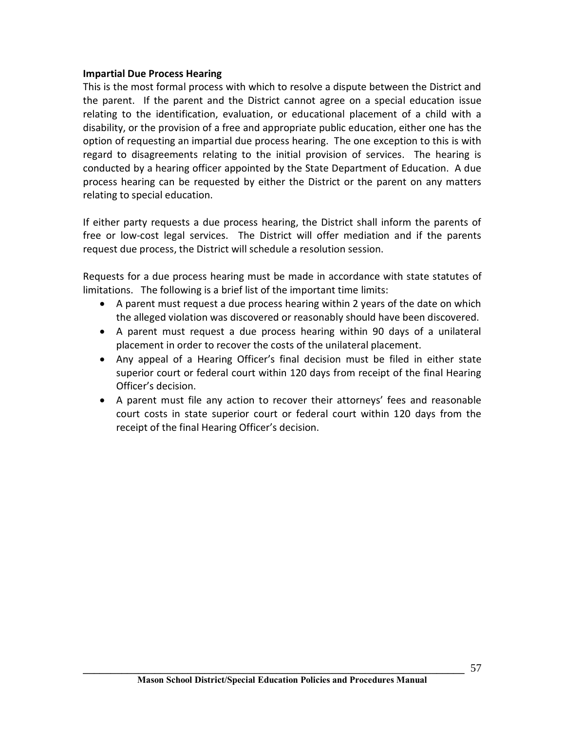**Impartial Due Process Hearing**

This is the most formal process with which to resolve a dispute between the District and the parent. If the parent and the District cannot agree on a special education issue relating to the identification, evaluation, or educational placement of a child with a disability, or the provision of a free and appropriate public education, either one has the option of requesting an impartial due process hearing. The one exception to this is with regard to disagreements relating to the initial provision of services. The hearing is conducted by a hearing officer appointed by the State Department of Education. A due process hearing can be requested by either the District or the parent on any matters relating to special education.

If either party requests a due process hearing, the District shall inform the parents of free or low-cost legal services. The District will offer mediation and if the parents request due process, the District will schedule a resolution session.

Requests for a due process hearing must be made in accordance with state statutes of limitations. The following is a brief list of the important time limits:

- A parent must request a due process hearing within 2 years of the date on which the alleged violation was discovered or reasonably should have been discovered.
- A parent must request a due process hearing within 90 days of a unilateral placement in order to recover the costs of the unilateral placement.
- Any appeal of a Hearing Officer's final decision must be filed in either state superior court or federal court within 120 days from receipt of the final Hearing Officer's decision.
- A parent must file any action to recover their attorneys' fees and reasonable court costs in state superior court or federal court within 120 days from the receipt of the final Hearing Officer's decision.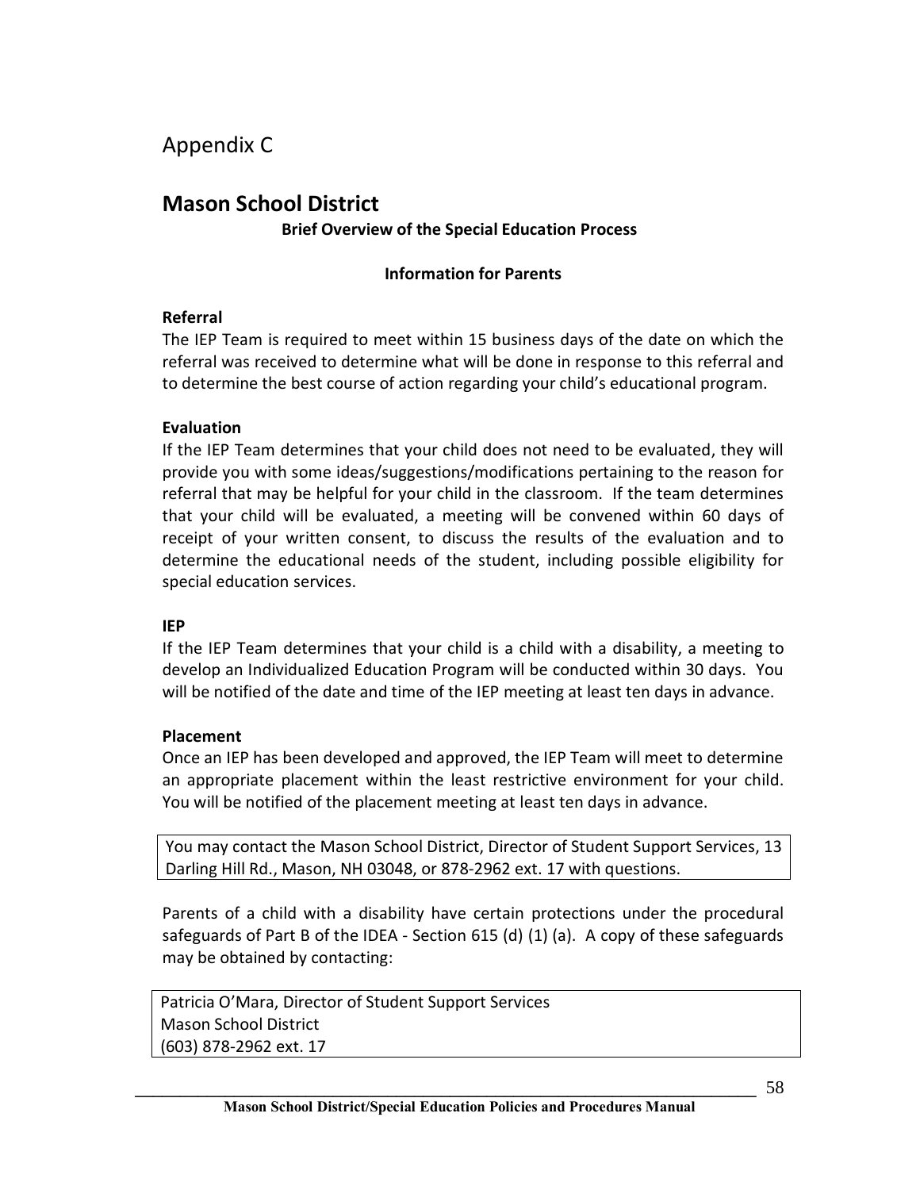# Appendix C

## Mason School District

**Brief Overview of the Special Education Process**

**Information for Parents**

**Referral**

The IEP Team is required to meet within 15 business days of the date on which the referral was received to determine what will be done in response to this referral and to determine the best course of action regarding your child's educational program.

**Evaluation**

If the IEP Team determines that your child does not need to be evaluated, they will provide you with some ideas/suggestions/modifications pertaining to the reason for referral that may be helpful for your child in the classroom. If the team determines that your child will be evaluated, a meeting will be convened within 60 days of receipt of your written consent, to discuss the results of the evaluation and to determine the educational needs of the student, including possible eligibility for special education services.

**IEP**

If the IEP Team determines that your child is a child with a disability, a meeting to develop an Individualized Education Program will be conducted within 30 days. You will be notified of the date and time of the IEP meeting at least ten days in advance.

**Placement**

Once an IEP has been developed and approved, the IEP Team will meet to determine an appropriate placement within the least restrictive environment for your child. You will be notified of the placement meeting at least ten days in advance.

You may contact the Mason School District, Director of Student Support Services, 13 Darling Hill Rd., Mason, NH 03048, or 878-2962 ext. 17 with questions.

Parents of a child with a disability have certain protections under the procedural safeguards of Part B of the IDEA - Section 615 (d) (1) (a). A copy of these safeguards may be obtained by contacting:

Patricia O'Mara, Director of Student Support Services
Mason School District
(603) 878-2962 ext. 17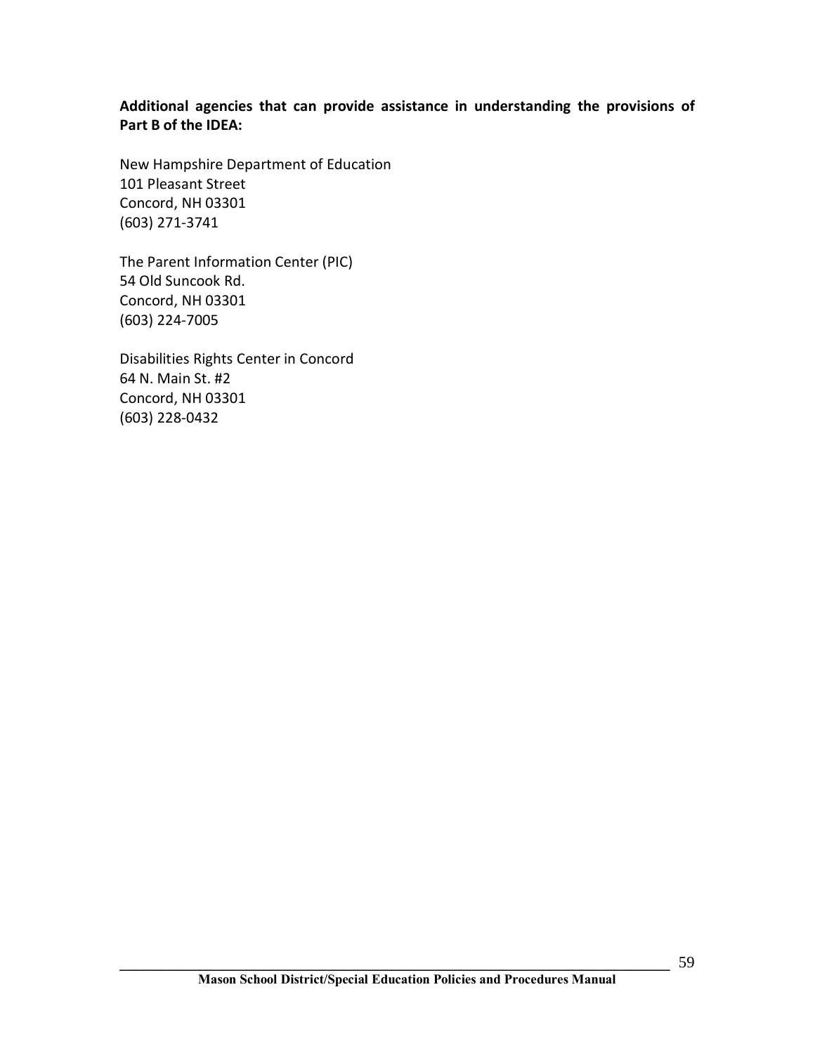**Additional agencies that can provide assistance in understanding the provisions of Part B of the IDEA:**

New Hampshire Department of Education  
101 Pleasant Street  
Concord, NH 03301  
(603) 271-3741

The Parent Information Center (PIC)  
54 Old Suncook Rd.  
Concord, NH 03301  
(603) 224-7005

Disabilities Rights Center in Concord  
64 N. Main St. #2  
Concord, NH 03301  
(603) 228-0432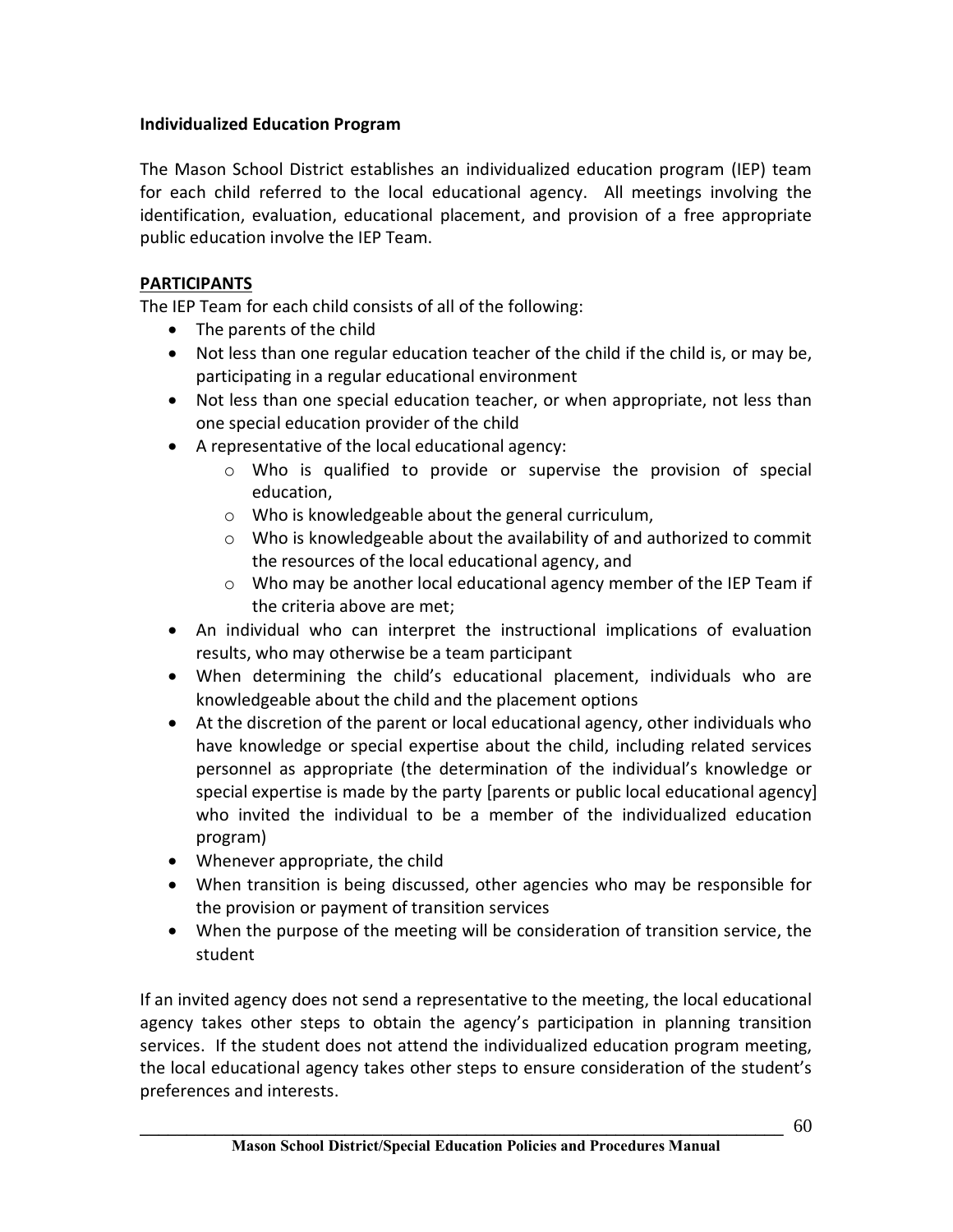**Individualized Education Program**

The Mason School District establishes an individualized education program (IEP) team for each child referred to the local educational agency. All meetings involving the identification, evaluation, educational placement, and provision of a free appropriate public education involve the IEP Team.

**PARTICIPANTS**

The IEP Team for each child consists of all of the following:

- The parents of the child
- Not less than one regular education teacher of the child if the child is, or may be, participating in a regular educational environment
- Not less than one special education teacher, or when appropriate, not less than one special education provider of the child
- A representative of the local educational agency:
  - Who is qualified to provide or supervise the provision of special education,
  - Who is knowledgeable about the general curriculum,
  - Who is knowledgeable about the availability of and authorized to commit the resources of the local educational agency, and
  - Who may be another local educational agency member of the IEP Team if the criteria above are met;
- An individual who can interpret the instructional implications of evaluation results, who may otherwise be a team participant
- When determining the child's educational placement, individuals who are knowledgeable about the child and the placement options
- At the discretion of the parent or local educational agency, other individuals who have knowledge or special expertise about the child, including related services personnel as appropriate (the determination of the individual's knowledge or special expertise is made by the party [parents or public local educational agency] who invited the individual to be a member of the individualized education program)
- Whenever appropriate, the child
- When transition is being discussed, other agencies who may be responsible for the provision or payment of transition services
- When the purpose of the meeting will be consideration of transition service, the student

If an invited agency does not send a representative to the meeting, the local educational agency takes other steps to obtain the agency's participation in planning transition services. If the student does not attend the individualized education program meeting, the local educational agency takes other steps to ensure consideration of the student's preferences and interests.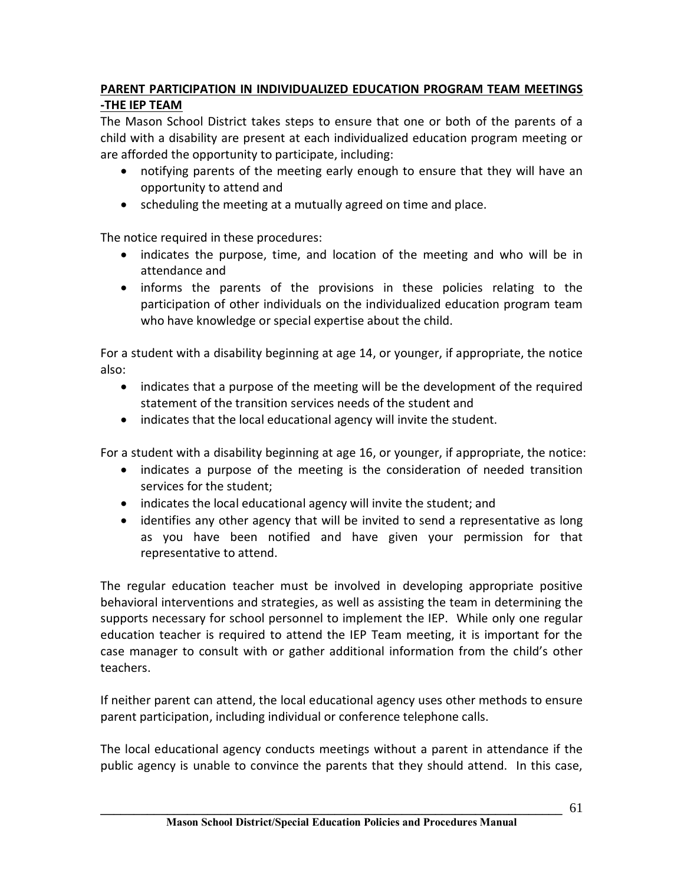**PARENT PARTICIPATION IN INDIVIDUALIZED EDUCATION PROGRAM TEAM MEETINGS -THE IEP TEAM**

The Mason School District takes steps to ensure that one or both of the parents of a child with a disability are present at each individualized education program meeting or are afforded the opportunity to participate, including:

- notifying parents of the meeting early enough to ensure that they will have an opportunity to attend and
- scheduling the meeting at a mutually agreed on time and place.

The notice required in these procedures:

- indicates the purpose, time, and location of the meeting and who will be in attendance and
- informs the parents of the provisions in these policies relating to the participation of other individuals on the individualized education program team who have knowledge or special expertise about the child.

For a student with a disability beginning at age 14, or younger, if appropriate, the notice also:

- indicates that a purpose of the meeting will be the development of the required statement of the transition services needs of the student and
- indicates that the local educational agency will invite the student.

For a student with a disability beginning at age 16, or younger, if appropriate, the notice:

- indicates a purpose of the meeting is the consideration of needed transition services for the student;
- indicates the local educational agency will invite the student; and
- identifies any other agency that will be invited to send a representative as long as you have been notified and have given your permission for that representative to attend.

The regular education teacher must be involved in developing appropriate positive behavioral interventions and strategies, as well as assisting the team in determining the supports necessary for school personnel to implement the IEP. While only one regular education teacher is required to attend the IEP Team meeting, it is important for the case manager to consult with or gather additional information from the child's other teachers.

If neither parent can attend, the local educational agency uses other methods to ensure parent participation, including individual or conference telephone calls.

The local educational agency conducts meetings without a parent in attendance if the public agency is unable to convince the parents that they should attend. In this case,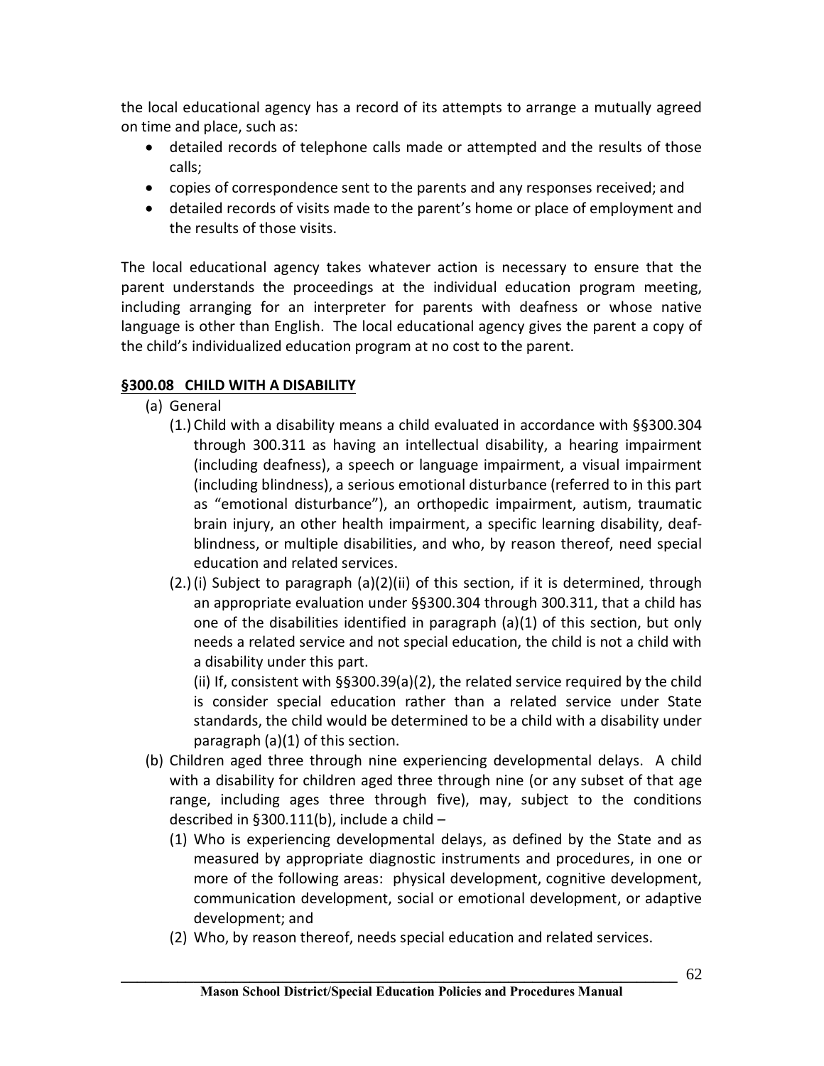the local educational agency has a record of its attempts to arrange a mutually agreed on time and place, such as:

- detailed records of telephone calls made or attempted and the results of those calls;
- copies of correspondence sent to the parents and any responses received; and
- detailed records of visits made to the parent's home or place of employment and the results of those visits.

The local educational agency takes whatever action is necessary to ensure that the parent understands the proceedings at the individual education program meeting, including arranging for an interpreter for parents with deafness or whose native language is other than English. The local educational agency gives the parent a copy of the child's individualized education program at no cost to the parent.

**§300.08 CHILD WITH A DISABILITY**

(a) General

(1.) Child with a disability means a child evaluated in accordance with §§300.304 through 300.311 as having an intellectual disability, a hearing impairment (including deafness), a speech or language impairment, a visual impairment (including blindness), a serious emotional disturbance (referred to in this part as "emotional disturbance"), an orthopedic impairment, autism, traumatic brain injury, an other health impairment, a specific learning disability, deaf-blindness, or multiple disabilities, and who, by reason thereof, need special education and related services.

(2.) (i) Subject to paragraph (a)(2)(ii) of this section, if it is determined, through an appropriate evaluation under §§300.304 through 300.311, that a child has one of the disabilities identified in paragraph (a)(1) of this section, but only needs a related service and not special education, the child is not a child with a disability under this part.

(ii) If, consistent with §§300.39(a)(2), the related service required by the child is consider special education rather than a related service under State standards, the child would be determined to be a child with a disability under paragraph (a)(1) of this section.

(b) Children aged three through nine experiencing developmental delays. A child with a disability for children aged three through nine (or any subset of that age range, including ages three through five), may, subject to the conditions described in §300.111(b), include a child –

(1) Who is experiencing developmental delays, as defined by the State and as measured by appropriate diagnostic instruments and procedures, in one or more of the following areas: physical development, cognitive development, communication development, social or emotional development, or adaptive development; and

(2) Who, by reason thereof, needs special education and related services.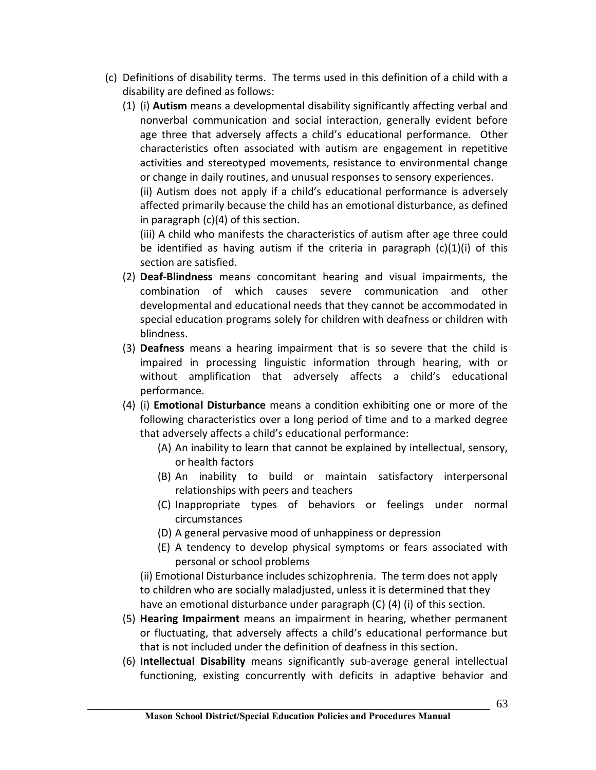(c) Definitions of disability terms. The terms used in this definition of a child with a disability are defined as follows:

(1) (i) **Autism** means a developmental disability significantly affecting verbal and nonverbal communication and social interaction, generally evident before age three that adversely affects a child's educational performance. Other characteristics often associated with autism are engagement in repetitive activities and stereotyped movements, resistance to environmental change or change in daily routines, and unusual responses to sensory experiences.

(ii) Autism does not apply if a child's educational performance is adversely affected primarily because the child has an emotional disturbance, as defined in paragraph (c)(4) of this section.

(iii) A child who manifests the characteristics of autism after age three could be identified as having autism if the criteria in paragraph (c)(1)(i) of this section are satisfied.

(2) **Deaf-Blindness** means concomitant hearing and visual impairments, the combination of which causes severe communication and other developmental and educational needs that they cannot be accommodated in special education programs solely for children with deafness or children with blindness.

(3) **Deafness** means a hearing impairment that is so severe that the child is impaired in processing linguistic information through hearing, with or without amplification that adversely affects a child's educational performance.

(4) (i) **Emotional Disturbance** means a condition exhibiting one or more of the following characteristics over a long period of time and to a marked degree that adversely affects a child's educational performance:

(A) An inability to learn that cannot be explained by intellectual, sensory, or health factors

(B) An inability to build or maintain satisfactory interpersonal relationships with peers and teachers

(C) Inappropriate types of behaviors or feelings under normal circumstances

(D) A general pervasive mood of unhappiness or depression

(E) A tendency to develop physical symptoms or fears associated with personal or school problems

(ii) Emotional Disturbance includes schizophrenia. The term does not apply to children who are socially maladjusted, unless it is determined that they have an emotional disturbance under paragraph (C) (4) (i) of this section.

(5) **Hearing Impairment** means an impairment in hearing, whether permanent or fluctuating, that adversely affects a child's educational performance but that is not included under the definition of deafness in this section.

(6) **Intellectual Disability** means significantly sub-average general intellectual functioning, existing concurrently with deficits in adaptive behavior and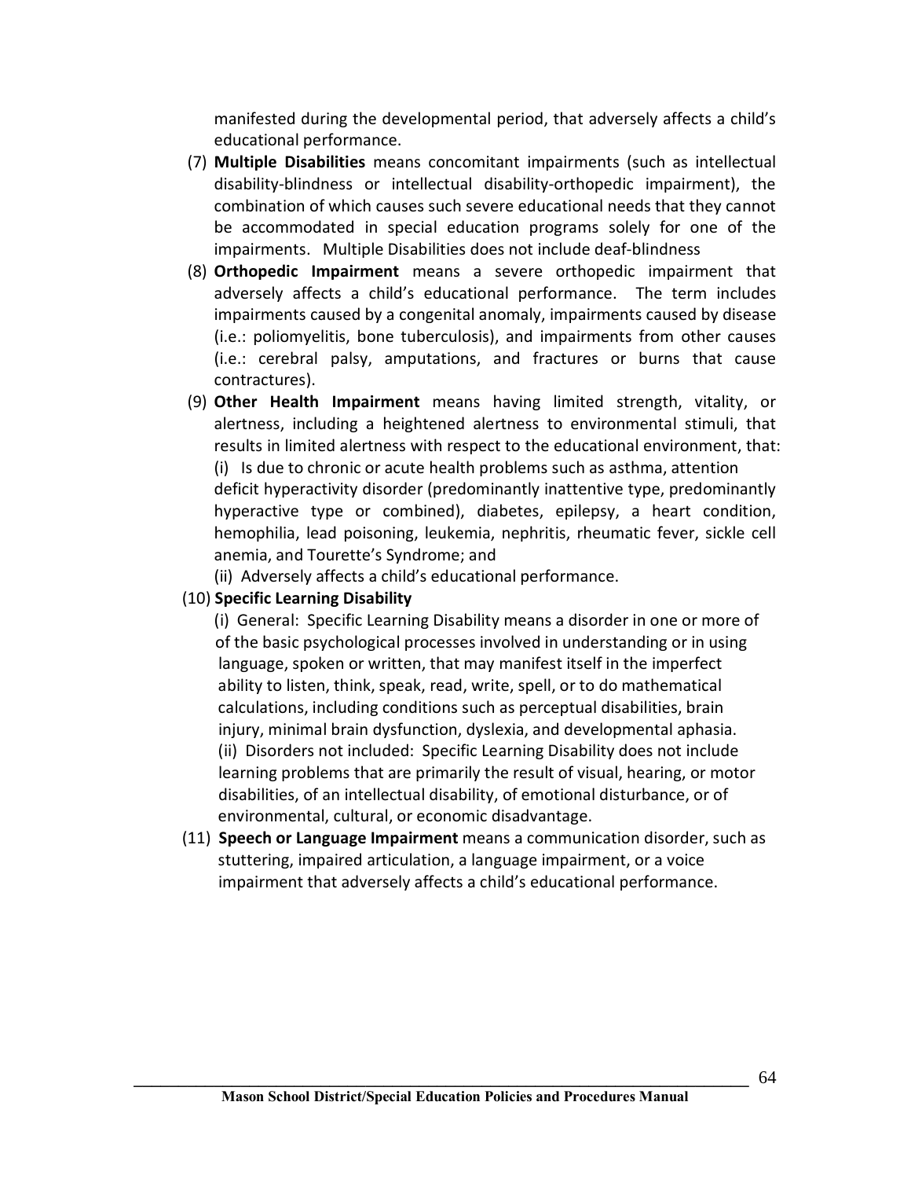manifested during the developmental period, that adversely affects a child's educational performance.

(7) **Multiple Disabilities** means concomitant impairments (such as intellectual disability-blindness or intellectual disability-orthopedic impairment), the combination of which causes such severe educational needs that they cannot be accommodated in special education programs solely for one of the impairments. Multiple Disabilities does not include deaf-blindness

(8) **Orthopedic Impairment** means a severe orthopedic impairment that adversely affects a child's educational performance. The term includes impairments caused by a congenital anomaly, impairments caused by disease (i.e.: poliomyelitis, bone tuberculosis), and impairments from other causes (i.e.: cerebral palsy, amputations, and fractures or burns that cause contractures).

(9) **Other Health Impairment** means having limited strength, vitality, or alertness, including a heightened alertness to environmental stimuli, that results in limited alertness with respect to the educational environment, that:
(i) Is due to chronic or acute health problems such as asthma, attention deficit hyperactivity disorder (predominantly inattentive type, predominantly hyperactive type or combined), diabetes, epilepsy, a heart condition, hemophilia, lead poisoning, leukemia, nephritis, rheumatic fever, sickle cell anemia, and Tourette's Syndrome; and
(ii) Adversely affects a child's educational performance.

(10) **Specific Learning Disability**
(i) General: Specific Learning Disability means a disorder in one or more of of the basic psychological processes involved in understanding or in using language, spoken or written, that may manifest itself in the imperfect ability to listen, think, speak, read, write, spell, or to do mathematical calculations, including conditions such as perceptual disabilities, brain injury, minimal brain dysfunction, dyslexia, and developmental aphasia.
(ii) Disorders not included: Specific Learning Disability does not include learning problems that are primarily the result of visual, hearing, or motor disabilities, of an intellectual disability, of emotional disturbance, or of environmental, cultural, or economic disadvantage.

(11) **Speech or Language Impairment** means a communication disorder, such as stuttering, impaired articulation, a language impairment, or a voice impairment that adversely affects a child's educational performance.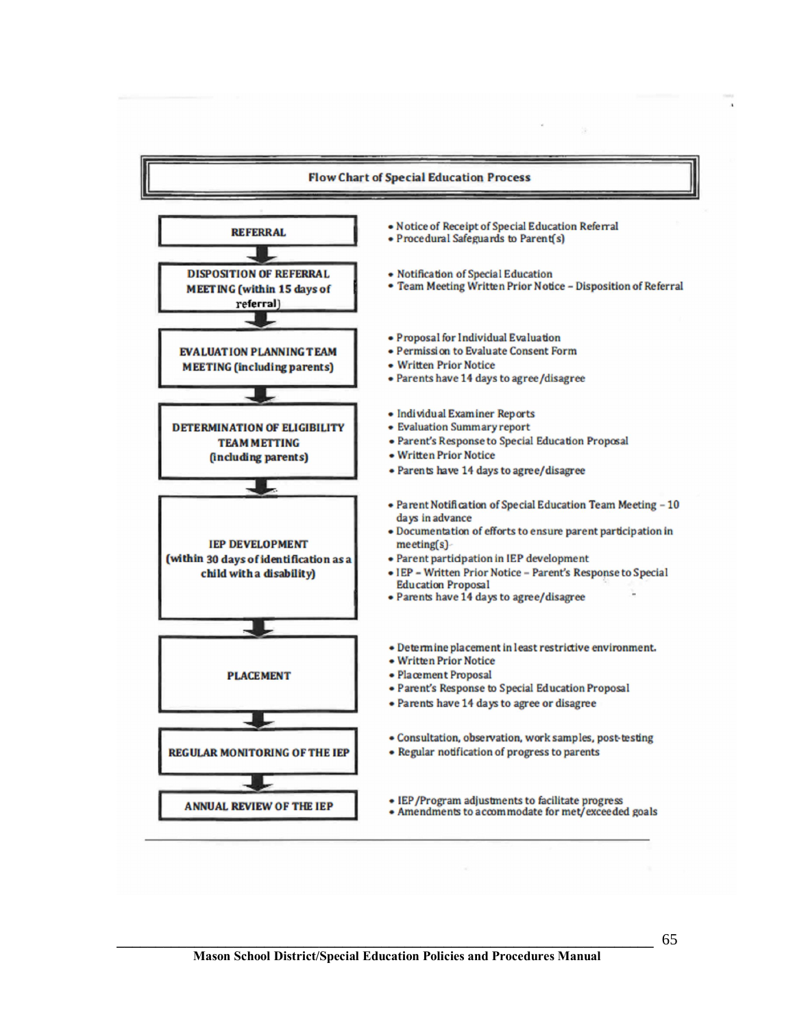## Flow Chart of Special Education Process

**REFERRAL**

- Notice of Receipt of Special Education Referral
- Procedural Safeguards to Parent(s)

**DISPOSITION OF REFERRAL MEETING (within 15 days of referral)**

- Notification of Special Education
- Team Meeting Written Prior Notice – Disposition of Referral

**EVALUATION PLANNING TEAM MEETING (including parents)**

- Proposal for Individual Evaluation
- Permission to Evaluate Consent Form
- Written Prior Notice
- Parents have 14 days to agree/disagree

**DETERMINATION OF ELIGIBILITY TEAM METTING (including parents)**

- Individual Examiner Reports
- Evaluation Summary report
- Parent's Response to Special Education Proposal
- Written Prior Notice
- Parents have 14 days to agree/disagree

**IEP DEVELOPMENT (within 30 days of identification as a child with a disability)**

- Parent Notification of Special Education Team Meeting – 10 days in advance
- Documentation of efforts to ensure parent participation in meeting(s)
- Parent participation in IEP development
- IEP – Written Prior Notice – Parent's Response to Special Education Proposal
- Parents have 14 days to agree/disagree

**PLACEMENT**

- Determine placement in least restrictive environment.
- Written Prior Notice
- Placement Proposal
- Parent's Response to Special Education Proposal
- Parents have 14 days to agree or disagree

**REGULAR MONITORING OF THE IEP**

- Consultation, observation, work samples, post-testing
- Regular notification of progress to parents

**ANNUAL REVIEW OF THE IEP**

- IEP/Program adjustments to facilitate progress
- Amendments to accommodate for met/exceeded goals